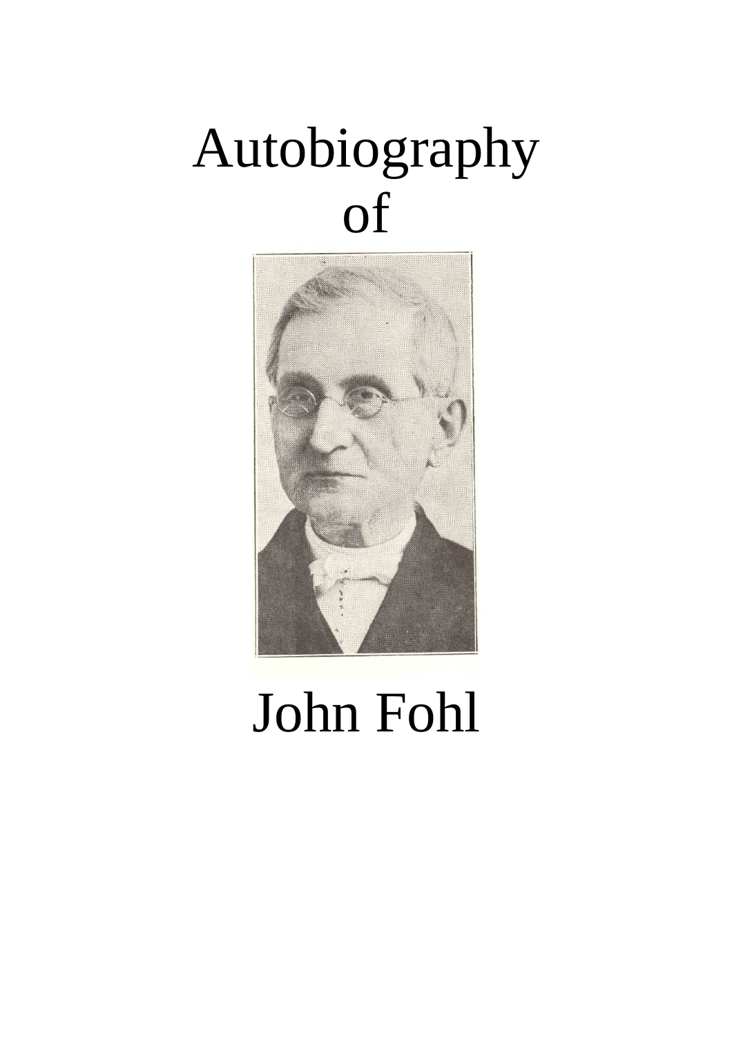# Autobiography of

# John Fohl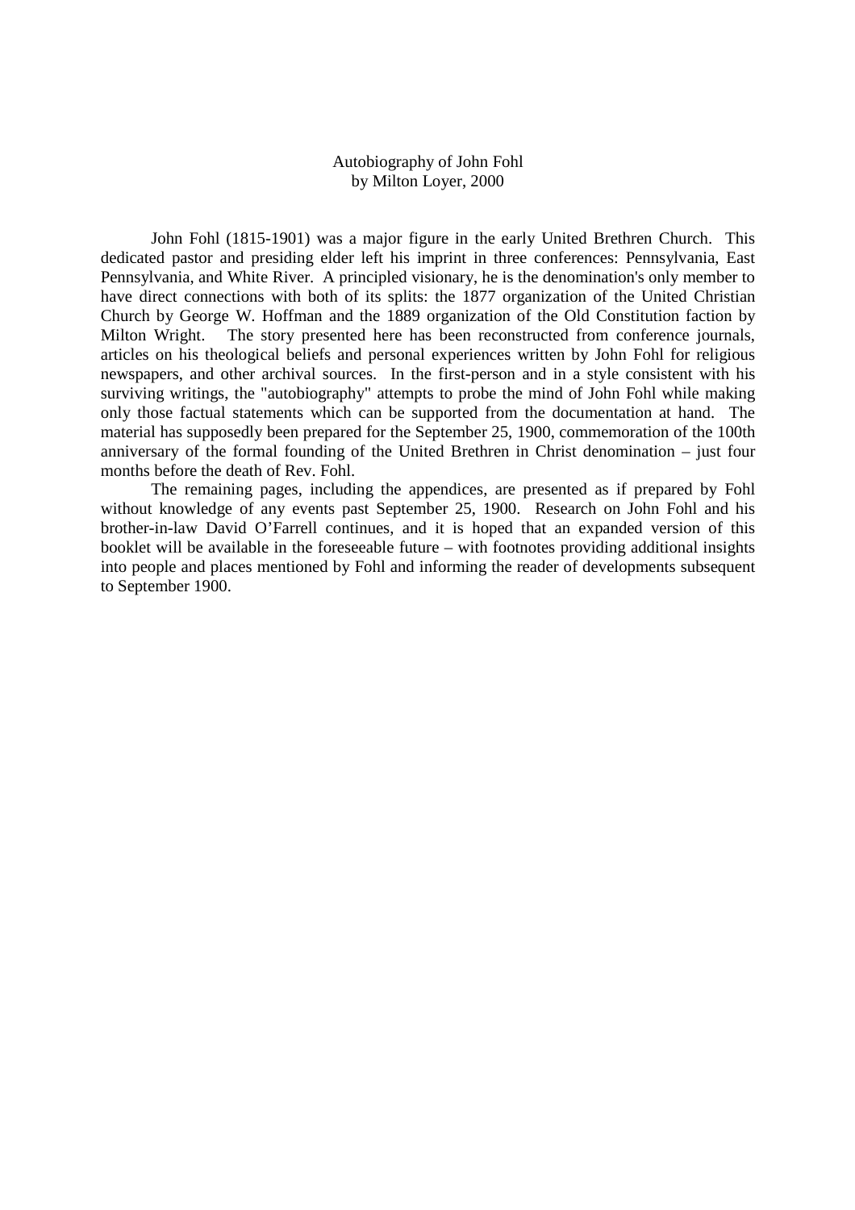Autobiography of John Fohl
by Milton Loyer, 2000

John Fohl (1815-1901) was a major figure in the early United Brethren Church. This dedicated pastor and presiding elder left his imprint in three conferences: Pennsylvania, East Pennsylvania, and White River. A principled visionary, he is the denomination's only member to have direct connections with both of its splits: the 1877 organization of the United Christian Church by George W. Hoffman and the 1889 organization of the Old Constitution faction by Milton Wright. The story presented here has been reconstructed from conference journals, articles on his theological beliefs and personal experiences written by John Fohl for religious newspapers, and other archival sources. In the first-person and in a style consistent with his surviving writings, the "autobiography" attempts to probe the mind of John Fohl while making only those factual statements which can be supported from the documentation at hand. The material has supposedly been prepared for the September 25, 1900, commemoration of the 100th anniversary of the formal founding of the United Brethren in Christ denomination – just four months before the death of Rev. Fohl.

The remaining pages, including the appendices, are presented as if prepared by Fohl without knowledge of any events past September 25, 1900. Research on John Fohl and his brother-in-law David O'Farrell continues, and it is hoped that an expanded version of this booklet will be available in the foreseeable future – with footnotes providing additional insights into people and places mentioned by Fohl and informing the reader of developments subsequent to September 1900.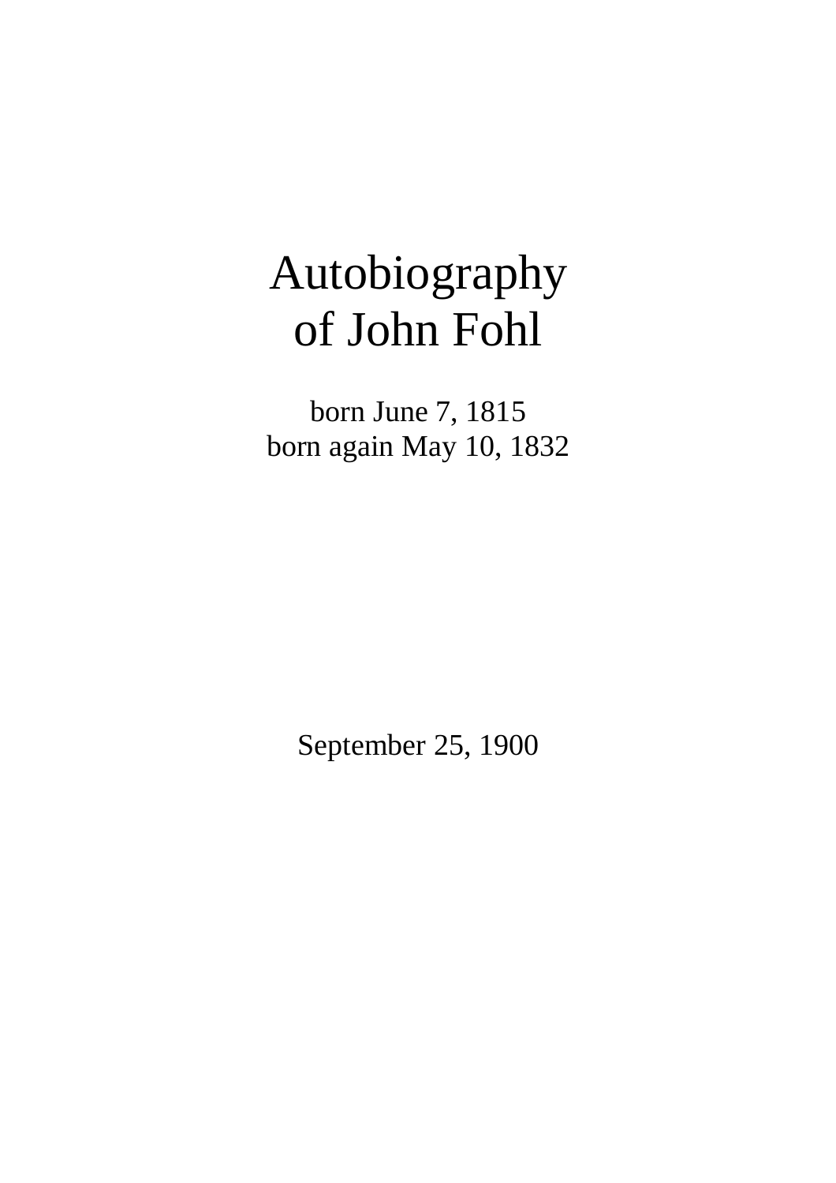# Autobiography of John Fohl

born June 7, 1815
born again May 10, 1832

September 25, 1900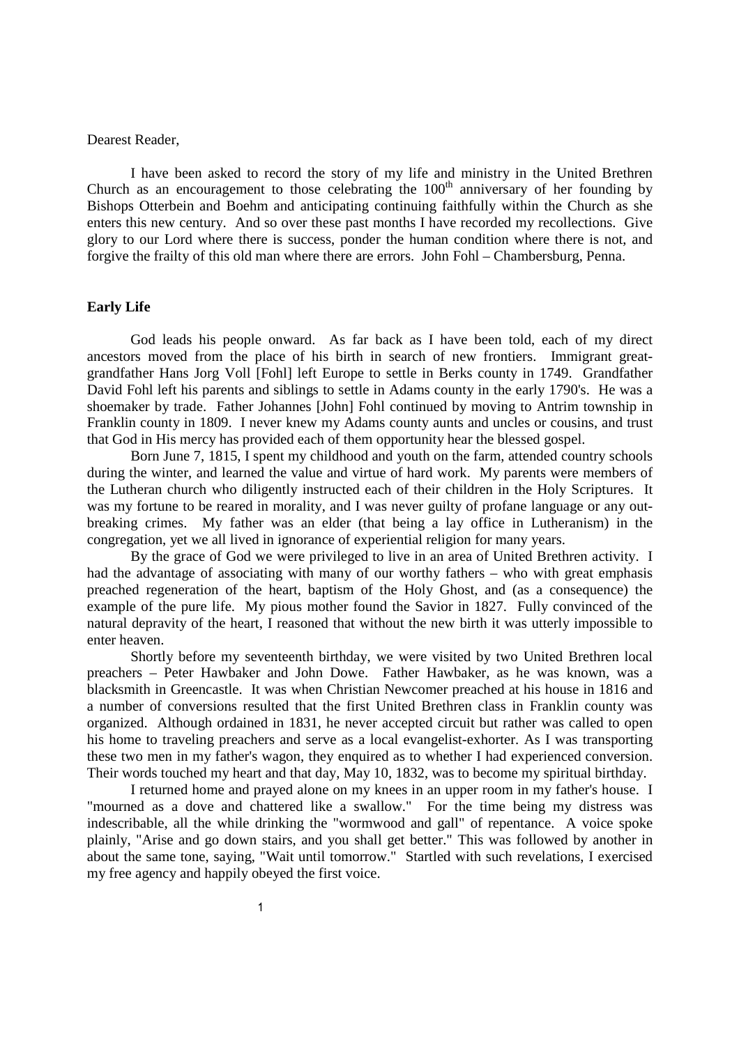Dearest Reader,

I have been asked to record the story of my life and ministry in the United Brethren Church as an encouragement to those celebrating the 100th anniversary of her founding by Bishops Otterbein and Boehm and anticipating continuing faithfully within the Church as she enters this new century. And so over these past months I have recorded my recollections. Give glory to our Lord where there is success, ponder the human condition where there is not, and forgive the frailty of this old man where there are errors. John Fohl – Chambersburg, Penna.

**Early Life**

God leads his people onward. As far back as I have been told, each of my direct ancestors moved from the place of his birth in search of new frontiers. Immigrant great-grandfather Hans Jorg Voll [Fohl] left Europe to settle in Berks county in 1749. Grandfather David Fohl left his parents and siblings to settle in Adams county in the early 1790's. He was a shoemaker by trade. Father Johannes [John] Fohl continued by moving to Antrim township in Franklin county in 1809. I never knew my Adams county aunts and uncles or cousins, and trust that God in His mercy has provided each of them opportunity hear the blessed gospel.

Born June 7, 1815, I spent my childhood and youth on the farm, attended country schools during the winter, and learned the value and virtue of hard work. My parents were members of the Lutheran church who diligently instructed each of their children in the Holy Scriptures. It was my fortune to be reared in morality, and I was never guilty of profane language or any out-breaking crimes. My father was an elder (that being a lay office in Lutheranism) in the congregation, yet we all lived in ignorance of experiential religion for many years.

By the grace of God we were privileged to live in an area of United Brethren activity. I had the advantage of associating with many of our worthy fathers – who with great emphasis preached regeneration of the heart, baptism of the Holy Ghost, and (as a consequence) the example of the pure life. My pious mother found the Savior in 1827. Fully convinced of the natural depravity of the heart, I reasoned that without the new birth it was utterly impossible to enter heaven.

Shortly before my seventeenth birthday, we were visited by two United Brethren local preachers – Peter Hawbaker and John Dowe. Father Hawbaker, as he was known, was a blacksmith in Greencastle. It was when Christian Newcomer preached at his house in 1816 and a number of conversions resulted that the first United Brethren class in Franklin county was organized. Although ordained in 1831, he never accepted circuit but rather was called to open his home to traveling preachers and serve as a local evangelist-exhorter. As I was transporting these two men in my father's wagon, they enquired as to whether I had experienced conversion. Their words touched my heart and that day, May 10, 1832, was to become my spiritual birthday.

I returned home and prayed alone on my knees in an upper room in my father's house. I "mourned as a dove and chattered like a swallow." For the time being my distress was indescribable, all the while drinking the "wormwood and gall" of repentance. A voice spoke plainly, "Arise and go down stairs, and you shall get better." This was followed by another in about the same tone, saying, "Wait until tomorrow." Startled with such revelations, I exercised my free agency and happily obeyed the first voice.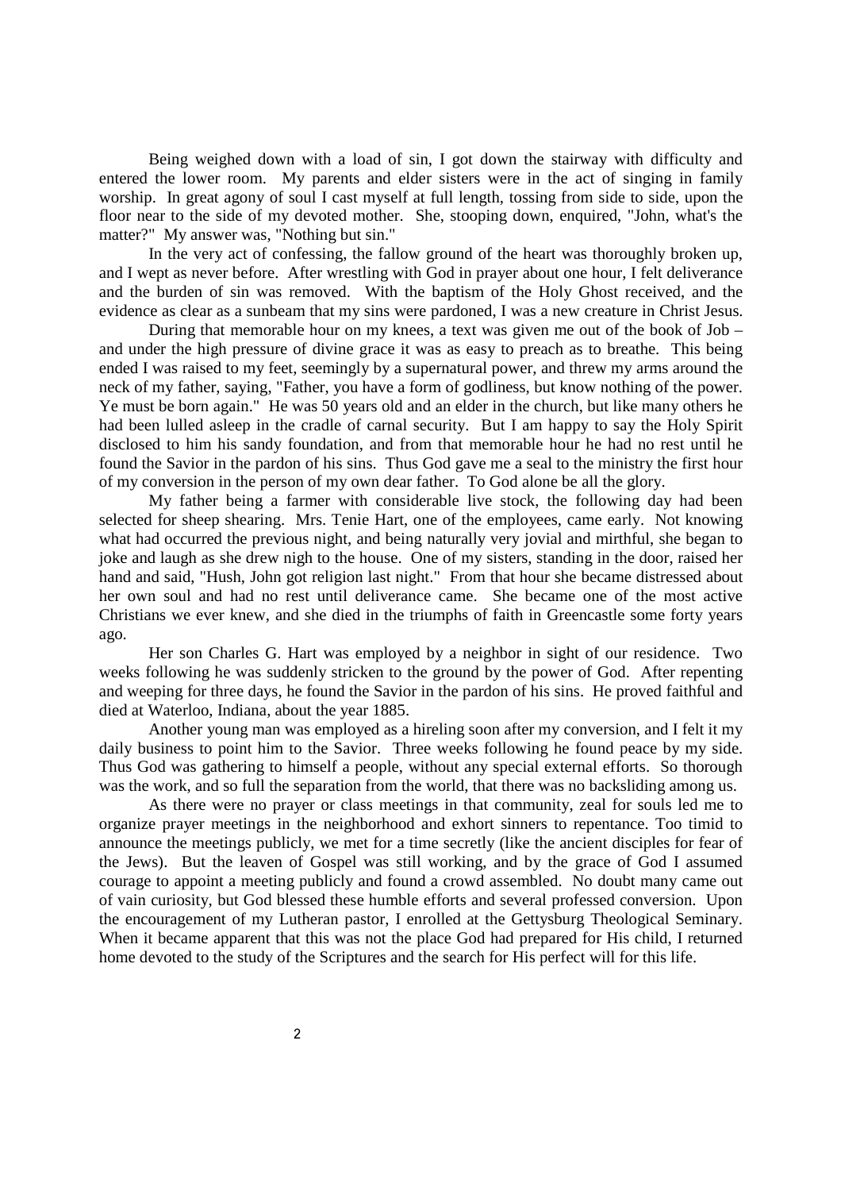Being weighed down with a load of sin, I got down the stairway with difficulty and entered the lower room. My parents and elder sisters were in the act of singing in family worship. In great agony of soul I cast myself at full length, tossing from side to side, upon the floor near to the side of my devoted mother. She, stooping down, enquired, "John, what's the matter?" My answer was, "Nothing but sin."

In the very act of confessing, the fallow ground of the heart was thoroughly broken up, and I wept as never before. After wrestling with God in prayer about one hour, I felt deliverance and the burden of sin was removed. With the baptism of the Holy Ghost received, and the evidence as clear as a sunbeam that my sins were pardoned, I was a new creature in Christ Jesus.

During that memorable hour on my knees, a text was given me out of the book of Job – and under the high pressure of divine grace it was as easy to preach as to breathe. This being ended I was raised to my feet, seemingly by a supernatural power, and threw my arms around the neck of my father, saying, "Father, you have a form of godliness, but know nothing of the power. Ye must be born again." He was 50 years old and an elder in the church, but like many others he had been lulled asleep in the cradle of carnal security. But I am happy to say the Holy Spirit disclosed to him his sandy foundation, and from that memorable hour he had no rest until he found the Savior in the pardon of his sins. Thus God gave me a seal to the ministry the first hour of my conversion in the person of my own dear father. To God alone be all the glory.

My father being a farmer with considerable live stock, the following day had been selected for sheep shearing. Mrs. Tenie Hart, one of the employees, came early. Not knowing what had occurred the previous night, and being naturally very jovial and mirthful, she began to joke and laugh as she drew nigh to the house. One of my sisters, standing in the door, raised her hand and said, "Hush, John got religion last night." From that hour she became distressed about her own soul and had no rest until deliverance came. She became one of the most active Christians we ever knew, and she died in the triumphs of faith in Greencastle some forty years ago.

Her son Charles G. Hart was employed by a neighbor in sight of our residence. Two weeks following he was suddenly stricken to the ground by the power of God. After repenting and weeping for three days, he found the Savior in the pardon of his sins. He proved faithful and died at Waterloo, Indiana, about the year 1885.

Another young man was employed as a hireling soon after my conversion, and I felt it my daily business to point him to the Savior. Three weeks following he found peace by my side. Thus God was gathering to himself a people, without any special external efforts. So thorough was the work, and so full the separation from the world, that there was no backsliding among us.

As there were no prayer or class meetings in that community, zeal for souls led me to organize prayer meetings in the neighborhood and exhort sinners to repentance. Too timid to announce the meetings publicly, we met for a time secretly (like the ancient disciples for fear of the Jews). But the leaven of Gospel was still working, and by the grace of God I assumed courage to appoint a meeting publicly and found a crowd assembled. No doubt many came out of vain curiosity, but God blessed these humble efforts and several professed conversion. Upon the encouragement of my Lutheran pastor, I enrolled at the Gettysburg Theological Seminary. When it became apparent that this was not the place God had prepared for His child, I returned home devoted to the study of the Scriptures and the search for His perfect will for this life.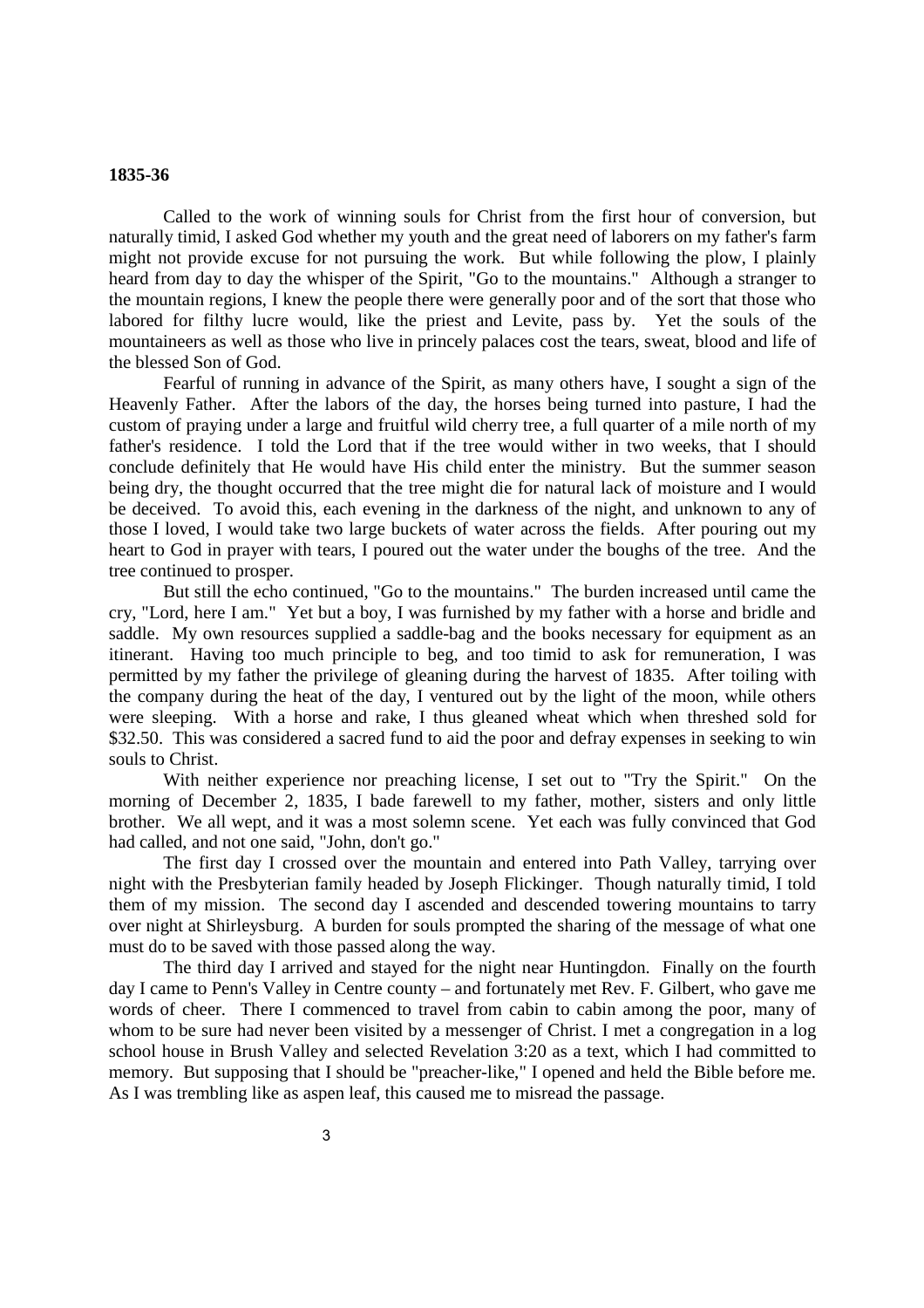**1835-36**

Called to the work of winning souls for Christ from the first hour of conversion, but naturally timid, I asked God whether my youth and the great need of laborers on my father's farm might not provide excuse for not pursuing the work. But while following the plow, I plainly heard from day to day the whisper of the Spirit, "Go to the mountains." Although a stranger to the mountain regions, I knew the people there were generally poor and of the sort that those who labored for filthy lucre would, like the priest and Levite, pass by. Yet the souls of the mountaineers as well as those who live in princely palaces cost the tears, sweat, blood and life of the blessed Son of God.

Fearful of running in advance of the Spirit, as many others have, I sought a sign of the Heavenly Father. After the labors of the day, the horses being turned into pasture, I had the custom of praying under a large and fruitful wild cherry tree, a full quarter of a mile north of my father's residence. I told the Lord that if the tree would wither in two weeks, that I should conclude definitely that He would have His child enter the ministry. But the summer season being dry, the thought occurred that the tree might die for natural lack of moisture and I would be deceived. To avoid this, each evening in the darkness of the night, and unknown to any of those I loved, I would take two large buckets of water across the fields. After pouring out my heart to God in prayer with tears, I poured out the water under the boughs of the tree. And the tree continued to prosper.

But still the echo continued, "Go to the mountains." The burden increased until came the cry, "Lord, here I am." Yet but a boy, I was furnished by my father with a horse and bridle and saddle. My own resources supplied a saddle-bag and the books necessary for equipment as an itinerant. Having too much principle to beg, and too timid to ask for remuneration, I was permitted by my father the privilege of gleaning during the harvest of 1835. After toiling with the company during the heat of the day, I ventured out by the light of the moon, while others were sleeping. With a horse and rake, I thus gleaned wheat which when threshed sold for $32.50. This was considered a sacred fund to aid the poor and defray expenses in seeking to win souls to Christ.

With neither experience nor preaching license, I set out to "Try the Spirit." On the morning of December 2, 1835, I bade farewell to my father, mother, sisters and only little brother. We all wept, and it was a most solemn scene. Yet each was fully convinced that God had called, and not one said, "John, don't go."

The first day I crossed over the mountain and entered into Path Valley, tarrying over night with the Presbyterian family headed by Joseph Flickinger. Though naturally timid, I told them of my mission. The second day I ascended and descended towering mountains to tarry over night at Shirleysburg. A burden for souls prompted the sharing of the message of what one must do to be saved with those passed along the way.

The third day I arrived and stayed for the night near Huntingdon. Finally on the fourth day I came to Penn's Valley in Centre county – and fortunately met Rev. F. Gilbert, who gave me words of cheer. There I commenced to travel from cabin to cabin among the poor, many of whom to be sure had never been visited by a messenger of Christ. I met a congregation in a log school house in Brush Valley and selected Revelation 3:20 as a text, which I had committed to memory. But supposing that I should be "preacher-like," I opened and held the Bible before me. As I was trembling like as aspen leaf, this caused me to misread the passage.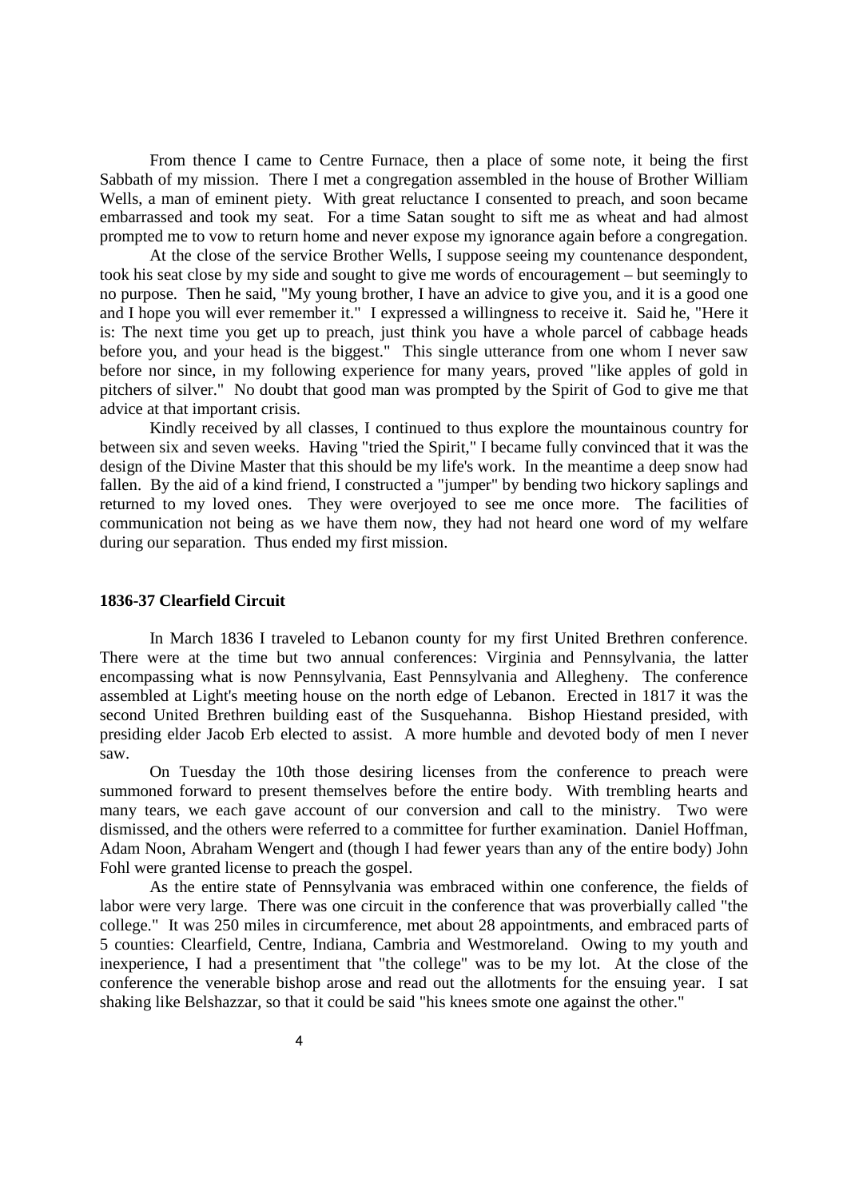From thence I came to Centre Furnace, then a place of some note, it being the first Sabbath of my mission. There I met a congregation assembled in the house of Brother William Wells, a man of eminent piety. With great reluctance I consented to preach, and soon became embarrassed and took my seat. For a time Satan sought to sift me as wheat and had almost prompted me to vow to return home and never expose my ignorance again before a congregation.

At the close of the service Brother Wells, I suppose seeing my countenance despondent, took his seat close by my side and sought to give me words of encouragement – but seemingly to no purpose. Then he said, "My young brother, I have an advice to give you, and it is a good one and I hope you will ever remember it." I expressed a willingness to receive it. Said he, "Here it is: The next time you get up to preach, just think you have a whole parcel of cabbage heads before you, and your head is the biggest." This single utterance from one whom I never saw before nor since, in my following experience for many years, proved "like apples of gold in pitchers of silver." No doubt that good man was prompted by the Spirit of God to give me that advice at that important crisis.

Kindly received by all classes, I continued to thus explore the mountainous country for between six and seven weeks. Having "tried the Spirit," I became fully convinced that it was the design of the Divine Master that this should be my life's work. In the meantime a deep snow had fallen. By the aid of a kind friend, I constructed a "jumper" by bending two hickory saplings and returned to my loved ones. They were overjoyed to see me once more. The facilities of communication not being as we have them now, they had not heard one word of my welfare during our separation. Thus ended my first mission.

**1836-37 Clearfield Circuit**

In March 1836 I traveled to Lebanon county for my first United Brethren conference. There were at the time but two annual conferences: Virginia and Pennsylvania, the latter encompassing what is now Pennsylvania, East Pennsylvania and Allegheny. The conference assembled at Light's meeting house on the north edge of Lebanon. Erected in 1817 it was the second United Brethren building east of the Susquehanna. Bishop Hiestand presided, with presiding elder Jacob Erb elected to assist. A more humble and devoted body of men I never saw.

On Tuesday the 10th those desiring licenses from the conference to preach were summoned forward to present themselves before the entire body. With trembling hearts and many tears, we each gave account of our conversion and call to the ministry. Two were dismissed, and the others were referred to a committee for further examination. Daniel Hoffman, Adam Noon, Abraham Wengert and (though I had fewer years than any of the entire body) John Fohl were granted license to preach the gospel.

As the entire state of Pennsylvania was embraced within one conference, the fields of labor were very large. There was one circuit in the conference that was proverbially called "the college." It was 250 miles in circumference, met about 28 appointments, and embraced parts of 5 counties: Clearfield, Centre, Indiana, Cambria and Westmoreland. Owing to my youth and inexperience, I had a presentiment that "the college" was to be my lot. At the close of the conference the venerable bishop arose and read out the allotments for the ensuing year. I sat shaking like Belshazzar, so that it could be said "his knees smote one against the other."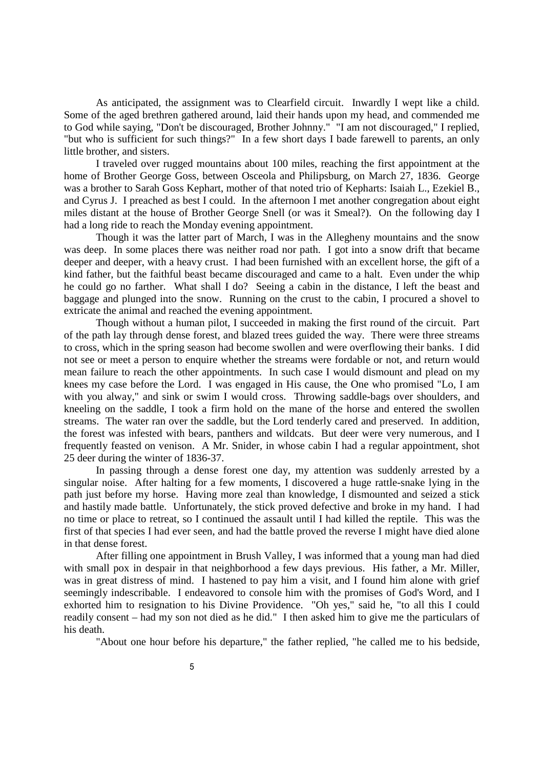As anticipated, the assignment was to Clearfield circuit. Inwardly I wept like a child. Some of the aged brethren gathered around, laid their hands upon my head, and commended me to God while saying, "Don't be discouraged, Brother Johnny." "I am not discouraged," I replied, "but who is sufficient for such things?" In a few short days I bade farewell to parents, an only little brother, and sisters.

I traveled over rugged mountains about 100 miles, reaching the first appointment at the home of Brother George Goss, between Osceola and Philipsburg, on March 27, 1836. George was a brother to Sarah Goss Kephart, mother of that noted trio of Kepharts: Isaiah L., Ezekiel B., and Cyrus J. I preached as best I could. In the afternoon I met another congregation about eight miles distant at the house of Brother George Snell (or was it Smeal?). On the following day I had a long ride to reach the Monday evening appointment.

Though it was the latter part of March, I was in the Allegheny mountains and the snow was deep. In some places there was neither road nor path. I got into a snow drift that became deeper and deeper, with a heavy crust. I had been furnished with an excellent horse, the gift of a kind father, but the faithful beast became discouraged and came to a halt. Even under the whip he could go no farther. What shall I do? Seeing a cabin in the distance, I left the beast and baggage and plunged into the snow. Running on the crust to the cabin, I procured a shovel to extricate the animal and reached the evening appointment.

Though without a human pilot, I succeeded in making the first round of the circuit. Part of the path lay through dense forest, and blazed trees guided the way. There were three streams to cross, which in the spring season had become swollen and were overflowing their banks. I did not see or meet a person to enquire whether the streams were fordable or not, and return would mean failure to reach the other appointments. In such case I would dismount and plead on my knees my case before the Lord. I was engaged in His cause, the One who promised "Lo, I am with you alway," and sink or swim I would cross. Throwing saddle-bags over shoulders, and kneeling on the saddle, I took a firm hold on the mane of the horse and entered the swollen streams. The water ran over the saddle, but the Lord tenderly cared and preserved. In addition, the forest was infested with bears, panthers and wildcats. But deer were very numerous, and I frequently feasted on venison. A Mr. Snider, in whose cabin I had a regular appointment, shot 25 deer during the winter of 1836-37.

In passing through a dense forest one day, my attention was suddenly arrested by a singular noise. After halting for a few moments, I discovered a huge rattle-snake lying in the path just before my horse. Having more zeal than knowledge, I dismounted and seized a stick and hastily made battle. Unfortunately, the stick proved defective and broke in my hand. I had no time or place to retreat, so I continued the assault until I had killed the reptile. This was the first of that species I had ever seen, and had the battle proved the reverse I might have died alone in that dense forest.

After filling one appointment in Brush Valley, I was informed that a young man had died with small pox in despair in that neighborhood a few days previous. His father, a Mr. Miller, was in great distress of mind. I hastened to pay him a visit, and I found him alone with grief seemingly indescribable. I endeavored to console him with the promises of God's Word, and I exhorted him to resignation to his Divine Providence. "Oh yes," said he, "to all this I could readily consent – had my son not died as he did." I then asked him to give me the particulars of his death.

"About one hour before his departure," the father replied, "he called me to his bedside,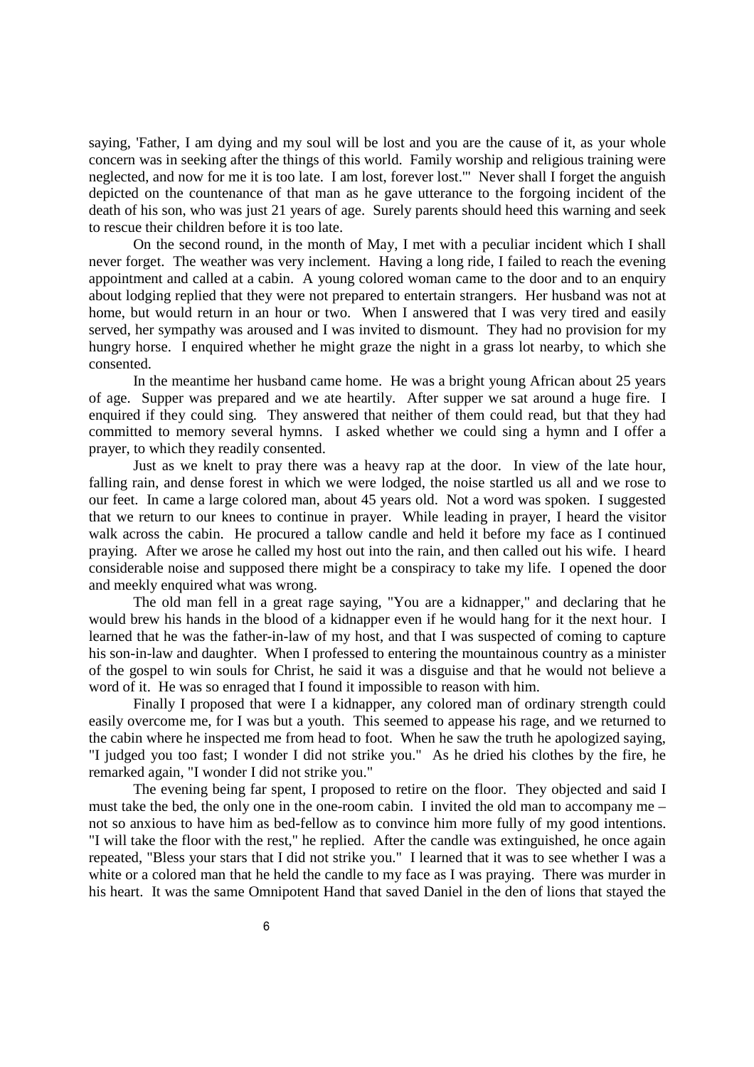saying, 'Father, I am dying and my soul will be lost and you are the cause of it, as your whole concern was in seeking after the things of this world. Family worship and religious training were neglected, and now for me it is too late. I am lost, forever lost.'" Never shall I forget the anguish depicted on the countenance of that man as he gave utterance to the forgoing incident of the death of his son, who was just 21 years of age. Surely parents should heed this warning and seek to rescue their children before it is too late.

On the second round, in the month of May, I met with a peculiar incident which I shall never forget. The weather was very inclement. Having a long ride, I failed to reach the evening appointment and called at a cabin. A young colored woman came to the door and to an enquiry about lodging replied that they were not prepared to entertain strangers. Her husband was not at home, but would return in an hour or two. When I answered that I was very tired and easily served, her sympathy was aroused and I was invited to dismount. They had no provision for my hungry horse. I enquired whether he might graze the night in a grass lot nearby, to which she consented.

In the meantime her husband came home. He was a bright young African about 25 years of age. Supper was prepared and we ate heartily. After supper we sat around a huge fire. I enquired if they could sing. They answered that neither of them could read, but that they had committed to memory several hymns. I asked whether we could sing a hymn and I offer a prayer, to which they readily consented.

Just as we knelt to pray there was a heavy rap at the door. In view of the late hour, falling rain, and dense forest in which we were lodged, the noise startled us all and we rose to our feet. In came a large colored man, about 45 years old. Not a word was spoken. I suggested that we return to our knees to continue in prayer. While leading in prayer, I heard the visitor walk across the cabin. He procured a tallow candle and held it before my face as I continued praying. After we arose he called my host out into the rain, and then called out his wife. I heard considerable noise and supposed there might be a conspiracy to take my life. I opened the door and meekly enquired what was wrong.

The old man fell in a great rage saying, "You are a kidnapper," and declaring that he would brew his hands in the blood of a kidnapper even if he would hang for it the next hour. I learned that he was the father-in-law of my host, and that I was suspected of coming to capture his son-in-law and daughter. When I professed to entering the mountainous country as a minister of the gospel to win souls for Christ, he said it was a disguise and that he would not believe a word of it. He was so enraged that I found it impossible to reason with him.

Finally I proposed that were I a kidnapper, any colored man of ordinary strength could easily overcome me, for I was but a youth. This seemed to appease his rage, and we returned to the cabin where he inspected me from head to foot. When he saw the truth he apologized saying, "I judged you too fast; I wonder I did not strike you." As he dried his clothes by the fire, he remarked again, "I wonder I did not strike you."

The evening being far spent, I proposed to retire on the floor. They objected and said I must take the bed, the only one in the one-room cabin. I invited the old man to accompany me – not so anxious to have him as bed-fellow as to convince him more fully of my good intentions. "I will take the floor with the rest," he replied. After the candle was extinguished, he once again repeated, "Bless your stars that I did not strike you." I learned that it was to see whether I was a white or a colored man that he held the candle to my face as I was praying. There was murder in his heart. It was the same Omnipotent Hand that saved Daniel in the den of lions that stayed the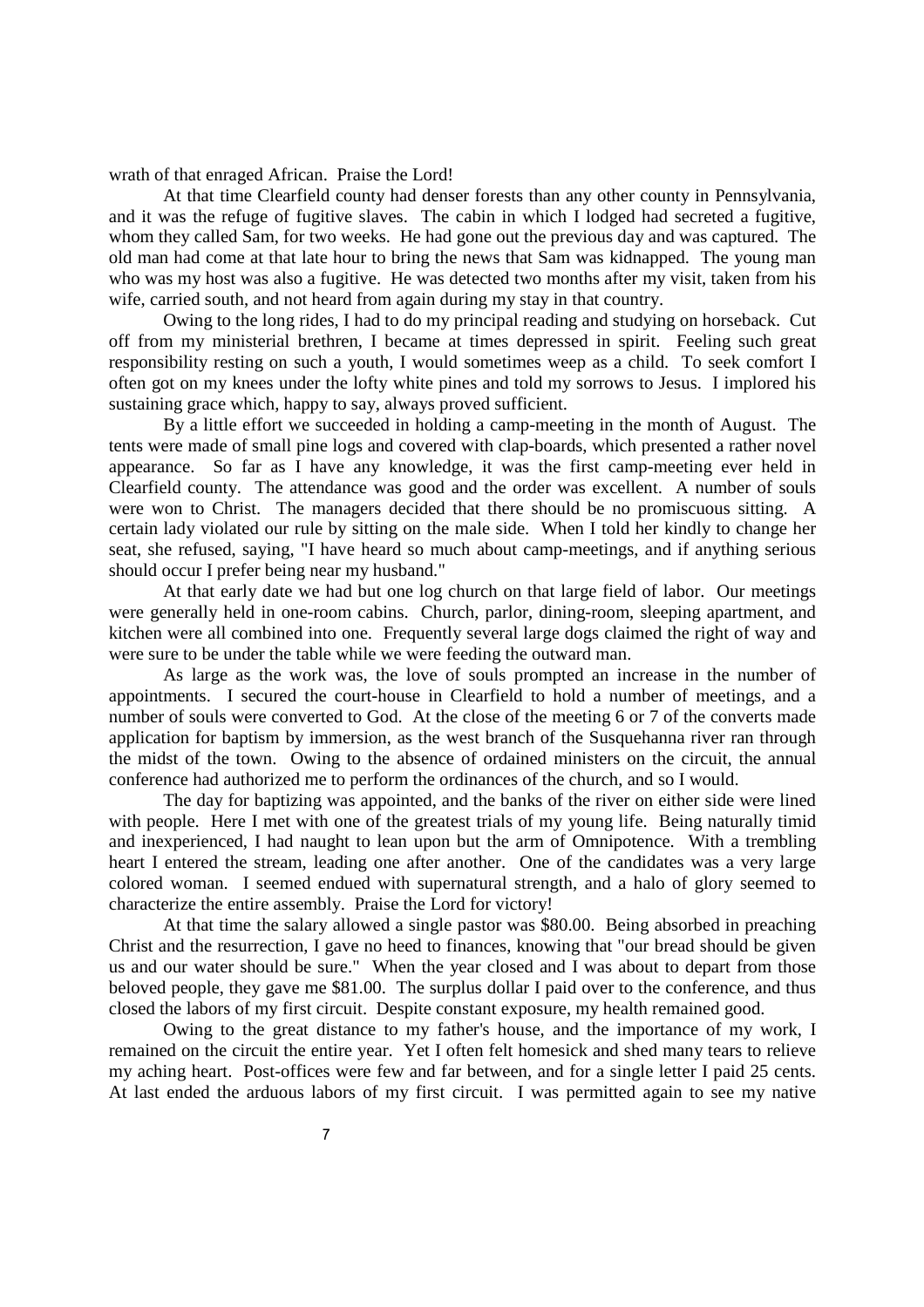wrath of that enraged African. Praise the Lord!

At that time Clearfield county had denser forests than any other county in Pennsylvania, and it was the refuge of fugitive slaves. The cabin in which I lodged had secreted a fugitive, whom they called Sam, for two weeks. He had gone out the previous day and was captured. The old man had come at that late hour to bring the news that Sam was kidnapped. The young man who was my host was also a fugitive. He was detected two months after my visit, taken from his wife, carried south, and not heard from again during my stay in that country.

Owing to the long rides, I had to do my principal reading and studying on horseback. Cut off from my ministerial brethren, I became at times depressed in spirit. Feeling such great responsibility resting on such a youth, I would sometimes weep as a child. To seek comfort I often got on my knees under the lofty white pines and told my sorrows to Jesus. I implored his sustaining grace which, happy to say, always proved sufficient.

By a little effort we succeeded in holding a camp-meeting in the month of August. The tents were made of small pine logs and covered with clap-boards, which presented a rather novel appearance. So far as I have any knowledge, it was the first camp-meeting ever held in Clearfield county. The attendance was good and the order was excellent. A number of souls were won to Christ. The managers decided that there should be no promiscuous sitting. A certain lady violated our rule by sitting on the male side. When I told her kindly to change her seat, she refused, saying, "I have heard so much about camp-meetings, and if anything serious should occur I prefer being near my husband."

At that early date we had but one log church on that large field of labor. Our meetings were generally held in one-room cabins. Church, parlor, dining-room, sleeping apartment, and kitchen were all combined into one. Frequently several large dogs claimed the right of way and were sure to be under the table while we were feeding the outward man.

As large as the work was, the love of souls prompted an increase in the number of appointments. I secured the court-house in Clearfield to hold a number of meetings, and a number of souls were converted to God. At the close of the meeting 6 or 7 of the converts made application for baptism by immersion, as the west branch of the Susquehanna river ran through the midst of the town. Owing to the absence of ordained ministers on the circuit, the annual conference had authorized me to perform the ordinances of the church, and so I would.

The day for baptizing was appointed, and the banks of the river on either side were lined with people. Here I met with one of the greatest trials of my young life. Being naturally timid and inexperienced, I had naught to lean upon but the arm of Omnipotence. With a trembling heart I entered the stream, leading one after another. One of the candidates was a very large colored woman. I seemed endued with supernatural strength, and a halo of glory seemed to characterize the entire assembly. Praise the Lord for victory!

At that time the salary allowed a single pastor was $80.00. Being absorbed in preaching Christ and the resurrection, I gave no heed to finances, knowing that "our bread should be given us and our water should be sure." When the year closed and I was about to depart from those beloved people, they gave me $81.00. The surplus dollar I paid over to the conference, and thus closed the labors of my first circuit. Despite constant exposure, my health remained good.

Owing to the great distance to my father's house, and the importance of my work, I remained on the circuit the entire year. Yet I often felt homesick and shed many tears to relieve my aching heart. Post-offices were few and far between, and for a single letter I paid 25 cents. At last ended the arduous labors of my first circuit. I was permitted again to see my native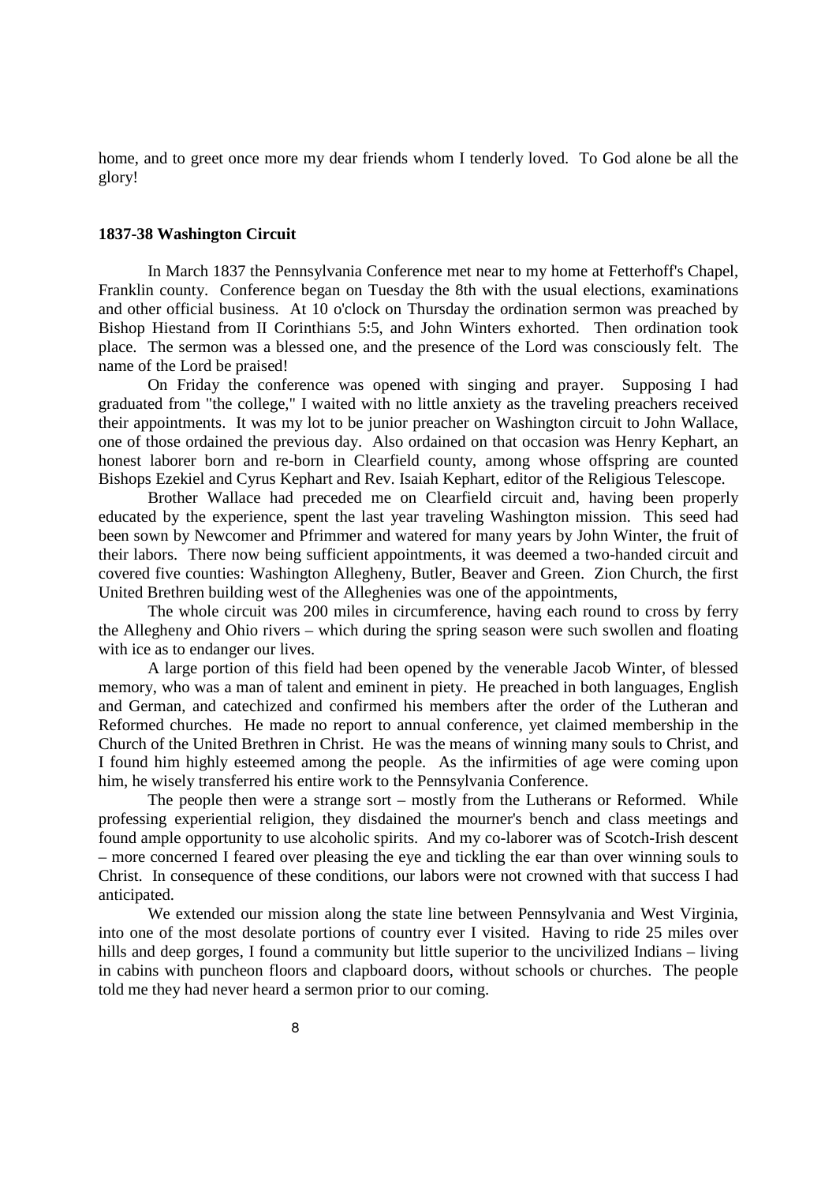home, and to greet once more my dear friends whom I tenderly loved. To God alone be all the glory!

**1837-38 Washington Circuit**

In March 1837 the Pennsylvania Conference met near to my home at Fetterhoff's Chapel, Franklin county. Conference began on Tuesday the 8th with the usual elections, examinations and other official business. At 10 o'clock on Thursday the ordination sermon was preached by Bishop Hiestand from II Corinthians 5:5, and John Winters exhorted. Then ordination took place. The sermon was a blessed one, and the presence of the Lord was consciously felt. The name of the Lord be praised!

On Friday the conference was opened with singing and prayer. Supposing I had graduated from "the college," I waited with no little anxiety as the traveling preachers received their appointments. It was my lot to be junior preacher on Washington circuit to John Wallace, one of those ordained the previous day. Also ordained on that occasion was Henry Kephart, an honest laborer born and re-born in Clearfield county, among whose offspring are counted Bishops Ezekiel and Cyrus Kephart and Rev. Isaiah Kephart, editor of the Religious Telescope.

Brother Wallace had preceded me on Clearfield circuit and, having been properly educated by the experience, spent the last year traveling Washington mission. This seed had been sown by Newcomer and Pfrimmer and watered for many years by John Winter, the fruit of their labors. There now being sufficient appointments, it was deemed a two-handed circuit and covered five counties: Washington Allegheny, Butler, Beaver and Green. Zion Church, the first United Brethren building west of the Alleghenies was one of the appointments,

The whole circuit was 200 miles in circumference, having each round to cross by ferry the Allegheny and Ohio rivers – which during the spring season were such swollen and floating with ice as to endanger our lives.

A large portion of this field had been opened by the venerable Jacob Winter, of blessed memory, who was a man of talent and eminent in piety. He preached in both languages, English and German, and catechized and confirmed his members after the order of the Lutheran and Reformed churches. He made no report to annual conference, yet claimed membership in the Church of the United Brethren in Christ. He was the means of winning many souls to Christ, and I found him highly esteemed among the people. As the infirmities of age were coming upon him, he wisely transferred his entire work to the Pennsylvania Conference.

The people then were a strange sort – mostly from the Lutherans or Reformed. While professing experiential religion, they disdained the mourner's bench and class meetings and found ample opportunity to use alcoholic spirits. And my co-laborer was of Scotch-Irish descent – more concerned I feared over pleasing the eye and tickling the ear than over winning souls to Christ. In consequence of these conditions, our labors were not crowned with that success I had anticipated.

We extended our mission along the state line between Pennsylvania and West Virginia, into one of the most desolate portions of country ever I visited. Having to ride 25 miles over hills and deep gorges, I found a community but little superior to the uncivilized Indians – living in cabins with puncheon floors and clapboard doors, without schools or churches. The people told me they had never heard a sermon prior to our coming.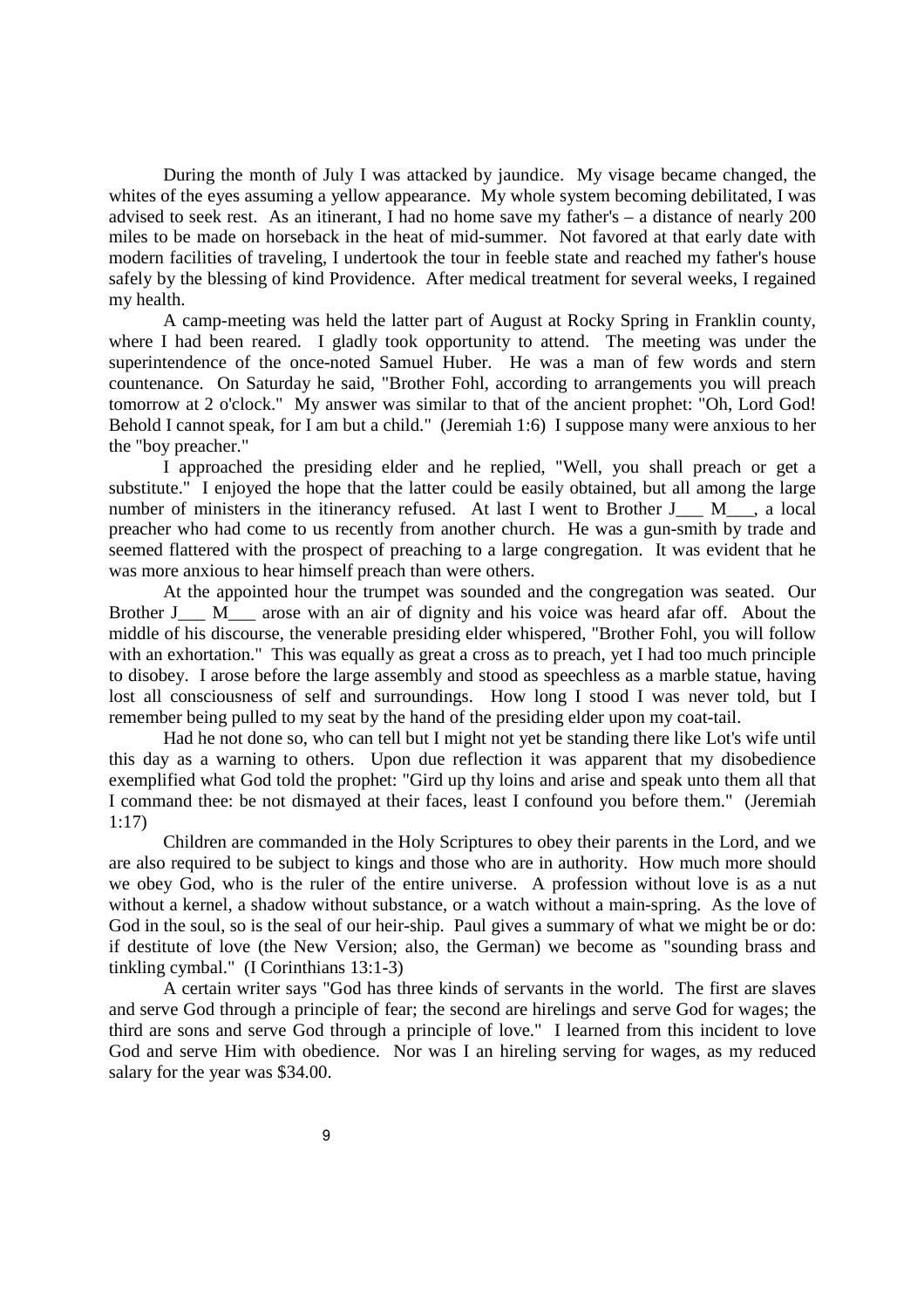During the month of July I was attacked by jaundice. My visage became changed, the whites of the eyes assuming a yellow appearance. My whole system becoming debilitated, I was advised to seek rest. As an itinerant, I had no home save my father's – a distance of nearly 200 miles to be made on horseback in the heat of mid-summer. Not favored at that early date with modern facilities of traveling, I undertook the tour in feeble state and reached my father's house safely by the blessing of kind Providence. After medical treatment for several weeks, I regained my health.

A camp-meeting was held the latter part of August at Rocky Spring in Franklin county, where I had been reared. I gladly took opportunity to attend. The meeting was under the superintendence of the once-noted Samuel Huber. He was a man of few words and stern countenance. On Saturday he said, "Brother Fohl, according to arrangements you will preach tomorrow at 2 o'clock." My answer was similar to that of the ancient prophet: "Oh, Lord God! Behold I cannot speak, for I am but a child." (Jeremiah 1:6) I suppose many were anxious to her the "boy preacher."

I approached the presiding elder and he replied, "Well, you shall preach or get a substitute." I enjoyed the hope that the latter could be easily obtained, but all among the large number of ministers in the itinerancy refused. At last I went to Brother J___ M___, a local preacher who had come to us recently from another church. He was a gun-smith by trade and seemed flattered with the prospect of preaching to a large congregation. It was evident that he was more anxious to hear himself preach than were others.

At the appointed hour the trumpet was sounded and the congregation was seated. Our Brother J___ M___ arose with an air of dignity and his voice was heard afar off. About the middle of his discourse, the venerable presiding elder whispered, "Brother Fohl, you will follow with an exhortation." This was equally as great a cross as to preach, yet I had too much principle to disobey. I arose before the large assembly and stood as speechless as a marble statue, having lost all consciousness of self and surroundings. How long I stood I was never told, but I remember being pulled to my seat by the hand of the presiding elder upon my coat-tail.

Had he not done so, who can tell but I might not yet be standing there like Lot's wife until this day as a warning to others. Upon due reflection it was apparent that my disobedience exemplified what God told the prophet: "Gird up thy loins and arise and speak unto them all that I command thee: be not dismayed at their faces, least I confound you before them." (Jeremiah 1:17)

Children are commanded in the Holy Scriptures to obey their parents in the Lord, and we are also required to be subject to kings and those who are in authority. How much more should we obey God, who is the ruler of the entire universe. A profession without love is as a nut without a kernel, a shadow without substance, or a watch without a main-spring. As the love of God in the soul, so is the seal of our heir-ship. Paul gives a summary of what we might be or do: if destitute of love (the New Version; also, the German) we become as "sounding brass and tinkling cymbal." (I Corinthians 13:1-3)

A certain writer says "God has three kinds of servants in the world. The first are slaves and serve God through a principle of fear; the second are hirelings and serve God for wages; the third are sons and serve God through a principle of love." I learned from this incident to love God and serve Him with obedience. Nor was I an hireling serving for wages, as my reduced salary for the year was $34.00.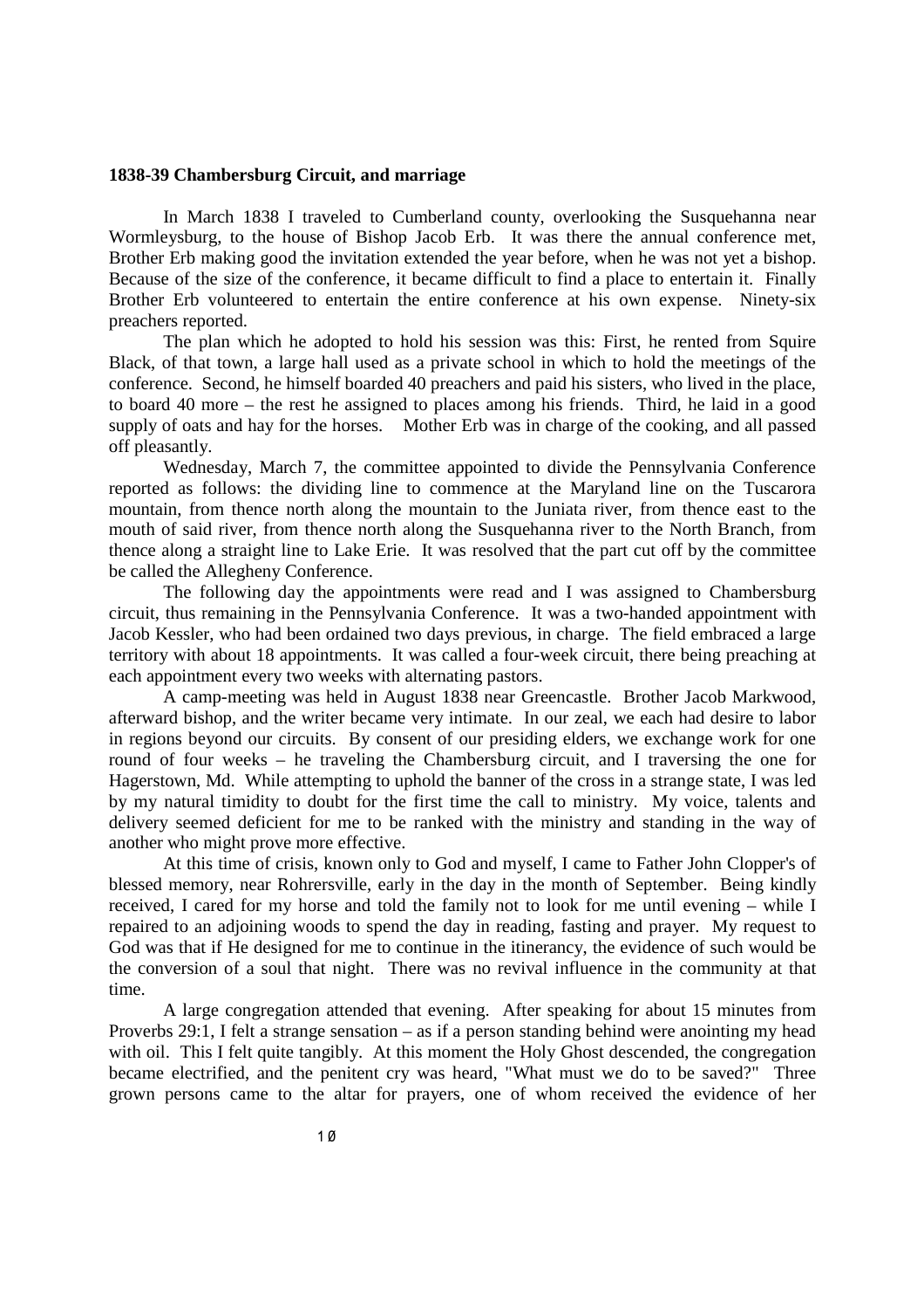**1838-39 Chambersburg Circuit, and marriage**

In March 1838 I traveled to Cumberland county, overlooking the Susquehanna near Wormleysburg, to the house of Bishop Jacob Erb. It was there the annual conference met, Brother Erb making good the invitation extended the year before, when he was not yet a bishop. Because of the size of the conference, it became difficult to find a place to entertain it. Finally Brother Erb volunteered to entertain the entire conference at his own expense. Ninety-six preachers reported.

The plan which he adopted to hold his session was this: First, he rented from Squire Black, of that town, a large hall used as a private school in which to hold the meetings of the conference. Second, he himself boarded 40 preachers and paid his sisters, who lived in the place, to board 40 more – the rest he assigned to places among his friends. Third, he laid in a good supply of oats and hay for the horses. Mother Erb was in charge of the cooking, and all passed off pleasantly.

Wednesday, March 7, the committee appointed to divide the Pennsylvania Conference reported as follows: the dividing line to commence at the Maryland line on the Tuscarora mountain, from thence north along the mountain to the Juniata river, from thence east to the mouth of said river, from thence north along the Susquehanna river to the North Branch, from thence along a straight line to Lake Erie. It was resolved that the part cut off by the committee be called the Allegheny Conference.

The following day the appointments were read and I was assigned to Chambersburg circuit, thus remaining in the Pennsylvania Conference. It was a two-handed appointment with Jacob Kessler, who had been ordained two days previous, in charge. The field embraced a large territory with about 18 appointments. It was called a four-week circuit, there being preaching at each appointment every two weeks with alternating pastors.

A camp-meeting was held in August 1838 near Greencastle. Brother Jacob Markwood, afterward bishop, and the writer became very intimate. In our zeal, we each had desire to labor in regions beyond our circuits. By consent of our presiding elders, we exchange work for one round of four weeks – he traveling the Chambersburg circuit, and I traversing the one for Hagerstown, Md. While attempting to uphold the banner of the cross in a strange state, I was led by my natural timidity to doubt for the first time the call to ministry. My voice, talents and delivery seemed deficient for me to be ranked with the ministry and standing in the way of another who might prove more effective.

At this time of crisis, known only to God and myself, I came to Father John Clopper's of blessed memory, near Rohrersville, early in the day in the month of September. Being kindly received, I cared for my horse and told the family not to look for me until evening – while I repaired to an adjoining woods to spend the day in reading, fasting and prayer. My request to God was that if He designed for me to continue in the itinerancy, the evidence of such would be the conversion of a soul that night. There was no revival influence in the community at that time.

A large congregation attended that evening. After speaking for about 15 minutes from Proverbs 29:1, I felt a strange sensation – as if a person standing behind were anointing my head with oil. This I felt quite tangibly. At this moment the Holy Ghost descended, the congregation became electrified, and the penitent cry was heard, "What must we do to be saved?" Three grown persons came to the altar for prayers, one of whom received the evidence of her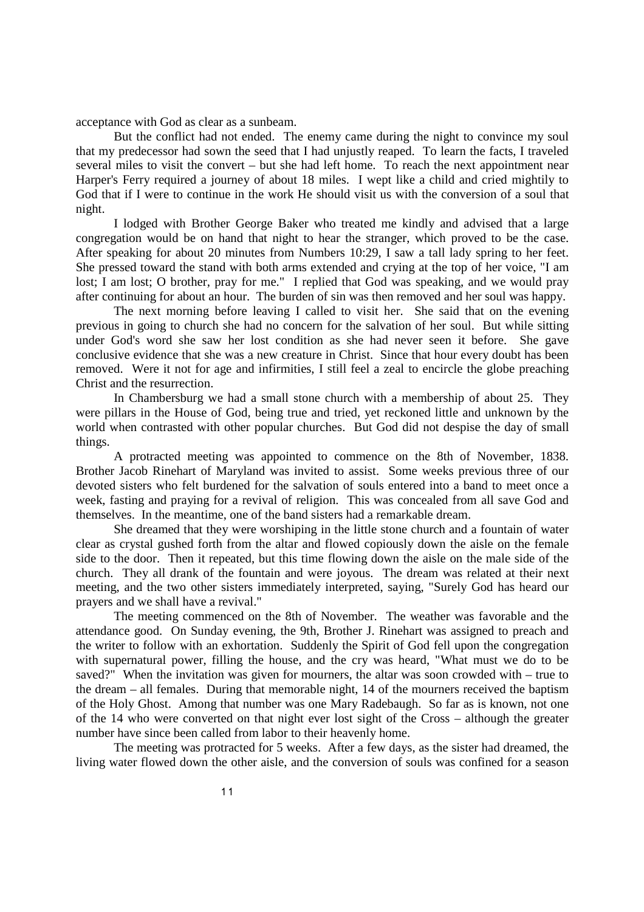acceptance with God as clear as a sunbeam.

But the conflict had not ended. The enemy came during the night to convince my soul that my predecessor had sown the seed that I had unjustly reaped. To learn the facts, I traveled several miles to visit the convert – but she had left home. To reach the next appointment near Harper's Ferry required a journey of about 18 miles. I wept like a child and cried mightily to God that if I were to continue in the work He should visit us with the conversion of a soul that night.

I lodged with Brother George Baker who treated me kindly and advised that a large congregation would be on hand that night to hear the stranger, which proved to be the case. After speaking for about 20 minutes from Numbers 10:29, I saw a tall lady spring to her feet. She pressed toward the stand with both arms extended and crying at the top of her voice, "I am lost; I am lost; O brother, pray for me." I replied that God was speaking, and we would pray after continuing for about an hour. The burden of sin was then removed and her soul was happy.

The next morning before leaving I called to visit her. She said that on the evening previous in going to church she had no concern for the salvation of her soul. But while sitting under God's word she saw her lost condition as she had never seen it before. She gave conclusive evidence that she was a new creature in Christ. Since that hour every doubt has been removed. Were it not for age and infirmities, I still feel a zeal to encircle the globe preaching Christ and the resurrection.

In Chambersburg we had a small stone church with a membership of about 25. They were pillars in the House of God, being true and tried, yet reckoned little and unknown by the world when contrasted with other popular churches. But God did not despise the day of small things.

A protracted meeting was appointed to commence on the 8th of November, 1838. Brother Jacob Rinehart of Maryland was invited to assist. Some weeks previous three of our devoted sisters who felt burdened for the salvation of souls entered into a band to meet once a week, fasting and praying for a revival of religion. This was concealed from all save God and themselves. In the meantime, one of the band sisters had a remarkable dream.

She dreamed that they were worshiping in the little stone church and a fountain of water clear as crystal gushed forth from the altar and flowed copiously down the aisle on the female side to the door. Then it repeated, but this time flowing down the aisle on the male side of the church. They all drank of the fountain and were joyous. The dream was related at their next meeting, and the two other sisters immediately interpreted, saying, "Surely God has heard our prayers and we shall have a revival."

The meeting commenced on the 8th of November. The weather was favorable and the attendance good. On Sunday evening, the 9th, Brother J. Rinehart was assigned to preach and the writer to follow with an exhortation. Suddenly the Spirit of God fell upon the congregation with supernatural power, filling the house, and the cry was heard, "What must we do to be saved?" When the invitation was given for mourners, the altar was soon crowded with – true to the dream – all females. During that memorable night, 14 of the mourners received the baptism of the Holy Ghost. Among that number was one Mary Radebaugh. So far as is known, not one of the 14 who were converted on that night ever lost sight of the Cross – although the greater number have since been called from labor to their heavenly home.

The meeting was protracted for 5 weeks. After a few days, as the sister had dreamed, the living water flowed down the other aisle, and the conversion of souls was confined for a season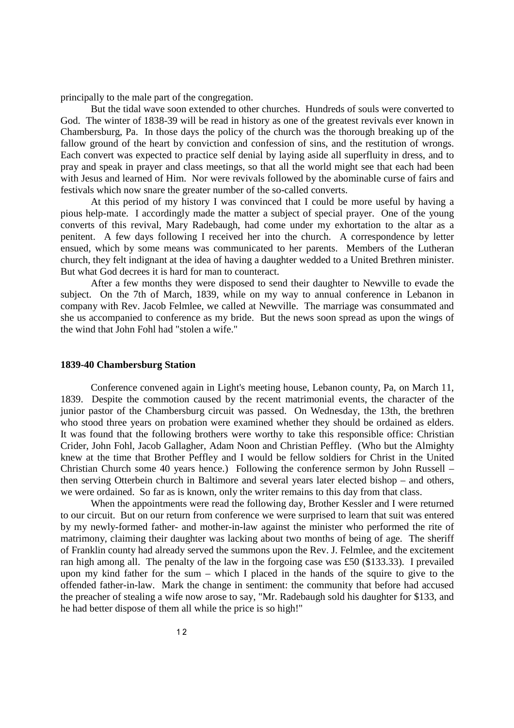principally to the male part of the congregation.

But the tidal wave soon extended to other churches. Hundreds of souls were converted to God. The winter of 1838-39 will be read in history as one of the greatest revivals ever known in Chambersburg, Pa. In those days the policy of the church was the thorough breaking up of the fallow ground of the heart by conviction and confession of sins, and the restitution of wrongs. Each convert was expected to practice self denial by laying aside all superfluity in dress, and to pray and speak in prayer and class meetings, so that all the world might see that each had been with Jesus and learned of Him. Nor were revivals followed by the abominable curse of fairs and festivals which now snare the greater number of the so-called converts.

At this period of my history I was convinced that I could be more useful by having a pious help-mate. I accordingly made the matter a subject of special prayer. One of the young converts of this revival, Mary Radebaugh, had come under my exhortation to the altar as a penitent. A few days following I received her into the church. A correspondence by letter ensued, which by some means was communicated to her parents. Members of the Lutheran church, they felt indignant at the idea of having a daughter wedded to a United Brethren minister. But what God decrees it is hard for man to counteract.

After a few months they were disposed to send their daughter to Newville to evade the subject. On the 7th of March, 1839, while on my way to annual conference in Lebanon in company with Rev. Jacob Felmlee, we called at Newville. The marriage was consummated and she us accompanied to conference as my bride. But the news soon spread as upon the wings of the wind that John Fohl had "stolen a wife."

**1839-40 Chambersburg Station**

Conference convened again in Light's meeting house, Lebanon county, Pa, on March 11, 1839. Despite the commotion caused by the recent matrimonial events, the character of the junior pastor of the Chambersburg circuit was passed. On Wednesday, the 13th, the brethren who stood three years on probation were examined whether they should be ordained as elders. It was found that the following brothers were worthy to take this responsible office: Christian Crider, John Fohl, Jacob Gallagher, Adam Noon and Christian Peffley. (Who but the Almighty knew at the time that Brother Peffley and I would be fellow soldiers for Christ in the United Christian Church some 40 years hence.) Following the conference sermon by John Russell – then serving Otterbein church in Baltimore and several years later elected bishop – and others, we were ordained. So far as is known, only the writer remains to this day from that class.

When the appointments were read the following day, Brother Kessler and I were returned to our circuit. But on our return from conference we were surprised to learn that suit was entered by my newly-formed father- and mother-in-law against the minister who performed the rite of matrimony, claiming their daughter was lacking about two months of being of age. The sheriff of Franklin county had already served the summons upon the Rev. J. Felmlee, and the excitement ran high among all. The penalty of the law in the forgoing case was £50 ($133.33). I prevailed upon my kind father for the sum – which I placed in the hands of the squire to give to the offended father-in-law. Mark the change in sentiment: the community that before had accused the preacher of stealing a wife now arose to say, "Mr. Radebaugh sold his daughter for $133, and he had better dispose of them all while the price is so high!"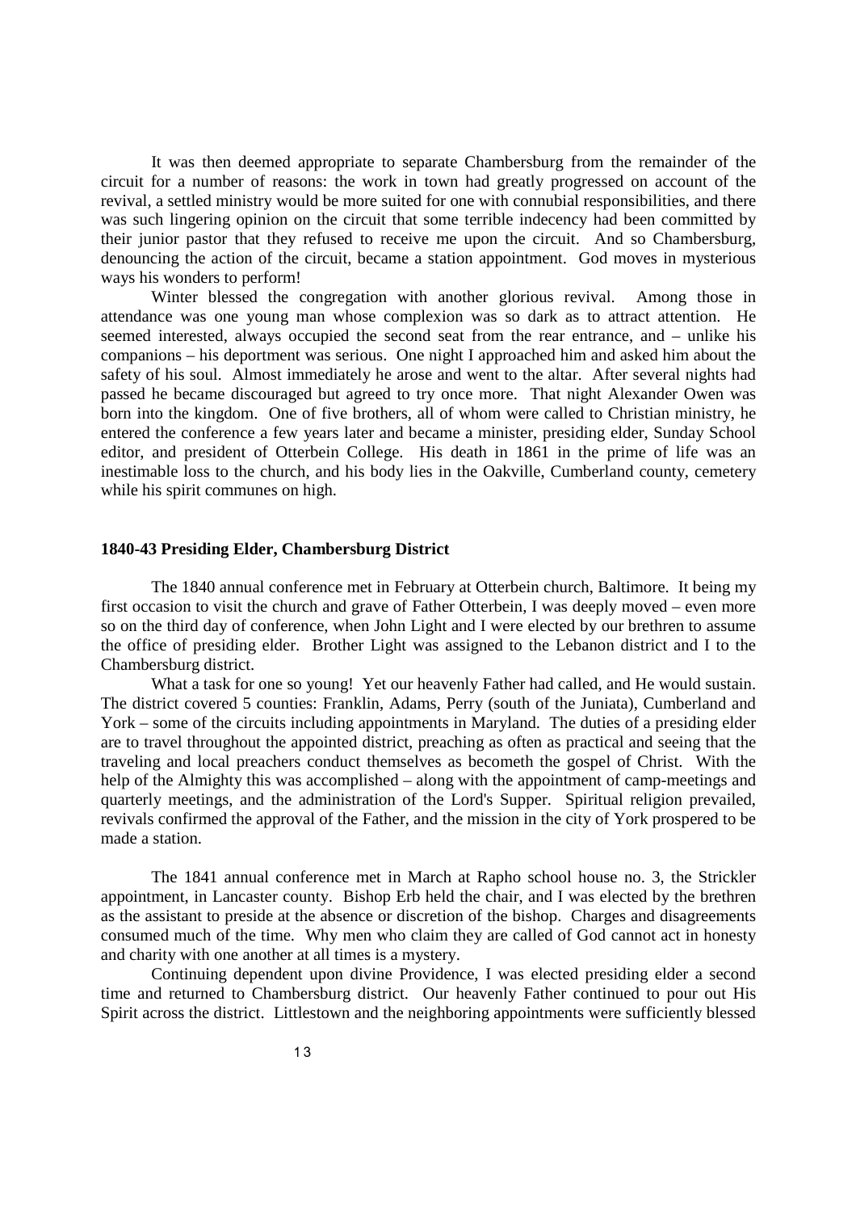It was then deemed appropriate to separate Chambersburg from the remainder of the circuit for a number of reasons: the work in town had greatly progressed on account of the revival, a settled ministry would be more suited for one with connubial responsibilities, and there was such lingering opinion on the circuit that some terrible indecency had been committed by their junior pastor that they refused to receive me upon the circuit. And so Chambersburg, denouncing the action of the circuit, became a station appointment. God moves in mysterious ways his wonders to perform!

Winter blessed the congregation with another glorious revival. Among those in attendance was one young man whose complexion was so dark as to attract attention. He seemed interested, always occupied the second seat from the rear entrance, and – unlike his companions – his deportment was serious. One night I approached him and asked him about the safety of his soul. Almost immediately he arose and went to the altar. After several nights had passed he became discouraged but agreed to try once more. That night Alexander Owen was born into the kingdom. One of five brothers, all of whom were called to Christian ministry, he entered the conference a few years later and became a minister, presiding elder, Sunday School editor, and president of Otterbein College. His death in 1861 in the prime of life was an inestimable loss to the church, and his body lies in the Oakville, Cumberland county, cemetery while his spirit communes on high.

**1840-43 Presiding Elder, Chambersburg District**

The 1840 annual conference met in February at Otterbein church, Baltimore. It being my first occasion to visit the church and grave of Father Otterbein, I was deeply moved – even more so on the third day of conference, when John Light and I were elected by our brethren to assume the office of presiding elder. Brother Light was assigned to the Lebanon district and I to the Chambersburg district.

What a task for one so young! Yet our heavenly Father had called, and He would sustain. The district covered 5 counties: Franklin, Adams, Perry (south of the Juniata), Cumberland and York – some of the circuits including appointments in Maryland. The duties of a presiding elder are to travel throughout the appointed district, preaching as often as practical and seeing that the traveling and local preachers conduct themselves as becometh the gospel of Christ. With the help of the Almighty this was accomplished – along with the appointment of camp-meetings and quarterly meetings, and the administration of the Lord's Supper. Spiritual religion prevailed, revivals confirmed the approval of the Father, and the mission in the city of York prospered to be made a station.

The 1841 annual conference met in March at Rapho school house no. 3, the Strickler appointment, in Lancaster county. Bishop Erb held the chair, and I was elected by the brethren as the assistant to preside at the absence or discretion of the bishop. Charges and disagreements consumed much of the time. Why men who claim they are called of God cannot act in honesty and charity with one another at all times is a mystery.

Continuing dependent upon divine Providence, I was elected presiding elder a second time and returned to Chambersburg district. Our heavenly Father continued to pour out His Spirit across the district. Littlestown and the neighboring appointments were sufficiently blessed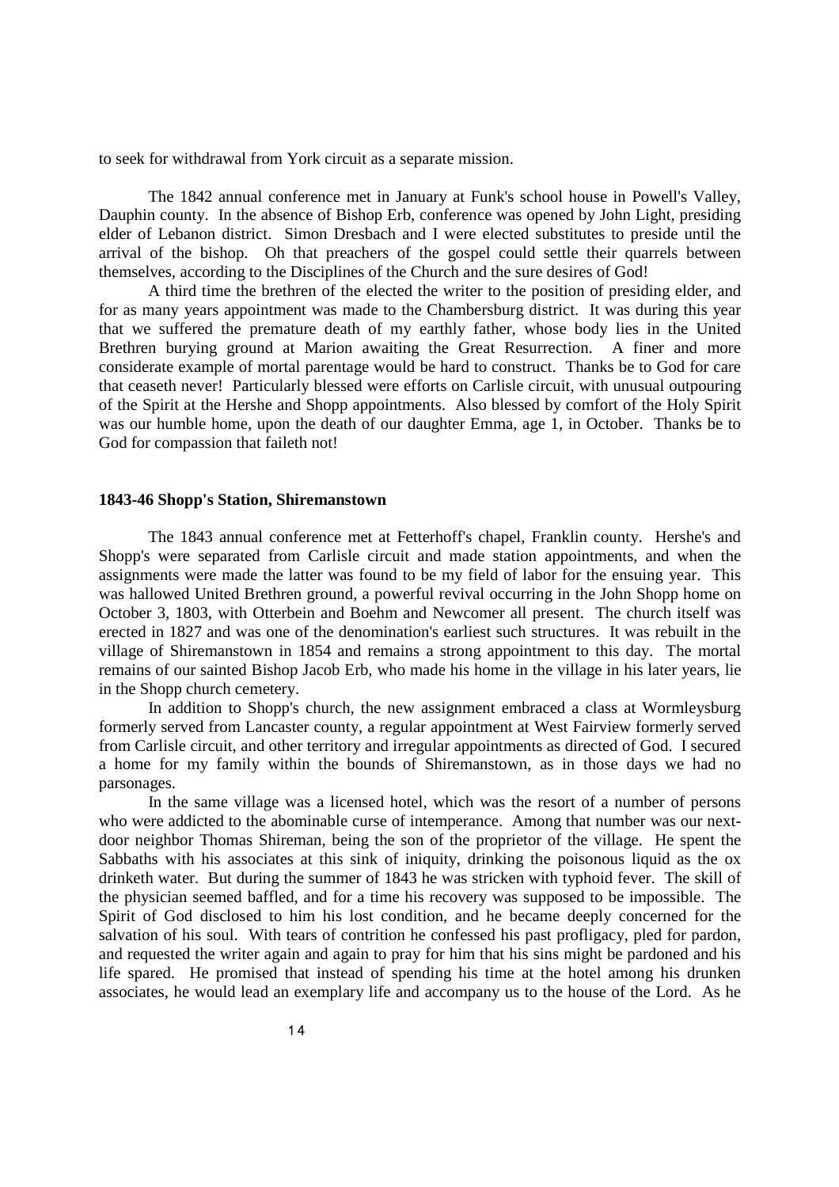to seek for withdrawal from York circuit as a separate mission.

The 1842 annual conference met in January at Funk's school house in Powell's Valley, Dauphin county. In the absence of Bishop Erb, conference was opened by John Light, presiding elder of Lebanon district. Simon Dresbach and I were elected substitutes to preside until the arrival of the bishop. Oh that preachers of the gospel could settle their quarrels between themselves, according to the Disciplines of the Church and the sure desires of God!

A third time the brethren of the elected the writer to the position of presiding elder, and for as many years appointment was made to the Chambersburg district. It was during this year that we suffered the premature death of my earthly father, whose body lies in the United Brethren burying ground at Marion awaiting the Great Resurrection. A finer and more considerate example of mortal parentage would be hard to construct. Thanks be to God for care that ceaseth never! Particularly blessed were efforts on Carlisle circuit, with unusual outpouring of the Spirit at the Hershe and Shopp appointments. Also blessed by comfort of the Holy Spirit was our humble home, upon the death of our daughter Emma, age 1, in October. Thanks be to God for compassion that faileth not!

**1843-46 Shopp's Station, Shiremanstown**

The 1843 annual conference met at Fetterhoff's chapel, Franklin county. Hershe's and Shopp's were separated from Carlisle circuit and made station appointments, and when the assignments were made the latter was found to be my field of labor for the ensuing year. This was hallowed United Brethren ground, a powerful revival occurring in the John Shopp home on October 3, 1803, with Otterbein and Boehm and Newcomer all present. The church itself was erected in 1827 and was one of the denomination's earliest such structures. It was rebuilt in the village of Shiremanstown in 1854 and remains a strong appointment to this day. The mortal remains of our sainted Bishop Jacob Erb, who made his home in the village in his later years, lie in the Shopp church cemetery.

In addition to Shopp's church, the new assignment embraced a class at Wormleysburg formerly served from Lancaster county, a regular appointment at West Fairview formerly served from Carlisle circuit, and other territory and irregular appointments as directed of God. I secured a home for my family within the bounds of Shiremanstown, as in those days we had no parsonages.

In the same village was a licensed hotel, which was the resort of a number of persons who were addicted to the abominable curse of intemperance. Among that number was our next-door neighbor Thomas Shireman, being the son of the proprietor of the village. He spent the Sabbaths with his associates at this sink of iniquity, drinking the poisonous liquid as the ox drinketh water. But during the summer of 1843 he was stricken with typhoid fever. The skill of the physician seemed baffled, and for a time his recovery was supposed to be impossible. The Spirit of God disclosed to him his lost condition, and he became deeply concerned for the salvation of his soul. With tears of contrition he confessed his past profligacy, pled for pardon, and requested the writer again and again to pray for him that his sins might be pardoned and his life spared. He promised that instead of spending his time at the hotel among his drunken associates, he would lead an exemplary life and accompany us to the house of the Lord. As he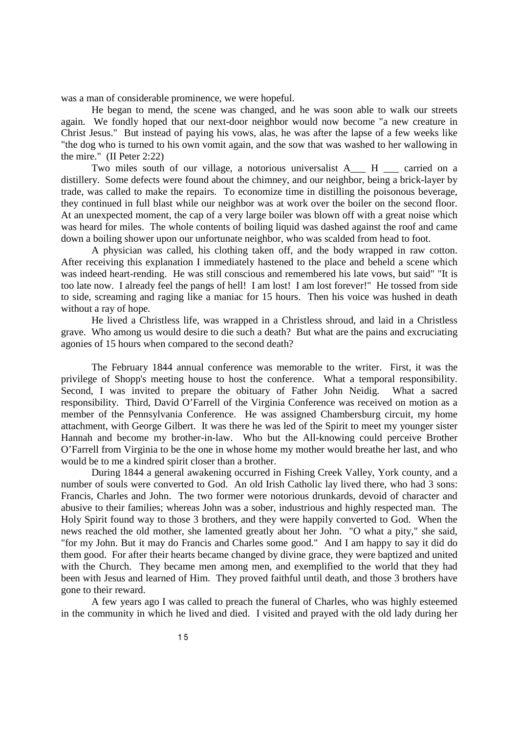was a man of considerable prominence, we were hopeful.

He began to mend, the scene was changed, and he was soon able to walk our streets again. We fondly hoped that our next-door neighbor would now become "a new creature in Christ Jesus." But instead of paying his vows, alas, he was after the lapse of a few weeks like "the dog who is turned to his own vomit again, and the sow that was washed to her wallowing in the mire." (II Peter 2:22)

Two miles south of our village, a notorious universalist A___ H ___ carried on a distillery. Some defects were found about the chimney, and our neighbor, being a brick-layer by trade, was called to make the repairs. To economize time in distilling the poisonous beverage, they continued in full blast while our neighbor was at work over the boiler on the second floor. At an unexpected moment, the cap of a very large boiler was blown off with a great noise which was heard for miles. The whole contents of boiling liquid was dashed against the roof and came down a boiling shower upon our unfortunate neighbor, who was scalded from head to foot.

A physician was called, his clothing taken off, and the body wrapped in raw cotton. After receiving this explanation I immediately hastened to the place and beheld a scene which was indeed heart-rending. He was still conscious and remembered his late vows, but said" "It is too late now. I already feel the pangs of hell! I am lost! I am lost forever!" He tossed from side to side, screaming and raging like a maniac for 15 hours. Then his voice was hushed in death without a ray of hope.

He lived a Christless life, was wrapped in a Christless shroud, and laid in a Christless grave. Who among us would desire to die such a death? But what are the pains and excruciating agonies of 15 hours when compared to the second death?

The February 1844 annual conference was memorable to the writer. First, it was the privilege of Shopp's meeting house to host the conference. What a temporal responsibility. Second, I was invited to prepare the obituary of Father John Neidig. What a sacred responsibility. Third, David O'Farrell of the Virginia Conference was received on motion as a member of the Pennsylvania Conference. He was assigned Chambersburg circuit, my home attachment, with George Gilbert. It was there he was led of the Spirit to meet my younger sister Hannah and become my brother-in-law. Who but the All-knowing could perceive Brother O'Farrell from Virginia to be the one in whose home my mother would breathe her last, and who would be to me a kindred spirit closer than a brother.

During 1844 a general awakening occurred in Fishing Creek Valley, York county, and a number of souls were converted to God. An old Irish Catholic lay lived there, who had 3 sons: Francis, Charles and John. The two former were notorious drunkards, devoid of character and abusive to their families; whereas John was a sober, industrious and highly respected man. The Holy Spirit found way to those 3 brothers, and they were happily converted to God. When the news reached the old mother, she lamented greatly about her John. "O what a pity," she said, "for my John. But it may do Francis and Charles some good." And I am happy to say it did do them good. For after their hearts became changed by divine grace, they were baptized and united with the Church. They became men among men, and exemplified to the world that they had been with Jesus and learned of Him. They proved faithful until death, and those 3 brothers have gone to their reward.

A few years ago I was called to preach the funeral of Charles, who was highly esteemed in the community in which he lived and died. I visited and prayed with the old lady during her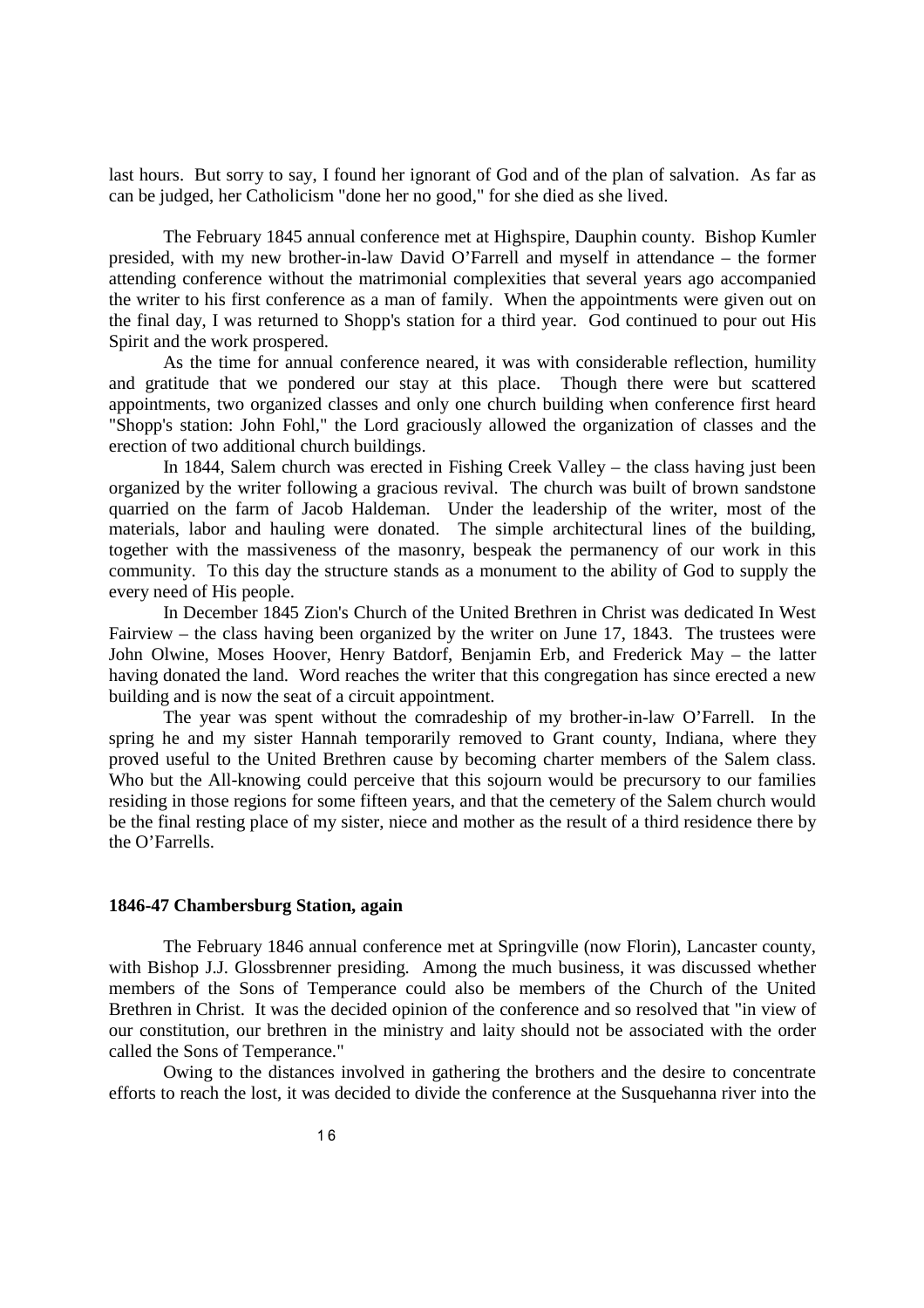last hours. But sorry to say, I found her ignorant of God and of the plan of salvation. As far as can be judged, her Catholicism "done her no good," for she died as she lived.

The February 1845 annual conference met at Highspire, Dauphin county. Bishop Kumler presided, with my new brother-in-law David O'Farrell and myself in attendance – the former attending conference without the matrimonial complexities that several years ago accompanied the writer to his first conference as a man of family. When the appointments were given out on the final day, I was returned to Shopp's station for a third year. God continued to pour out His Spirit and the work prospered.

As the time for annual conference neared, it was with considerable reflection, humility and gratitude that we pondered our stay at this place. Though there were but scattered appointments, two organized classes and only one church building when conference first heard "Shopp's station: John Fohl," the Lord graciously allowed the organization of classes and the erection of two additional church buildings.

In 1844, Salem church was erected in Fishing Creek Valley – the class having just been organized by the writer following a gracious revival. The church was built of brown sandstone quarried on the farm of Jacob Haldeman. Under the leadership of the writer, most of the materials, labor and hauling were donated. The simple architectural lines of the building, together with the massiveness of the masonry, bespeak the permanency of our work in this community. To this day the structure stands as a monument to the ability of God to supply the every need of His people.

In December 1845 Zion's Church of the United Brethren in Christ was dedicated In West Fairview – the class having been organized by the writer on June 17, 1843. The trustees were John Olwine, Moses Hoover, Henry Batdorf, Benjamin Erb, and Frederick May – the latter having donated the land. Word reaches the writer that this congregation has since erected a new building and is now the seat of a circuit appointment.

The year was spent without the comradeship of my brother-in-law O'Farrell. In the spring he and my sister Hannah temporarily removed to Grant county, Indiana, where they proved useful to the United Brethren cause by becoming charter members of the Salem class. Who but the All-knowing could perceive that this sojourn would be precursory to our families residing in those regions for some fifteen years, and that the cemetery of the Salem church would be the final resting place of my sister, niece and mother as the result of a third residence there by the O'Farrells.

## 1846-47 Chambersburg Station, again

The February 1846 annual conference met at Springville (now Florin), Lancaster county, with Bishop J.J. Glossbrenner presiding. Among the much business, it was discussed whether members of the Sons of Temperance could also be members of the Church of the United Brethren in Christ. It was the decided opinion of the conference and so resolved that "in view of our constitution, our brethren in the ministry and laity should not be associated with the order called the Sons of Temperance."

Owing to the distances involved in gathering the brothers and the desire to concentrate efforts to reach the lost, it was decided to divide the conference at the Susquehanna river into the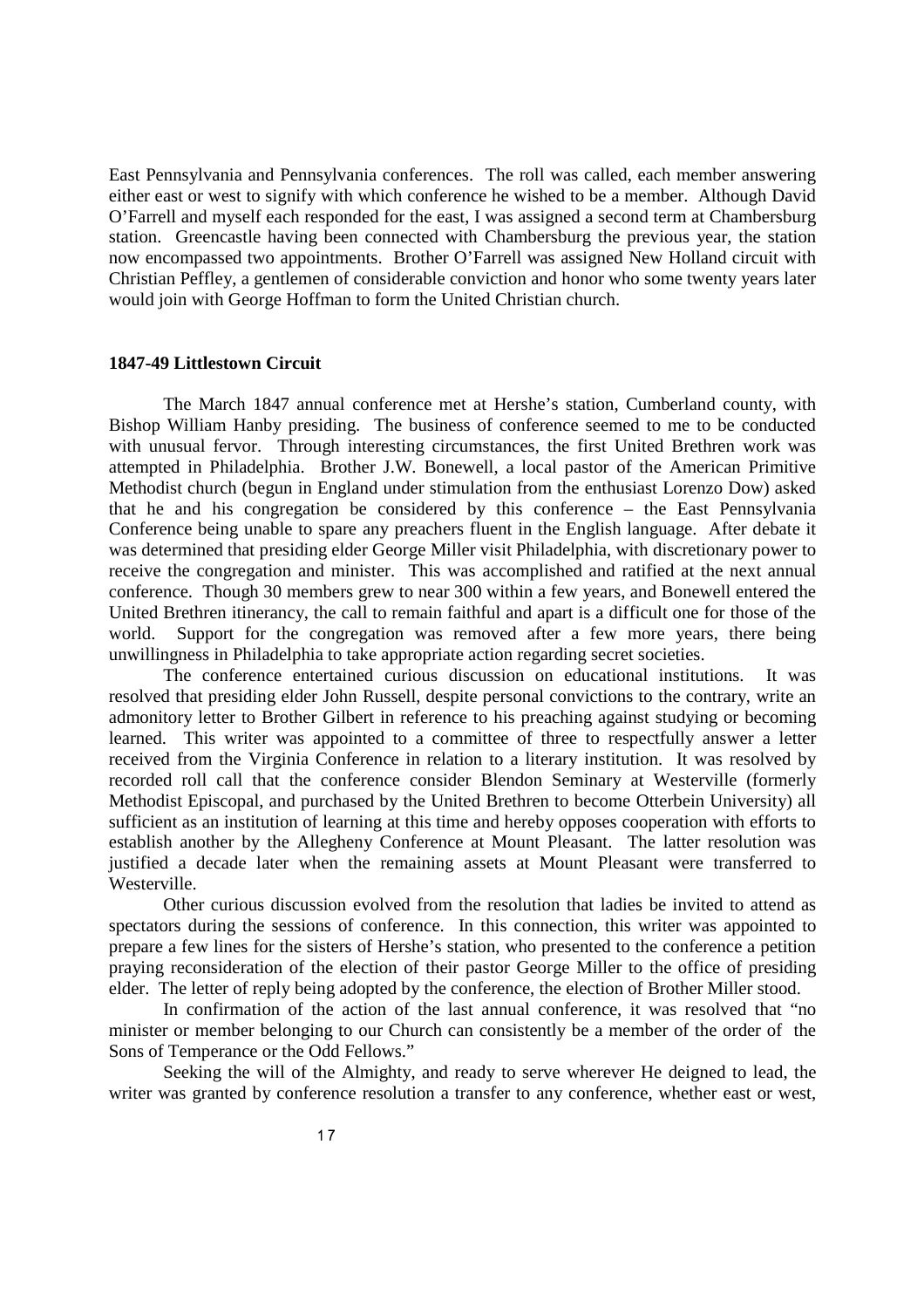East Pennsylvania and Pennsylvania conferences. The roll was called, each member answering either east or west to signify with which conference he wished to be a member. Although David O'Farrell and myself each responded for the east, I was assigned a second term at Chambersburg station. Greencastle having been connected with Chambersburg the previous year, the station now encompassed two appointments. Brother O'Farrell was assigned New Holland circuit with Christian Peffley, a gentlemen of considerable conviction and honor who some twenty years later would join with George Hoffman to form the United Christian church.

**1847-49 Littlestown Circuit**

The March 1847 annual conference met at Hershe's station, Cumberland county, with Bishop William Hanby presiding. The business of conference seemed to me to be conducted with unusual fervor. Through interesting circumstances, the first United Brethren work was attempted in Philadelphia. Brother J.W. Bonewell, a local pastor of the American Primitive Methodist church (begun in England under stimulation from the enthusiast Lorenzo Dow) asked that he and his congregation be considered by this conference – the East Pennsylvania Conference being unable to spare any preachers fluent in the English language. After debate it was determined that presiding elder George Miller visit Philadelphia, with discretionary power to receive the congregation and minister. This was accomplished and ratified at the next annual conference. Though 30 members grew to near 300 within a few years, and Bonewell entered the United Brethren itinerancy, the call to remain faithful and apart is a difficult one for those of the world. Support for the congregation was removed after a few more years, there being unwillingness in Philadelphia to take appropriate action regarding secret societies.

The conference entertained curious discussion on educational institutions. It was resolved that presiding elder John Russell, despite personal convictions to the contrary, write an admonitory letter to Brother Gilbert in reference to his preaching against studying or becoming learned. This writer was appointed to a committee of three to respectfully answer a letter received from the Virginia Conference in relation to a literary institution. It was resolved by recorded roll call that the conference consider Blendon Seminary at Westerville (formerly Methodist Episcopal, and purchased by the United Brethren to become Otterbein University) all sufficient as an institution of learning at this time and hereby opposes cooperation with efforts to establish another by the Allegheny Conference at Mount Pleasant. The latter resolution was justified a decade later when the remaining assets at Mount Pleasant were transferred to Westerville.

Other curious discussion evolved from the resolution that ladies be invited to attend as spectators during the sessions of conference. In this connection, this writer was appointed to prepare a few lines for the sisters of Hershe's station, who presented to the conference a petition praying reconsideration of the election of their pastor George Miller to the office of presiding elder. The letter of reply being adopted by the conference, the election of Brother Miller stood.

In confirmation of the action of the last annual conference, it was resolved that "no minister or member belonging to our Church can consistently be a member of the order of the Sons of Temperance or the Odd Fellows."

Seeking the will of the Almighty, and ready to serve wherever He deigned to lead, the writer was granted by conference resolution a transfer to any conference, whether east or west,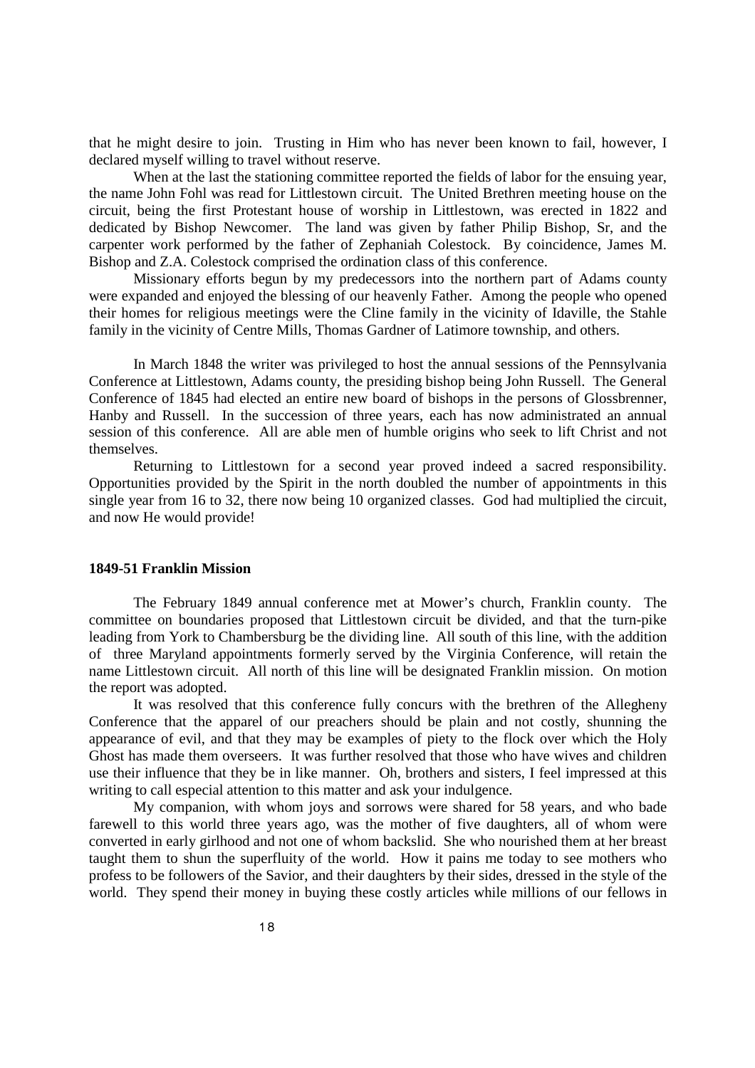that he might desire to join. Trusting in Him who has never been known to fail, however, I declared myself willing to travel without reserve.

When at the last the stationing committee reported the fields of labor for the ensuing year, the name John Fohl was read for Littlestown circuit. The United Brethren meeting house on the circuit, being the first Protestant house of worship in Littlestown, was erected in 1822 and dedicated by Bishop Newcomer. The land was given by father Philip Bishop, Sr, and the carpenter work performed by the father of Zephaniah Colestock. By coincidence, James M. Bishop and Z.A. Colestock comprised the ordination class of this conference.

Missionary efforts begun by my predecessors into the northern part of Adams county were expanded and enjoyed the blessing of our heavenly Father. Among the people who opened their homes for religious meetings were the Cline family in the vicinity of Idaville, the Stahle family in the vicinity of Centre Mills, Thomas Gardner of Latimore township, and others.

In March 1848 the writer was privileged to host the annual sessions of the Pennsylvania Conference at Littlestown, Adams county, the presiding bishop being John Russell. The General Conference of 1845 had elected an entire new board of bishops in the persons of Glossbrenner, Hanby and Russell. In the succession of three years, each has now administrated an annual session of this conference. All are able men of humble origins who seek to lift Christ and not themselves.

Returning to Littlestown for a second year proved indeed a sacred responsibility. Opportunities provided by the Spirit in the north doubled the number of appointments in this single year from 16 to 32, there now being 10 organized classes. God had multiplied the circuit, and now He would provide!

**1849-51 Franklin Mission**

The February 1849 annual conference met at Mower's church, Franklin county. The committee on boundaries proposed that Littlestown circuit be divided, and that the turn-pike leading from York to Chambersburg be the dividing line. All south of this line, with the addition of three Maryland appointments formerly served by the Virginia Conference, will retain the name Littlestown circuit. All north of this line will be designated Franklin mission. On motion the report was adopted.

It was resolved that this conference fully concurs with the brethren of the Allegheny Conference that the apparel of our preachers should be plain and not costly, shunning the appearance of evil, and that they may be examples of piety to the flock over which the Holy Ghost has made them overseers. It was further resolved that those who have wives and children use their influence that they be in like manner. Oh, brothers and sisters, I feel impressed at this writing to call especial attention to this matter and ask your indulgence.

My companion, with whom joys and sorrows were shared for 58 years, and who bade farewell to this world three years ago, was the mother of five daughters, all of whom were converted in early girlhood and not one of whom backslid. She who nourished them at her breast taught them to shun the superfluity of the world. How it pains me today to see mothers who profess to be followers of the Savior, and their daughters by their sides, dressed in the style of the world. They spend their money in buying these costly articles while millions of our fellows in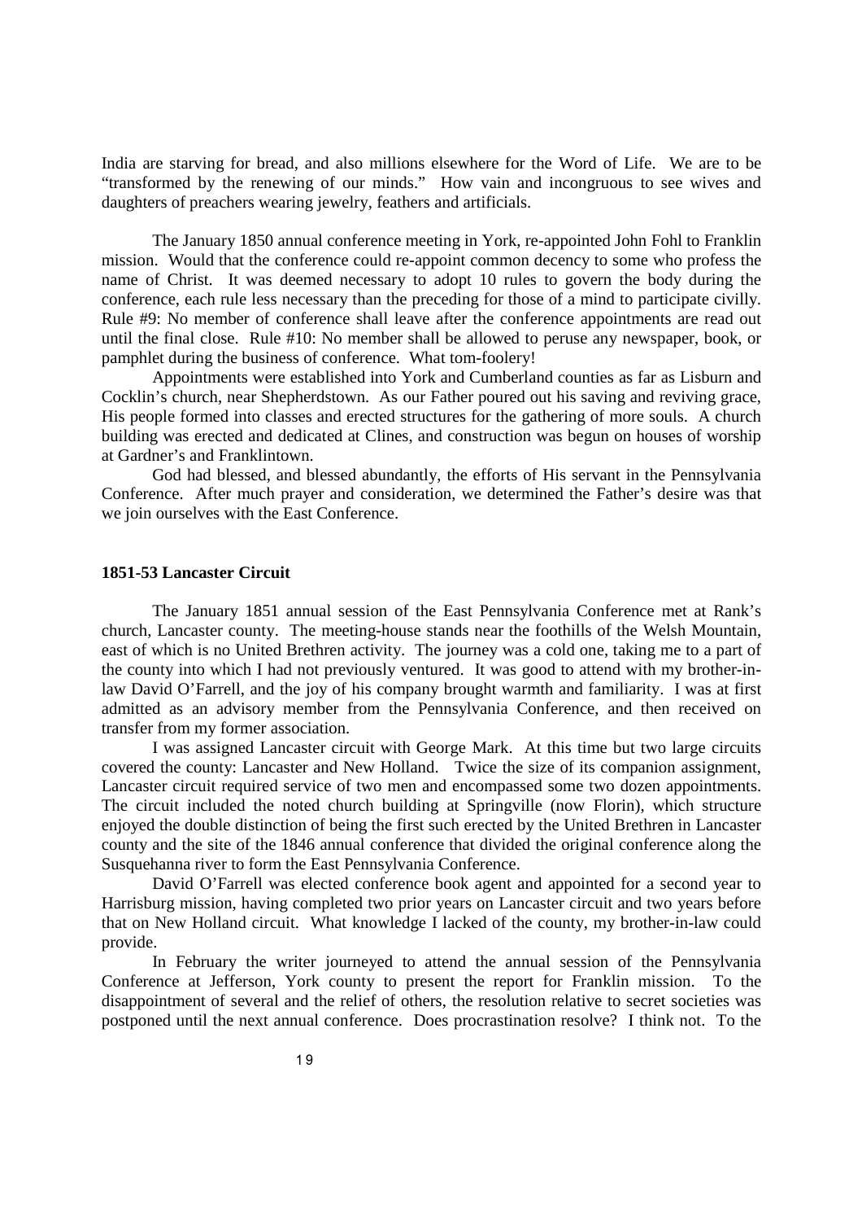India are starving for bread, and also millions elsewhere for the Word of Life. We are to be "transformed by the renewing of our minds." How vain and incongruous to see wives and daughters of preachers wearing jewelry, feathers and artificials.

The January 1850 annual conference meeting in York, re-appointed John Fohl to Franklin mission. Would that the conference could re-appoint common decency to some who profess the name of Christ. It was deemed necessary to adopt 10 rules to govern the body during the conference, each rule less necessary than the preceding for those of a mind to participate civilly. Rule #9: No member of conference shall leave after the conference appointments are read out until the final close. Rule #10: No member shall be allowed to peruse any newspaper, book, or pamphlet during the business of conference. What tom-foolery!

Appointments were established into York and Cumberland counties as far as Lisburn and Cocklin's church, near Shepherdstown. As our Father poured out his saving and reviving grace, His people formed into classes and erected structures for the gathering of more souls. A church building was erected and dedicated at Clines, and construction was begun on houses of worship at Gardner's and Franklintown.

God had blessed, and blessed abundantly, the efforts of His servant in the Pennsylvania Conference. After much prayer and consideration, we determined the Father's desire was that we join ourselves with the East Conference.

**1851-53 Lancaster Circuit**

The January 1851 annual session of the East Pennsylvania Conference met at Rank's church, Lancaster county. The meeting-house stands near the foothills of the Welsh Mountain, east of which is no United Brethren activity. The journey was a cold one, taking me to a part of the county into which I had not previously ventured. It was good to attend with my brother-in-law David O'Farrell, and the joy of his company brought warmth and familiarity. I was at first admitted as an advisory member from the Pennsylvania Conference, and then received on transfer from my former association.

I was assigned Lancaster circuit with George Mark. At this time but two large circuits covered the county: Lancaster and New Holland. Twice the size of its companion assignment, Lancaster circuit required service of two men and encompassed some two dozen appointments. The circuit included the noted church building at Springville (now Florin), which structure enjoyed the double distinction of being the first such erected by the United Brethren in Lancaster county and the site of the 1846 annual conference that divided the original conference along the Susquehanna river to form the East Pennsylvania Conference.

David O'Farrell was elected conference book agent and appointed for a second year to Harrisburg mission, having completed two prior years on Lancaster circuit and two years before that on New Holland circuit. What knowledge I lacked of the county, my brother-in-law could provide.

In February the writer journeyed to attend the annual session of the Pennsylvania Conference at Jefferson, York county to present the report for Franklin mission. To the disappointment of several and the relief of others, the resolution relative to secret societies was postponed until the next annual conference. Does procrastination resolve? I think not. To the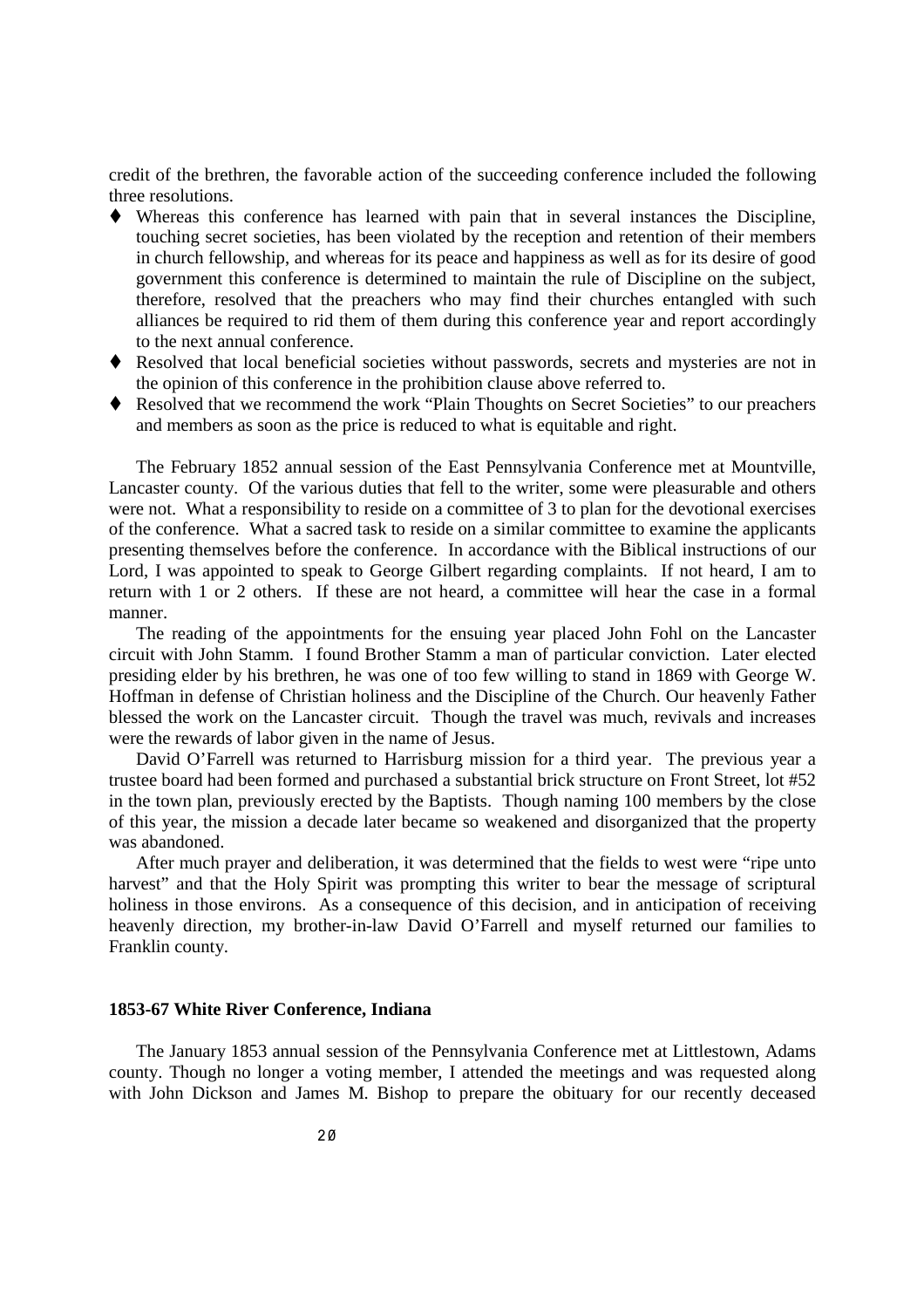credit of the brethren, the favorable action of the succeeding conference included the following three resolutions.

- Whereas this conference has learned with pain that in several instances the Discipline, touching secret societies, has been violated by the reception and retention of their members in church fellowship, and whereas for its peace and happiness as well as for its desire of good government this conference is determined to maintain the rule of Discipline on the subject, therefore, resolved that the preachers who may find their churches entangled with such alliances be required to rid them of them during this conference year and report accordingly to the next annual conference.
- Resolved that local beneficial societies without passwords, secrets and mysteries are not in the opinion of this conference in the prohibition clause above referred to.
- Resolved that we recommend the work "Plain Thoughts on Secret Societies" to our preachers and members as soon as the price is reduced to what is equitable and right.

The February 1852 annual session of the East Pennsylvania Conference met at Mountville, Lancaster county. Of the various duties that fell to the writer, some were pleasurable and others were not. What a responsibility to reside on a committee of 3 to plan for the devotional exercises of the conference. What a sacred task to reside on a similar committee to examine the applicants presenting themselves before the conference. In accordance with the Biblical instructions of our Lord, I was appointed to speak to George Gilbert regarding complaints. If not heard, I am to return with 1 or 2 others. If these are not heard, a committee will hear the case in a formal manner.

The reading of the appointments for the ensuing year placed John Fohl on the Lancaster circuit with John Stamm. I found Brother Stamm a man of particular conviction. Later elected presiding elder by his brethren, he was one of too few willing to stand in 1869 with George W. Hoffman in defense of Christian holiness and the Discipline of the Church. Our heavenly Father blessed the work on the Lancaster circuit. Though the travel was much, revivals and increases were the rewards of labor given in the name of Jesus.

David O'Farrell was returned to Harrisburg mission for a third year. The previous year a trustee board had been formed and purchased a substantial brick structure on Front Street, lot #52 in the town plan, previously erected by the Baptists. Though naming 100 members by the close of this year, the mission a decade later became so weakened and disorganized that the property was abandoned.

After much prayer and deliberation, it was determined that the fields to west were "ripe unto harvest" and that the Holy Spirit was prompting this writer to bear the message of scriptural holiness in those environs. As a consequence of this decision, and in anticipation of receiving heavenly direction, my brother-in-law David O'Farrell and myself returned our families to Franklin county.

### 1853-67 White River Conference, Indiana

The January 1853 annual session of the Pennsylvania Conference met at Littlestown, Adams county. Though no longer a voting member, I attended the meetings and was requested along with John Dickson and James M. Bishop to prepare the obituary for our recently deceased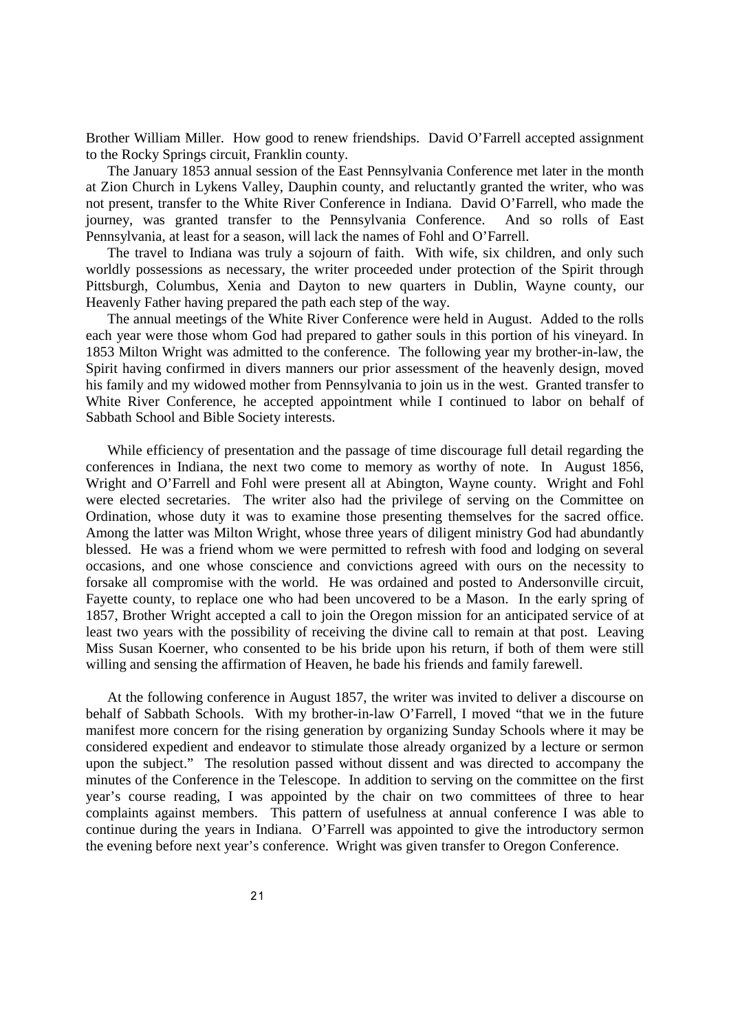Brother William Miller. How good to renew friendships. David O'Farrell accepted assignment to the Rocky Springs circuit, Franklin county.

The January 1853 annual session of the East Pennsylvania Conference met later in the month at Zion Church in Lykens Valley, Dauphin county, and reluctantly granted the writer, who was not present, transfer to the White River Conference in Indiana. David O'Farrell, who made the journey, was granted transfer to the Pennsylvania Conference. And so rolls of East Pennsylvania, at least for a season, will lack the names of Fohl and O'Farrell.

The travel to Indiana was truly a sojourn of faith. With wife, six children, and only such worldly possessions as necessary, the writer proceeded under protection of the Spirit through Pittsburgh, Columbus, Xenia and Dayton to new quarters in Dublin, Wayne county, our Heavenly Father having prepared the path each step of the way.

The annual meetings of the White River Conference were held in August. Added to the rolls each year were those whom God had prepared to gather souls in this portion of his vineyard. In 1853 Milton Wright was admitted to the conference. The following year my brother-in-law, the Spirit having confirmed in divers manners our prior assessment of the heavenly design, moved his family and my widowed mother from Pennsylvania to join us in the west. Granted transfer to White River Conference, he accepted appointment while I continued to labor on behalf of Sabbath School and Bible Society interests.

While efficiency of presentation and the passage of time discourage full detail regarding the conferences in Indiana, the next two come to memory as worthy of note. In August 1856, Wright and O'Farrell and Fohl were present all at Abington, Wayne county. Wright and Fohl were elected secretaries. The writer also had the privilege of serving on the Committee on Ordination, whose duty it was to examine those presenting themselves for the sacred office. Among the latter was Milton Wright, whose three years of diligent ministry God had abundantly blessed. He was a friend whom we were permitted to refresh with food and lodging on several occasions, and one whose conscience and convictions agreed with ours on the necessity to forsake all compromise with the world. He was ordained and posted to Andersonville circuit, Fayette county, to replace one who had been uncovered to be a Mason. In the early spring of 1857, Brother Wright accepted a call to join the Oregon mission for an anticipated service of at least two years with the possibility of receiving the divine call to remain at that post. Leaving Miss Susan Koerner, who consented to be his bride upon his return, if both of them were still willing and sensing the affirmation of Heaven, he bade his friends and family farewell.

At the following conference in August 1857, the writer was invited to deliver a discourse on behalf of Sabbath Schools. With my brother-in-law O'Farrell, I moved "that we in the future manifest more concern for the rising generation by organizing Sunday Schools where it may be considered expedient and endeavor to stimulate those already organized by a lecture or sermon upon the subject." The resolution passed without dissent and was directed to accompany the minutes of the Conference in the Telescope. In addition to serving on the committee on the first year's course reading, I was appointed by the chair on two committees of three to hear complaints against members. This pattern of usefulness at annual conference I was able to continue during the years in Indiana. O'Farrell was appointed to give the introductory sermon the evening before next year's conference. Wright was given transfer to Oregon Conference.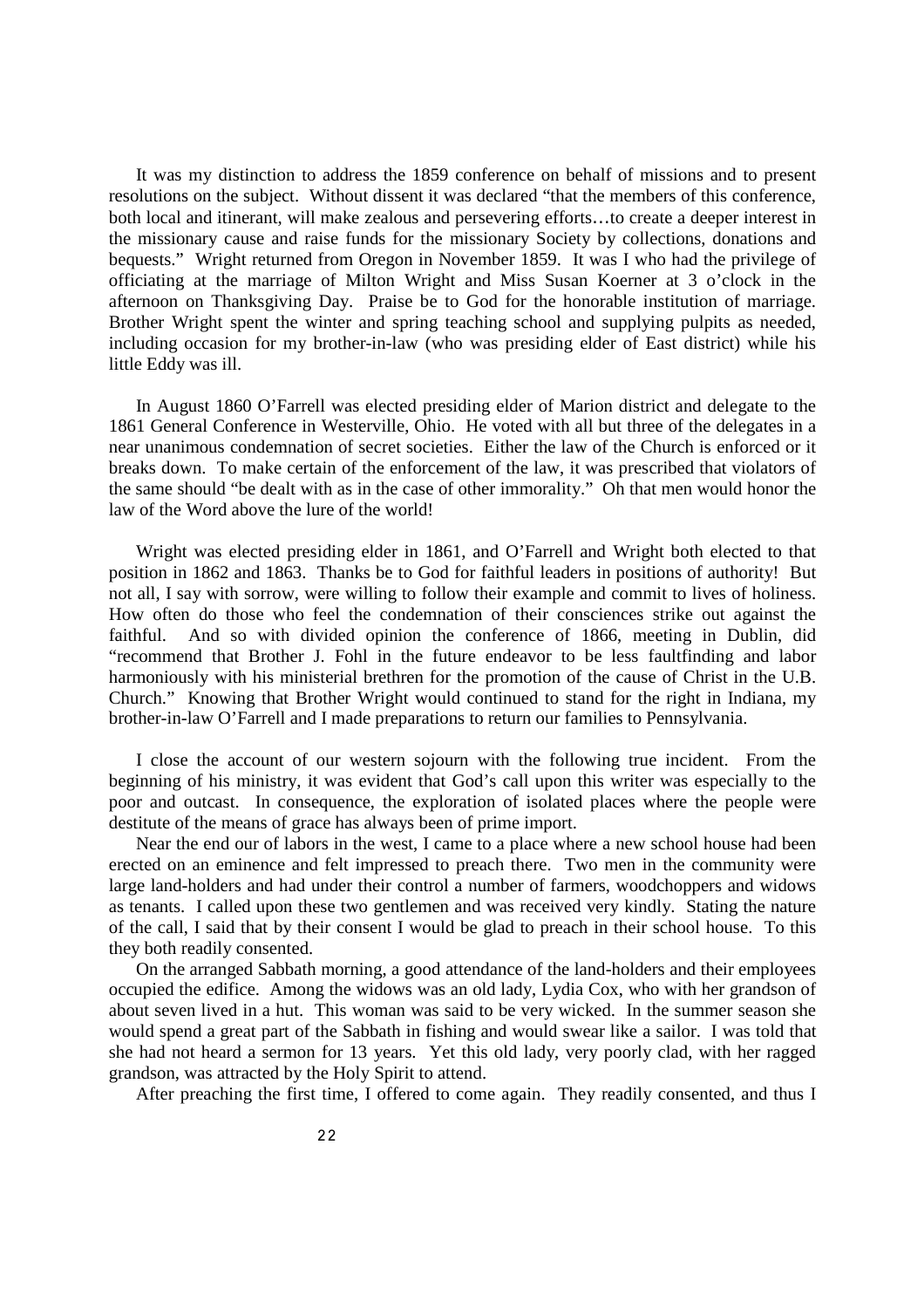It was my distinction to address the 1859 conference on behalf of missions and to present resolutions on the subject. Without dissent it was declared "that the members of this conference, both local and itinerant, will make zealous and persevering efforts…to create a deeper interest in the missionary cause and raise funds for the missionary Society by collections, donations and bequests." Wright returned from Oregon in November 1859. It was I who had the privilege of officiating at the marriage of Milton Wright and Miss Susan Koerner at 3 o'clock in the afternoon on Thanksgiving Day. Praise be to God for the honorable institution of marriage. Brother Wright spent the winter and spring teaching school and supplying pulpits as needed, including occasion for my brother-in-law (who was presiding elder of East district) while his little Eddy was ill.

In August 1860 O'Farrell was elected presiding elder of Marion district and delegate to the 1861 General Conference in Westerville, Ohio. He voted with all but three of the delegates in a near unanimous condemnation of secret societies. Either the law of the Church is enforced or it breaks down. To make certain of the enforcement of the law, it was prescribed that violators of the same should "be dealt with as in the case of other immorality." Oh that men would honor the law of the Word above the lure of the world!

Wright was elected presiding elder in 1861, and O'Farrell and Wright both elected to that position in 1862 and 1863. Thanks be to God for faithful leaders in positions of authority! But not all, I say with sorrow, were willing to follow their example and commit to lives of holiness. How often do those who feel the condemnation of their consciences strike out against the faithful. And so with divided opinion the conference of 1866, meeting in Dublin, did "recommend that Brother J. Fohl in the future endeavor to be less faultfinding and labor harmoniously with his ministerial brethren for the promotion of the cause of Christ in the U.B. Church." Knowing that Brother Wright would continued to stand for the right in Indiana, my brother-in-law O'Farrell and I made preparations to return our families to Pennsylvania.

I close the account of our western sojourn with the following true incident. From the beginning of his ministry, it was evident that God's call upon this writer was especially to the poor and outcast. In consequence, the exploration of isolated places where the people were destitute of the means of grace has always been of prime import.

Near the end our of labors in the west, I came to a place where a new school house had been erected on an eminence and felt impressed to preach there. Two men in the community were large land-holders and had under their control a number of farmers, woodchoppers and widows as tenants. I called upon these two gentlemen and was received very kindly. Stating the nature of the call, I said that by their consent I would be glad to preach in their school house. To this they both readily consented.

On the arranged Sabbath morning, a good attendance of the land-holders and their employees occupied the edifice. Among the widows was an old lady, Lydia Cox, who with her grandson of about seven lived in a hut. This woman was said to be very wicked. In the summer season she would spend a great part of the Sabbath in fishing and would swear like a sailor. I was told that she had not heard a sermon for 13 years. Yet this old lady, very poorly clad, with her ragged grandson, was attracted by the Holy Spirit to attend.

After preaching the first time, I offered to come again. They readily consented, and thus I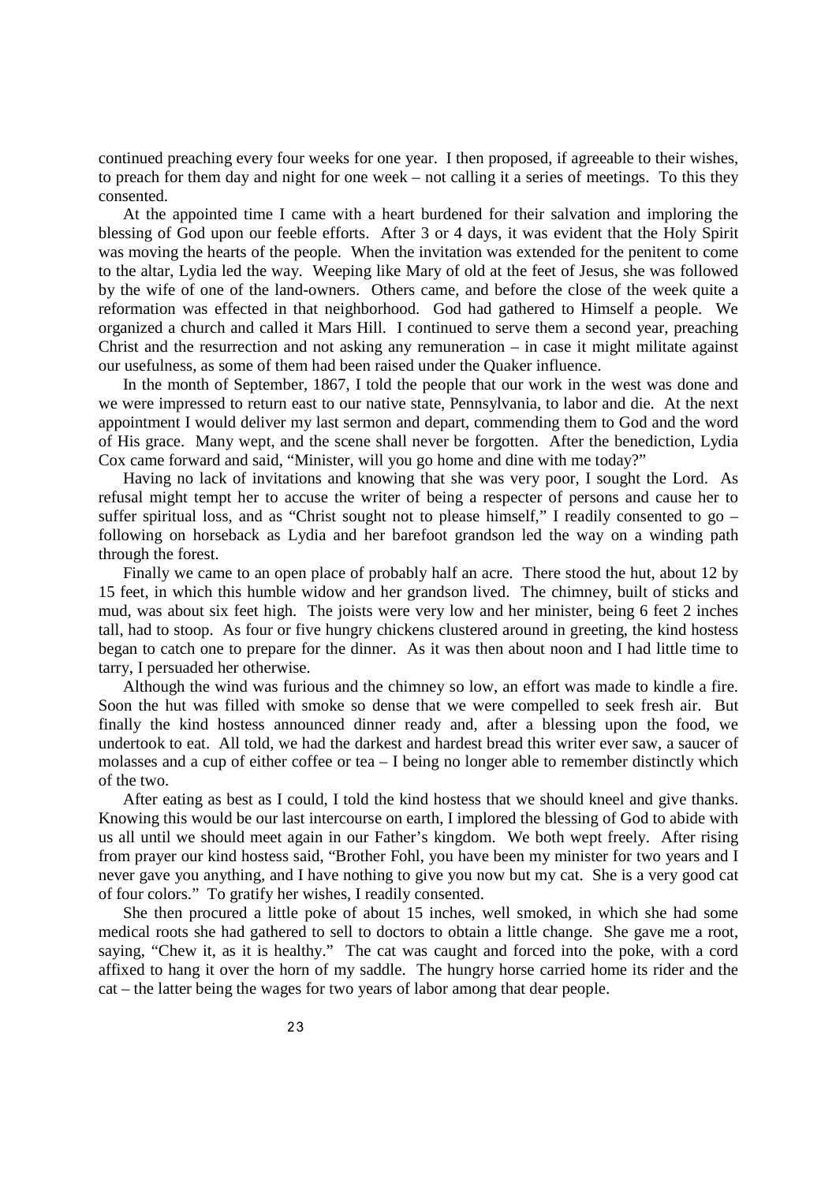continued preaching every four weeks for one year. I then proposed, if agreeable to their wishes, to preach for them day and night for one week – not calling it a series of meetings. To this they consented.

At the appointed time I came with a heart burdened for their salvation and imploring the blessing of God upon our feeble efforts. After 3 or 4 days, it was evident that the Holy Spirit was moving the hearts of the people. When the invitation was extended for the penitent to come to the altar, Lydia led the way. Weeping like Mary of old at the feet of Jesus, she was followed by the wife of one of the land-owners. Others came, and before the close of the week quite a reformation was effected in that neighborhood. God had gathered to Himself a people. We organized a church and called it Mars Hill. I continued to serve them a second year, preaching Christ and the resurrection and not asking any remuneration – in case it might militate against our usefulness, as some of them had been raised under the Quaker influence.

In the month of September, 1867, I told the people that our work in the west was done and we were impressed to return east to our native state, Pennsylvania, to labor and die. At the next appointment I would deliver my last sermon and depart, commending them to God and the word of His grace. Many wept, and the scene shall never be forgotten. After the benediction, Lydia Cox came forward and said, "Minister, will you go home and dine with me today?"

Having no lack of invitations and knowing that she was very poor, I sought the Lord. As refusal might tempt her to accuse the writer of being a respecter of persons and cause her to suffer spiritual loss, and as "Christ sought not to please himself," I readily consented to go – following on horseback as Lydia and her barefoot grandson led the way on a winding path through the forest.

Finally we came to an open place of probably half an acre. There stood the hut, about 12 by 15 feet, in which this humble widow and her grandson lived. The chimney, built of sticks and mud, was about six feet high. The joists were very low and her minister, being 6 feet 2 inches tall, had to stoop. As four or five hungry chickens clustered around in greeting, the kind hostess began to catch one to prepare for the dinner. As it was then about noon and I had little time to tarry, I persuaded her otherwise.

Although the wind was furious and the chimney so low, an effort was made to kindle a fire. Soon the hut was filled with smoke so dense that we were compelled to seek fresh air. But finally the kind hostess announced dinner ready and, after a blessing upon the food, we undertook to eat. All told, we had the darkest and hardest bread this writer ever saw, a saucer of molasses and a cup of either coffee or tea – I being no longer able to remember distinctly which of the two.

After eating as best as I could, I told the kind hostess that we should kneel and give thanks. Knowing this would be our last intercourse on earth, I implored the blessing of God to abide with us all until we should meet again in our Father's kingdom. We both wept freely. After rising from prayer our kind hostess said, "Brother Fohl, you have been my minister for two years and I never gave you anything, and I have nothing to give you now but my cat. She is a very good cat of four colors." To gratify her wishes, I readily consented.

She then procured a little poke of about 15 inches, well smoked, in which she had some medical roots she had gathered to sell to doctors to obtain a little change. She gave me a root, saying, "Chew it, as it is healthy." The cat was caught and forced into the poke, with a cord affixed to hang it over the horn of my saddle. The hungry horse carried home its rider and the cat – the latter being the wages for two years of labor among that dear people.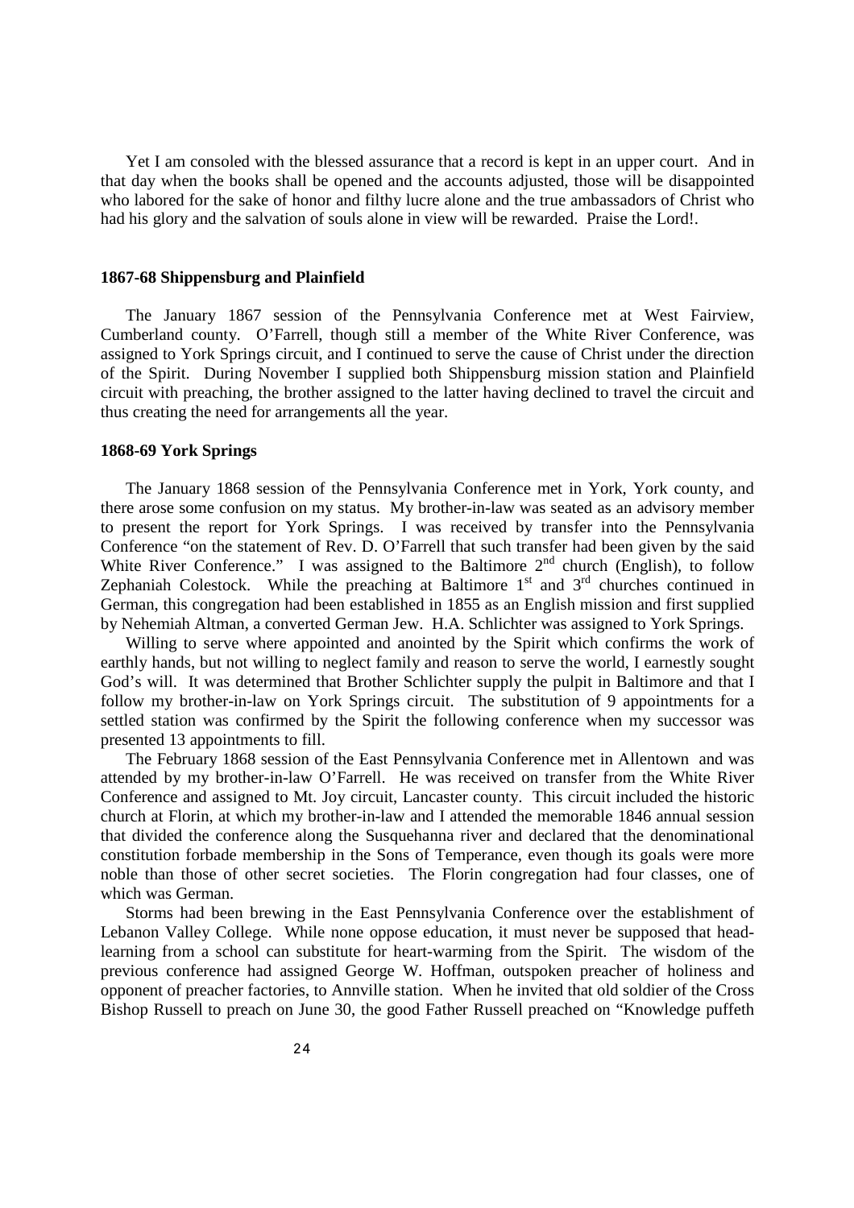Yet I am consoled with the blessed assurance that a record is kept in an upper court. And in that day when the books shall be opened and the accounts adjusted, those will be disappointed who labored for the sake of honor and filthy lucre alone and the true ambassadors of Christ who had his glory and the salvation of souls alone in view will be rewarded. Praise the Lord!.

**1867-68 Shippensburg and Plainfield**

The January 1867 session of the Pennsylvania Conference met at West Fairview, Cumberland county. O'Farrell, though still a member of the White River Conference, was assigned to York Springs circuit, and I continued to serve the cause of Christ under the direction of the Spirit. During November I supplied both Shippensburg mission station and Plainfield circuit with preaching, the brother assigned to the latter having declined to travel the circuit and thus creating the need for arrangements all the year.

**1868-69 York Springs**

The January 1868 session of the Pennsylvania Conference met in York, York county, and there arose some confusion on my status. My brother-in-law was seated as an advisory member to present the report for York Springs. I was received by transfer into the Pennsylvania Conference "on the statement of Rev. D. O'Farrell that such transfer had been given by the said White River Conference." I was assigned to the Baltimore 2nd church (English), to follow Zephaniah Colestock. While the preaching at Baltimore 1st and 3rd churches continued in German, this congregation had been established in 1855 as an English mission and first supplied by Nehemiah Altman, a converted German Jew. H.A. Schlichter was assigned to York Springs.

Willing to serve where appointed and anointed by the Spirit which confirms the work of earthly hands, but not willing to neglect family and reason to serve the world, I earnestly sought God's will. It was determined that Brother Schlichter supply the pulpit in Baltimore and that I follow my brother-in-law on York Springs circuit. The substitution of 9 appointments for a settled station was confirmed by the Spirit the following conference when my successor was presented 13 appointments to fill.

The February 1868 session of the East Pennsylvania Conference met in Allentown and was attended by my brother-in-law O'Farrell. He was received on transfer from the White River Conference and assigned to Mt. Joy circuit, Lancaster county. This circuit included the historic church at Florin, at which my brother-in-law and I attended the memorable 1846 annual session that divided the conference along the Susquehanna river and declared that the denominational constitution forbade membership in the Sons of Temperance, even though its goals were more noble than those of other secret societies. The Florin congregation had four classes, one of which was German.

Storms had been brewing in the East Pennsylvania Conference over the establishment of Lebanon Valley College. While none oppose education, it must never be supposed that head-learning from a school can substitute for heart-warming from the Spirit. The wisdom of the previous conference had assigned George W. Hoffman, outspoken preacher of holiness and opponent of preacher factories, to Annville station. When he invited that old soldier of the Cross Bishop Russell to preach on June 30, the good Father Russell preached on "Knowledge puffeth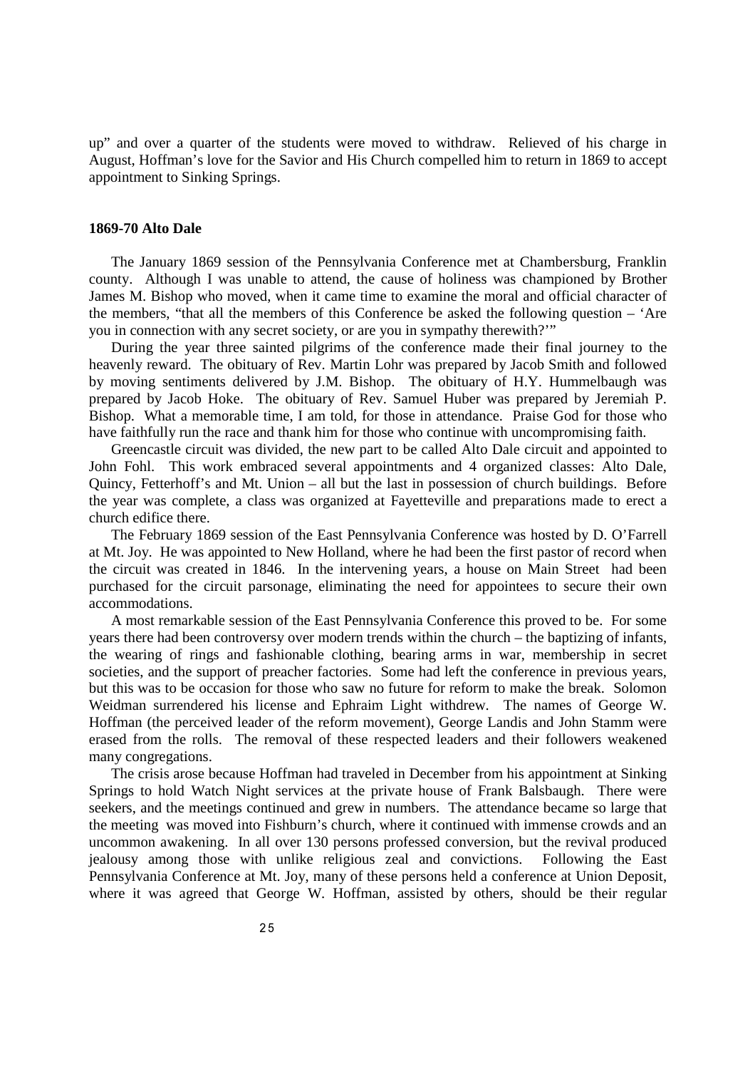up" and over a quarter of the students were moved to withdraw. Relieved of his charge in August, Hoffman's love for the Savior and His Church compelled him to return in 1869 to accept appointment to Sinking Springs.

**1869-70 Alto Dale**

The January 1869 session of the Pennsylvania Conference met at Chambersburg, Franklin county. Although I was unable to attend, the cause of holiness was championed by Brother James M. Bishop who moved, when it came time to examine the moral and official character of the members, "that all the members of this Conference be asked the following question – 'Are you in connection with any secret society, or are you in sympathy therewith?'"

During the year three sainted pilgrims of the conference made their final journey to the heavenly reward. The obituary of Rev. Martin Lohr was prepared by Jacob Smith and followed by moving sentiments delivered by J.M. Bishop. The obituary of H.Y. Hummelbaugh was prepared by Jacob Hoke. The obituary of Rev. Samuel Huber was prepared by Jeremiah P. Bishop. What a memorable time, I am told, for those in attendance. Praise God for those who have faithfully run the race and thank him for those who continue with uncompromising faith.

Greencastle circuit was divided, the new part to be called Alto Dale circuit and appointed to John Fohl. This work embraced several appointments and 4 organized classes: Alto Dale, Quincy, Fetterhoff's and Mt. Union – all but the last in possession of church buildings. Before the year was complete, a class was organized at Fayetteville and preparations made to erect a church edifice there.

The February 1869 session of the East Pennsylvania Conference was hosted by D. O'Farrell at Mt. Joy. He was appointed to New Holland, where he had been the first pastor of record when the circuit was created in 1846. In the intervening years, a house on Main Street had been purchased for the circuit parsonage, eliminating the need for appointees to secure their own accommodations.

A most remarkable session of the East Pennsylvania Conference this proved to be. For some years there had been controversy over modern trends within the church – the baptizing of infants, the wearing of rings and fashionable clothing, bearing arms in war, membership in secret societies, and the support of preacher factories. Some had left the conference in previous years, but this was to be occasion for those who saw no future for reform to make the break. Solomon Weidman surrendered his license and Ephraim Light withdrew. The names of George W. Hoffman (the perceived leader of the reform movement), George Landis and John Stamm were erased from the rolls. The removal of these respected leaders and their followers weakened many congregations.

The crisis arose because Hoffman had traveled in December from his appointment at Sinking Springs to hold Watch Night services at the private house of Frank Balsbaugh. There were seekers, and the meetings continued and grew in numbers. The attendance became so large that the meeting was moved into Fishburn's church, where it continued with immense crowds and an uncommon awakening. In all over 130 persons professed conversion, but the revival produced jealousy among those with unlike religious zeal and convictions. Following the East Pennsylvania Conference at Mt. Joy, many of these persons held a conference at Union Deposit, where it was agreed that George W. Hoffman, assisted by others, should be their regular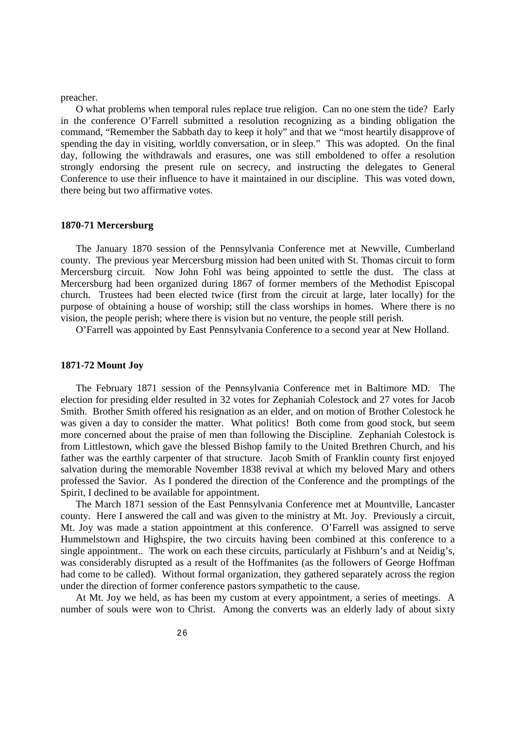preacher.

O what problems when temporal rules replace true religion. Can no one stem the tide? Early in the conference O'Farrell submitted a resolution recognizing as a binding obligation the command, "Remember the Sabbath day to keep it holy" and that we "most heartily disapprove of spending the day in visiting, worldly conversation, or in sleep." This was adopted. On the final day, following the withdrawals and erasures, one was still emboldened to offer a resolution strongly endorsing the present rule on secrecy, and instructing the delegates to General Conference to use their influence to have it maintained in our discipline. This was voted down, there being but two affirmative votes.

### 1870-71 Mercersburg

The January 1870 session of the Pennsylvania Conference met at Newville, Cumberland county. The previous year Mercersburg mission had been united with St. Thomas circuit to form Mercersburg circuit. Now John Fohl was being appointed to settle the dust. The class at Mercersburg had been organized during 1867 of former members of the Methodist Episcopal church. Trustees had been elected twice (first from the circuit at large, later locally) for the purpose of obtaining a house of worship; still the class worships in homes. Where there is no vision, the people perish; where there is vision but no venture, the people still perish.

O'Farrell was appointed by East Pennsylvania Conference to a second year at New Holland.

### 1871-72 Mount Joy

The February 1871 session of the Pennsylvania Conference met in Baltimore MD. The election for presiding elder resulted in 32 votes for Zephaniah Colestock and 27 votes for Jacob Smith. Brother Smith offered his resignation as an elder, and on motion of Brother Colestock he was given a day to consider the matter. What politics! Both come from good stock, but seem more concerned about the praise of men than following the Discipline. Zephaniah Colestock is from Littlestown, which gave the blessed Bishop family to the United Brethren Church, and his father was the earthly carpenter of that structure. Jacob Smith of Franklin county first enjoyed salvation during the memorable November 1838 revival at which my beloved Mary and others professed the Savior. As I pondered the direction of the Conference and the promptings of the Spirit, I declined to be available for appointment.

The March 1871 session of the East Pennsylvania Conference met at Mountville, Lancaster county. Here I answered the call and was given to the ministry at Mt. Joy. Previously a circuit, Mt. Joy was made a station appointment at this conference. O'Farrell was assigned to serve Hummelstown and Highspire, the two circuits having been combined at this conference to a single appointment.. The work on each these circuits, particularly at Fishburn's and at Neidig's, was considerably disrupted as a result of the Hoffmanites (as the followers of George Hoffman had come to be called). Without formal organization, they gathered separately across the region under the direction of former conference pastors sympathetic to the cause.

At Mt. Joy we held, as has been my custom at every appointment, a series of meetings. A number of souls were won to Christ. Among the converts was an elderly lady of about sixty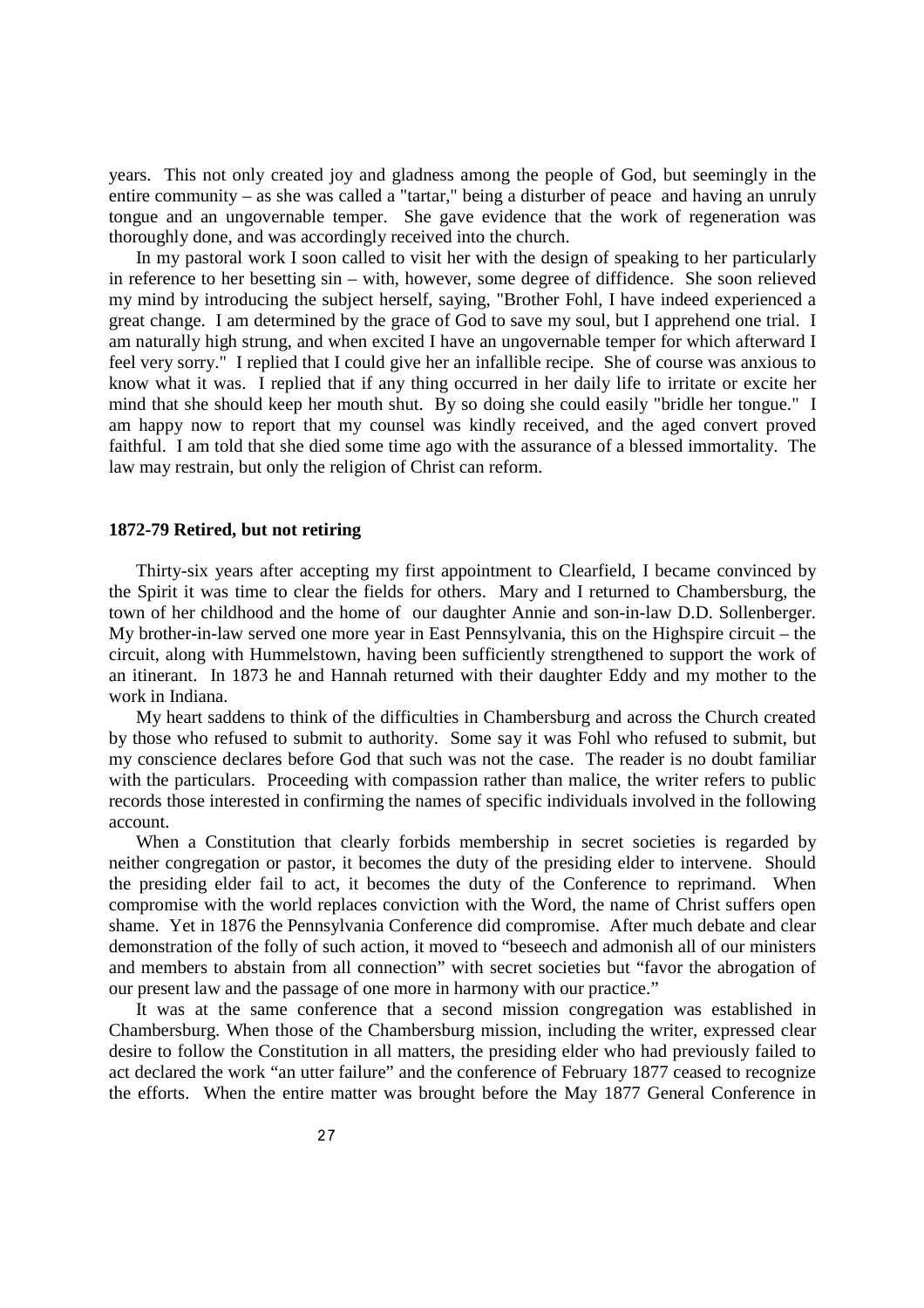years. This not only created joy and gladness among the people of God, but seemingly in the entire community – as she was called a "tartar," being a disturber of peace and having an unruly tongue and an ungovernable temper. She gave evidence that the work of regeneration was thoroughly done, and was accordingly received into the church.

In my pastoral work I soon called to visit her with the design of speaking to her particularly in reference to her besetting sin – with, however, some degree of diffidence. She soon relieved my mind by introducing the subject herself, saying, "Brother Fohl, I have indeed experienced a great change. I am determined by the grace of God to save my soul, but I apprehend one trial. I am naturally high strung, and when excited I have an ungovernable temper for which afterward I feel very sorry." I replied that I could give her an infallible recipe. She of course was anxious to know what it was. I replied that if any thing occurred in her daily life to irritate or excite her mind that she should keep her mouth shut. By so doing she could easily "bridle her tongue." I am happy now to report that my counsel was kindly received, and the aged convert proved faithful. I am told that she died some time ago with the assurance of a blessed immortality. The law may restrain, but only the religion of Christ can reform.

**1872-79 Retired, but not retiring**

Thirty-six years after accepting my first appointment to Clearfield, I became convinced by the Spirit it was time to clear the fields for others. Mary and I returned to Chambersburg, the town of her childhood and the home of our daughter Annie and son-in-law D.D. Sollenberger. My brother-in-law served one more year in East Pennsylvania, this on the Highspire circuit – the circuit, along with Hummelstown, having been sufficiently strengthened to support the work of an itinerant. In 1873 he and Hannah returned with their daughter Eddy and my mother to the work in Indiana.

My heart saddens to think of the difficulties in Chambersburg and across the Church created by those who refused to submit to authority. Some say it was Fohl who refused to submit, but my conscience declares before God that such was not the case. The reader is no doubt familiar with the particulars. Proceeding with compassion rather than malice, the writer refers to public records those interested in confirming the names of specific individuals involved in the following account.

When a Constitution that clearly forbids membership in secret societies is regarded by neither congregation or pastor, it becomes the duty of the presiding elder to intervene. Should the presiding elder fail to act, it becomes the duty of the Conference to reprimand. When compromise with the world replaces conviction with the Word, the name of Christ suffers open shame. Yet in 1876 the Pennsylvania Conference did compromise. After much debate and clear demonstration of the folly of such action, it moved to "beseech and admonish all of our ministers and members to abstain from all connection" with secret societies but "favor the abrogation of our present law and the passage of one more in harmony with our practice."

It was at the same conference that a second mission congregation was established in Chambersburg. When those of the Chambersburg mission, including the writer, expressed clear desire to follow the Constitution in all matters, the presiding elder who had previously failed to act declared the work "an utter failure" and the conference of February 1877 ceased to recognize the efforts. When the entire matter was brought before the May 1877 General Conference in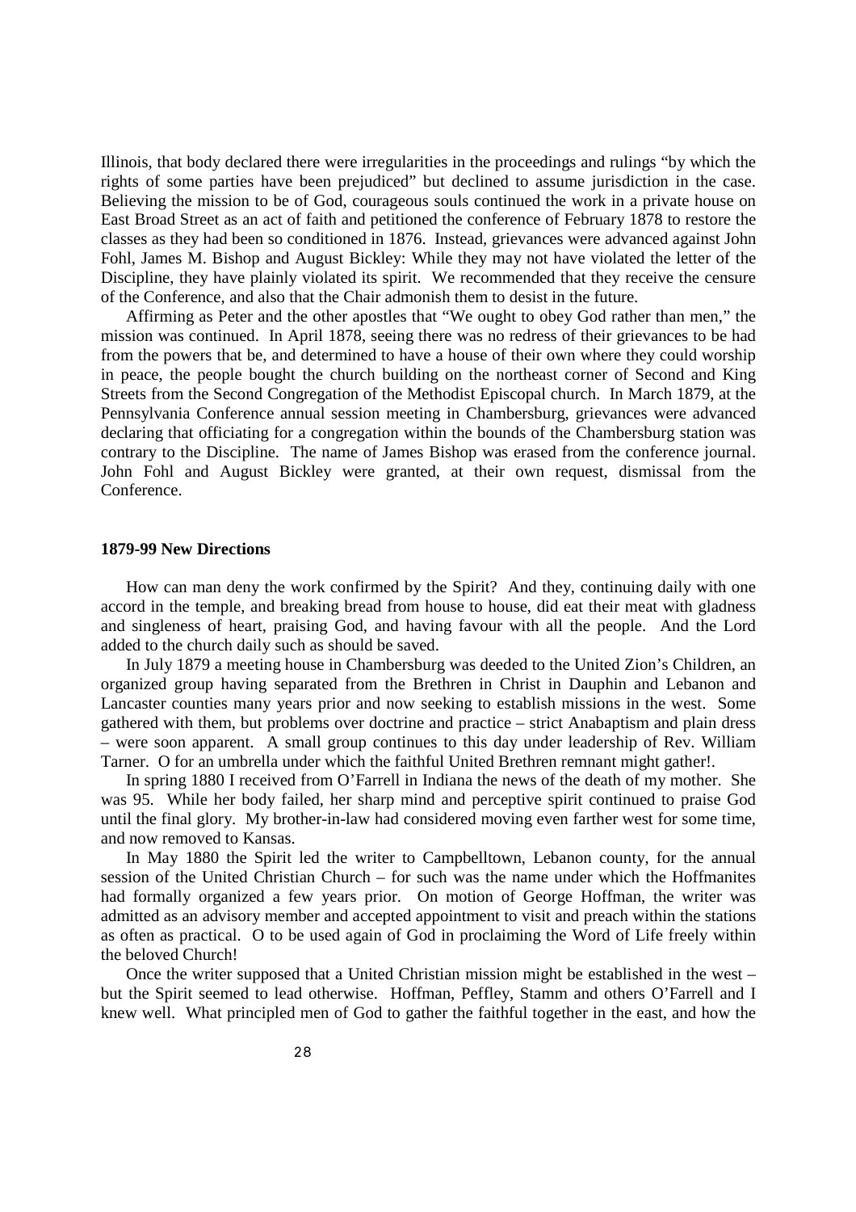Illinois, that body declared there were irregularities in the proceedings and rulings "by which the rights of some parties have been prejudiced" but declined to assume jurisdiction in the case. Believing the mission to be of God, courageous souls continued the work in a private house on East Broad Street as an act of faith and petitioned the conference of February 1878 to restore the classes as they had been so conditioned in 1876. Instead, grievances were advanced against John Fohl, James M. Bishop and August Bickley: While they may not have violated the letter of the Discipline, they have plainly violated its spirit. We recommended that they receive the censure of the Conference, and also that the Chair admonish them to desist in the future.

Affirming as Peter and the other apostles that "We ought to obey God rather than men," the mission was continued. In April 1878, seeing there was no redress of their grievances to be had from the powers that be, and determined to have a house of their own where they could worship in peace, the people bought the church building on the northeast corner of Second and King Streets from the Second Congregation of the Methodist Episcopal church. In March 1879, at the Pennsylvania Conference annual session meeting in Chambersburg, grievances were advanced declaring that officiating for a congregation within the bounds of the Chambersburg station was contrary to the Discipline. The name of James Bishop was erased from the conference journal. John Fohl and August Bickley were granted, at their own request, dismissal from the Conference.

**1879-99 New Directions**

How can man deny the work confirmed by the Spirit? And they, continuing daily with one accord in the temple, and breaking bread from house to house, did eat their meat with gladness and singleness of heart, praising God, and having favour with all the people. And the Lord added to the church daily such as should be saved.

In July 1879 a meeting house in Chambersburg was deeded to the United Zion's Children, an organized group having separated from the Brethren in Christ in Dauphin and Lebanon and Lancaster counties many years prior and now seeking to establish missions in the west. Some gathered with them, but problems over doctrine and practice – strict Anabaptism and plain dress – were soon apparent. A small group continues to this day under leadership of Rev. William Tarner. O for an umbrella under which the faithful United Brethren remnant might gather!.

In spring 1880 I received from O'Farrell in Indiana the news of the death of my mother. She was 95. While her body failed, her sharp mind and perceptive spirit continued to praise God until the final glory. My brother-in-law had considered moving even farther west for some time, and now removed to Kansas.

In May 1880 the Spirit led the writer to Campbelltown, Lebanon county, for the annual session of the United Christian Church – for such was the name under which the Hoffmanites had formally organized a few years prior. On motion of George Hoffman, the writer was admitted as an advisory member and accepted appointment to visit and preach within the stations as often as practical. O to be used again of God in proclaiming the Word of Life freely within the beloved Church!

Once the writer supposed that a United Christian mission might be established in the west – but the Spirit seemed to lead otherwise. Hoffman, Peffley, Stamm and others O'Farrell and I knew well. What principled men of God to gather the faithful together in the east, and how the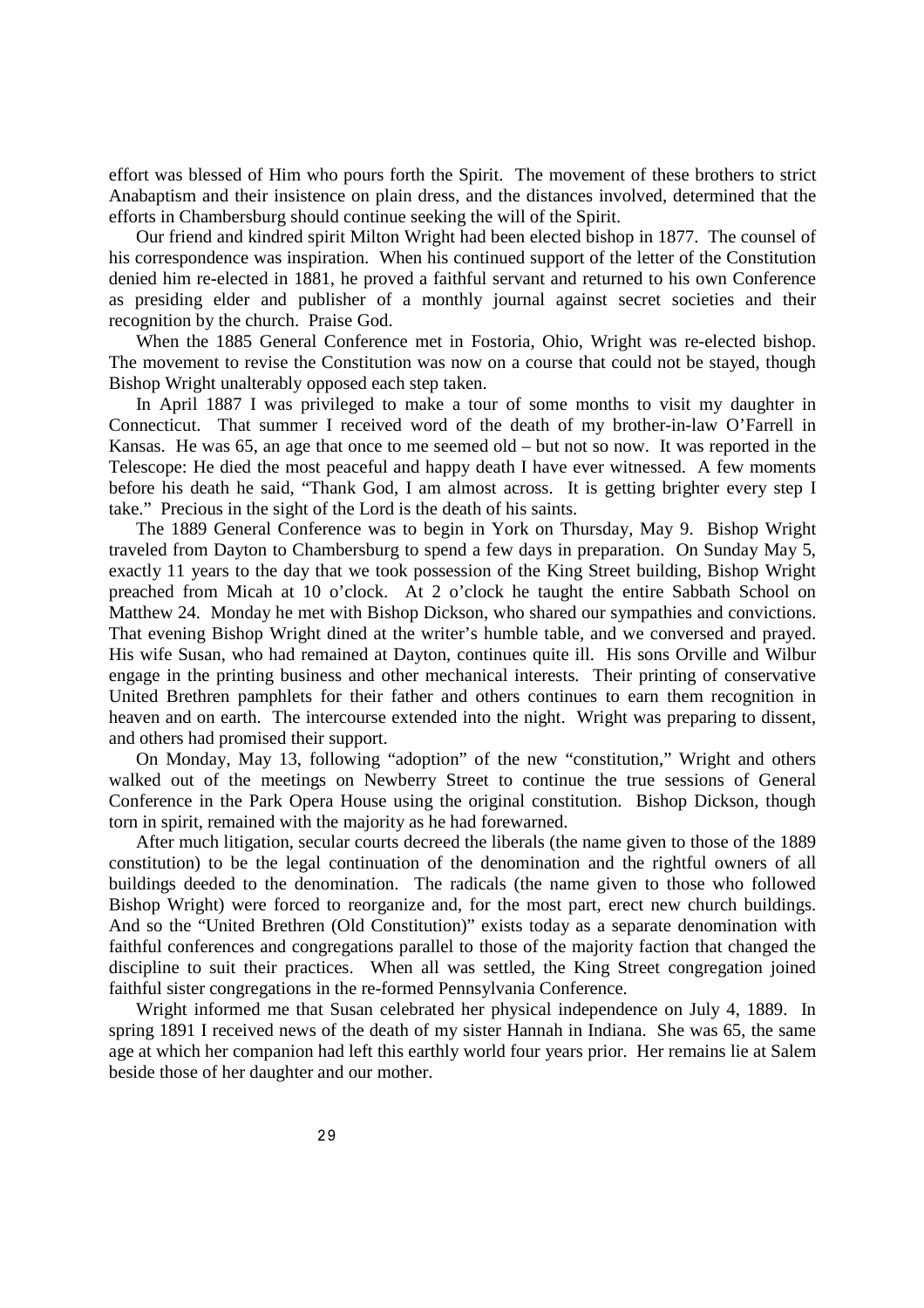effort was blessed of Him who pours forth the Spirit. The movement of these brothers to strict Anabaptism and their insistence on plain dress, and the distances involved, determined that the efforts in Chambersburg should continue seeking the will of the Spirit.

Our friend and kindred spirit Milton Wright had been elected bishop in 1877. The counsel of his correspondence was inspiration. When his continued support of the letter of the Constitution denied him re-elected in 1881, he proved a faithful servant and returned to his own Conference as presiding elder and publisher of a monthly journal against secret societies and their recognition by the church. Praise God.

When the 1885 General Conference met in Fostoria, Ohio, Wright was re-elected bishop. The movement to revise the Constitution was now on a course that could not be stayed, though Bishop Wright unalterably opposed each step taken.

In April 1887 I was privileged to make a tour of some months to visit my daughter in Connecticut. That summer I received word of the death of my brother-in-law O'Farrell in Kansas. He was 65, an age that once to me seemed old – but not so now. It was reported in the Telescope: He died the most peaceful and happy death I have ever witnessed. A few moments before his death he said, "Thank God, I am almost across. It is getting brighter every step I take." Precious in the sight of the Lord is the death of his saints.

The 1889 General Conference was to begin in York on Thursday, May 9. Bishop Wright traveled from Dayton to Chambersburg to spend a few days in preparation. On Sunday May 5, exactly 11 years to the day that we took possession of the King Street building, Bishop Wright preached from Micah at 10 o'clock. At 2 o'clock he taught the entire Sabbath School on Matthew 24. Monday he met with Bishop Dickson, who shared our sympathies and convictions. That evening Bishop Wright dined at the writer's humble table, and we conversed and prayed. His wife Susan, who had remained at Dayton, continues quite ill. His sons Orville and Wilbur engage in the printing business and other mechanical interests. Their printing of conservative United Brethren pamphlets for their father and others continues to earn them recognition in heaven and on earth. The intercourse extended into the night. Wright was preparing to dissent, and others had promised their support.

On Monday, May 13, following "adoption" of the new "constitution," Wright and others walked out of the meetings on Newberry Street to continue the true sessions of General Conference in the Park Opera House using the original constitution. Bishop Dickson, though torn in spirit, remained with the majority as he had forewarned.

After much litigation, secular courts decreed the liberals (the name given to those of the 1889 constitution) to be the legal continuation of the denomination and the rightful owners of all buildings deeded to the denomination. The radicals (the name given to those who followed Bishop Wright) were forced to reorganize and, for the most part, erect new church buildings. And so the "United Brethren (Old Constitution)" exists today as a separate denomination with faithful conferences and congregations parallel to those of the majority faction that changed the discipline to suit their practices. When all was settled, the King Street congregation joined faithful sister congregations in the re-formed Pennsylvania Conference.

Wright informed me that Susan celebrated her physical independence on July 4, 1889. In spring 1891 I received news of the death of my sister Hannah in Indiana. She was 65, the same age at which her companion had left this earthly world four years prior. Her remains lie at Salem beside those of her daughter and our mother.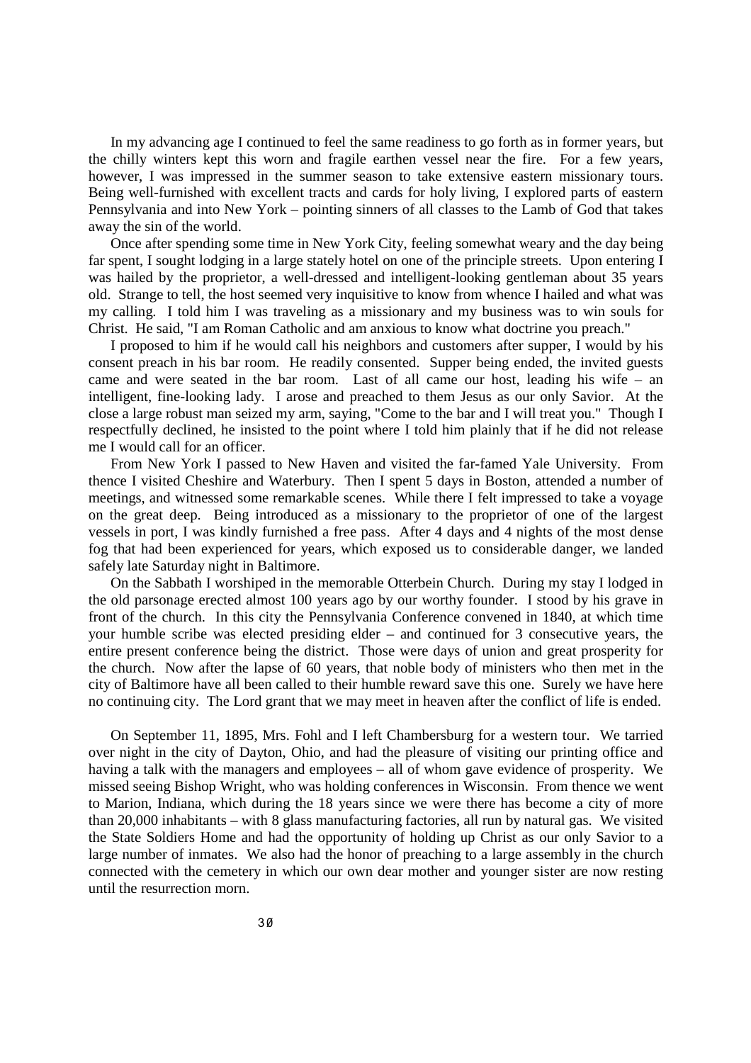In my advancing age I continued to feel the same readiness to go forth as in former years, but the chilly winters kept this worn and fragile earthen vessel near the fire. For a few years, however, I was impressed in the summer season to take extensive eastern missionary tours. Being well-furnished with excellent tracts and cards for holy living, I explored parts of eastern Pennsylvania and into New York – pointing sinners of all classes to the Lamb of God that takes away the sin of the world.

Once after spending some time in New York City, feeling somewhat weary and the day being far spent, I sought lodging in a large stately hotel on one of the principle streets. Upon entering I was hailed by the proprietor, a well-dressed and intelligent-looking gentleman about 35 years old. Strange to tell, the host seemed very inquisitive to know from whence I hailed and what was my calling. I told him I was traveling as a missionary and my business was to win souls for Christ. He said, "I am Roman Catholic and am anxious to know what doctrine you preach."

I proposed to him if he would call his neighbors and customers after supper, I would by his consent preach in his bar room. He readily consented. Supper being ended, the invited guests came and were seated in the bar room. Last of all came our host, leading his wife – an intelligent, fine-looking lady. I arose and preached to them Jesus as our only Savior. At the close a large robust man seized my arm, saying, "Come to the bar and I will treat you." Though I respectfully declined, he insisted to the point where I told him plainly that if he did not release me I would call for an officer.

From New York I passed to New Haven and visited the far-famed Yale University. From thence I visited Cheshire and Waterbury. Then I spent 5 days in Boston, attended a number of meetings, and witnessed some remarkable scenes. While there I felt impressed to take a voyage on the great deep. Being introduced as a missionary to the proprietor of one of the largest vessels in port, I was kindly furnished a free pass. After 4 days and 4 nights of the most dense fog that had been experienced for years, which exposed us to considerable danger, we landed safely late Saturday night in Baltimore.

On the Sabbath I worshiped in the memorable Otterbein Church. During my stay I lodged in the old parsonage erected almost 100 years ago by our worthy founder. I stood by his grave in front of the church. In this city the Pennsylvania Conference convened in 1840, at which time your humble scribe was elected presiding elder – and continued for 3 consecutive years, the entire present conference being the district. Those were days of union and great prosperity for the church. Now after the lapse of 60 years, that noble body of ministers who then met in the city of Baltimore have all been called to their humble reward save this one. Surely we have here no continuing city. The Lord grant that we may meet in heaven after the conflict of life is ended.

On September 11, 1895, Mrs. Fohl and I left Chambersburg for a western tour. We tarried over night in the city of Dayton, Ohio, and had the pleasure of visiting our printing office and having a talk with the managers and employees – all of whom gave evidence of prosperity. We missed seeing Bishop Wright, who was holding conferences in Wisconsin. From thence we went to Marion, Indiana, which during the 18 years since we were there has become a city of more than 20,000 inhabitants – with 8 glass manufacturing factories, all run by natural gas. We visited the State Soldiers Home and had the opportunity of holding up Christ as our only Savior to a large number of inmates. We also had the honor of preaching to a large assembly in the church connected with the cemetery in which our own dear mother and younger sister are now resting until the resurrection morn.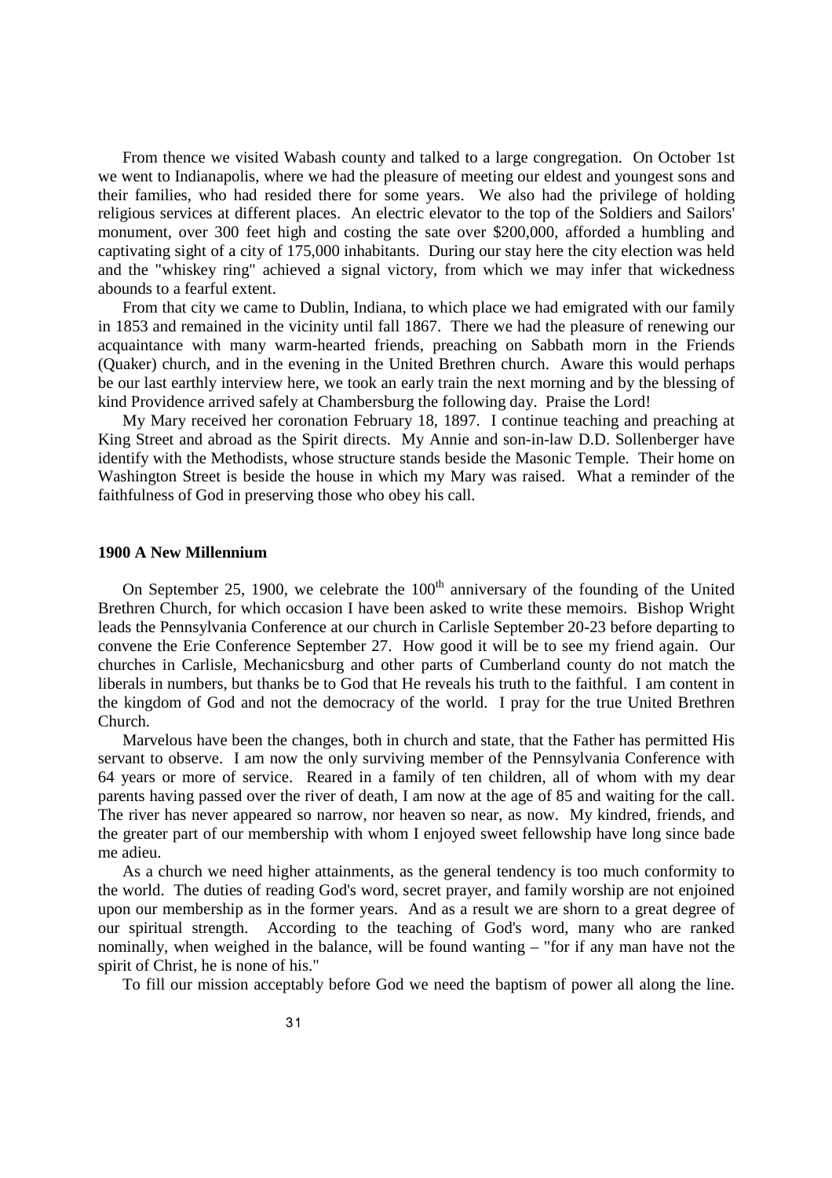From thence we visited Wabash county and talked to a large congregation. On October 1st we went to Indianapolis, where we had the pleasure of meeting our eldest and youngest sons and their families, who had resided there for some years. We also had the privilege of holding religious services at different places. An electric elevator to the top of the Soldiers and Sailors' monument, over 300 feet high and costing the sate over $200,000, afforded a humbling and captivating sight of a city of 175,000 inhabitants. During our stay here the city election was held and the "whiskey ring" achieved a signal victory, from which we may infer that wickedness abounds to a fearful extent.

From that city we came to Dublin, Indiana, to which place we had emigrated with our family in 1853 and remained in the vicinity until fall 1867. There we had the pleasure of renewing our acquaintance with many warm-hearted friends, preaching on Sabbath morn in the Friends (Quaker) church, and in the evening in the United Brethren church. Aware this would perhaps be our last earthly interview here, we took an early train the next morning and by the blessing of kind Providence arrived safely at Chambersburg the following day. Praise the Lord!

My Mary received her coronation February 18, 1897. I continue teaching and preaching at King Street and abroad as the Spirit directs. My Annie and son-in-law D.D. Sollenberger have identify with the Methodists, whose structure stands beside the Masonic Temple. Their home on Washington Street is beside the house in which my Mary was raised. What a reminder of the faithfulness of God in preserving those who obey his call.

**1900 A New Millennium**

On September 25, 1900, we celebrate the 100th anniversary of the founding of the United Brethren Church, for which occasion I have been asked to write these memoirs. Bishop Wright leads the Pennsylvania Conference at our church in Carlisle September 20-23 before departing to convene the Erie Conference September 27. How good it will be to see my friend again. Our churches in Carlisle, Mechanicsburg and other parts of Cumberland county do not match the liberals in numbers, but thanks be to God that He reveals his truth to the faithful. I am content in the kingdom of God and not the democracy of the world. I pray for the true United Brethren Church.

Marvelous have been the changes, both in church and state, that the Father has permitted His servant to observe. I am now the only surviving member of the Pennsylvania Conference with 64 years or more of service. Reared in a family of ten children, all of whom with my dear parents having passed over the river of death, I am now at the age of 85 and waiting for the call. The river has never appeared so narrow, nor heaven so near, as now. My kindred, friends, and the greater part of our membership with whom I enjoyed sweet fellowship have long since bade me adieu.

As a church we need higher attainments, as the general tendency is too much conformity to the world. The duties of reading God's word, secret prayer, and family worship are not enjoined upon our membership as in the former years. And as a result we are shorn to a great degree of our spiritual strength. According to the teaching of God's word, many who are ranked nominally, when weighed in the balance, will be found wanting – "for if any man have not the spirit of Christ, he is none of his."

To fill our mission acceptably before God we need the baptism of power all along the line.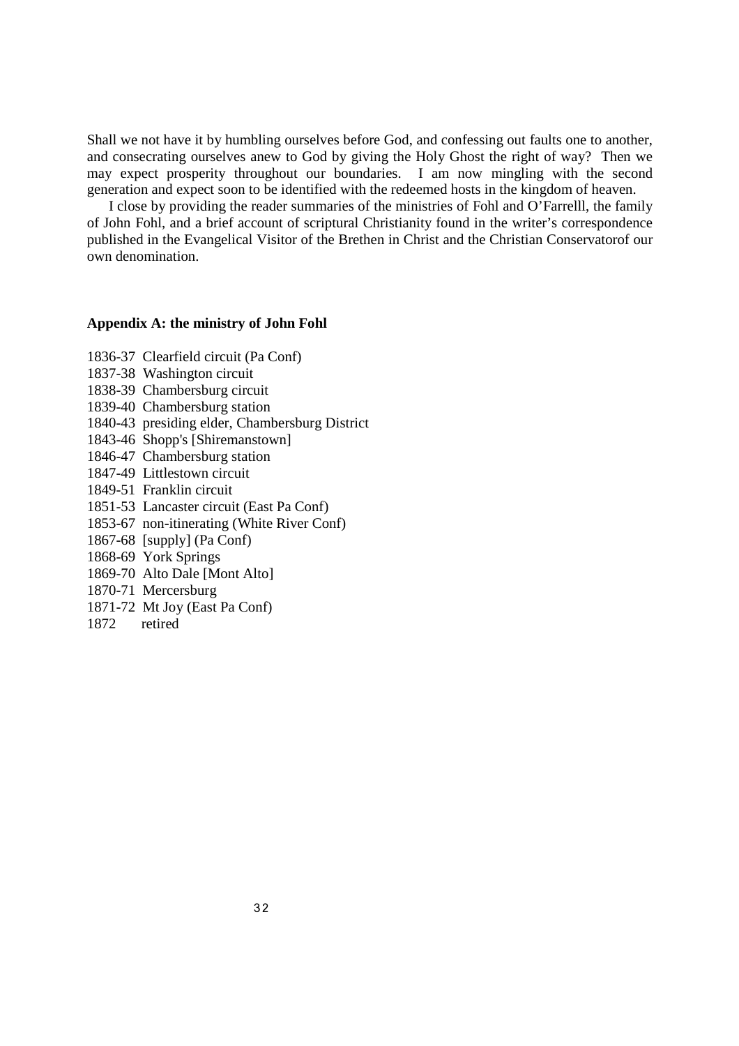Shall we not have it by humbling ourselves before God, and confessing out faults one to another, and consecrating ourselves anew to God by giving the Holy Ghost the right of way? Then we may expect prosperity throughout our boundaries. I am now mingling with the second generation and expect soon to be identified with the redeemed hosts in the kingdom of heaven.

I close by providing the reader summaries of the ministries of Fohl and O'Farrelll, the family of John Fohl, and a brief account of scriptural Christianity found in the writer's correspondence published in the Evangelical Visitor of the Brethen in Christ and the Christian Conservatorof our own denomination.

### Appendix A: the ministry of John Fohl

1836-37 Clearfield circuit (Pa Conf)
1837-38 Washington circuit
1838-39 Chambersburg circuit
1839-40 Chambersburg station
1840-43 presiding elder, Chambersburg District
1843-46 Shopp's [Shiremanstown]
1846-47 Chambersburg station
1847-49 Littlestown circuit
1849-51 Franklin circuit
1851-53 Lancaster circuit (East Pa Conf)
1853-67 non-itinerating (White River Conf)
1867-68 [supply] (Pa Conf)
1868-69 York Springs
1869-70 Alto Dale [Mont Alto]
1870-71 Mercersburg
1871-72 Mt Joy (East Pa Conf)
1872 retired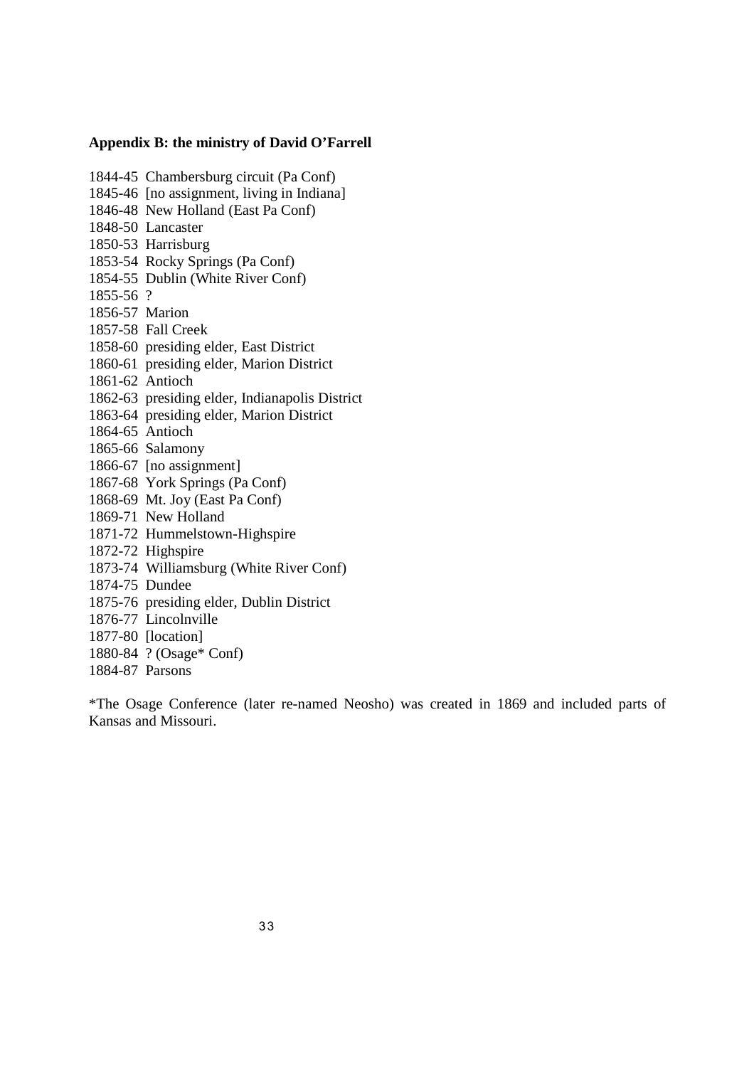**Appendix B: the ministry of David O'Farrell**

1844-45 Chambersburg circuit (Pa Conf)
1845-46 [no assignment, living in Indiana]
1846-48 New Holland (East Pa Conf)
1848-50 Lancaster
1850-53 Harrisburg
1853-54 Rocky Springs (Pa Conf)
1854-55 Dublin (White River Conf)
1855-56 ?
1856-57 Marion
1857-58 Fall Creek
1858-60 presiding elder, East District
1860-61 presiding elder, Marion District
1861-62 Antioch
1862-63 presiding elder, Indianapolis District
1863-64 presiding elder, Marion District
1864-65 Antioch
1865-66 Salamony
1866-67 [no assignment]
1867-68 York Springs (Pa Conf)
1868-69 Mt. Joy (East Pa Conf)
1869-71 New Holland
1871-72 Hummelstown-Highspire
1872-72 Highspire
1873-74 Williamsburg (White River Conf)
1874-75 Dundee
1875-76 presiding elder, Dublin District
1876-77 Lincolnville
1877-80 [location]
1880-84 ? (Osage* Conf)
1884-87 Parsons

*The Osage Conference (later re-named Neosho) was created in 1869 and included parts of Kansas and Missouri.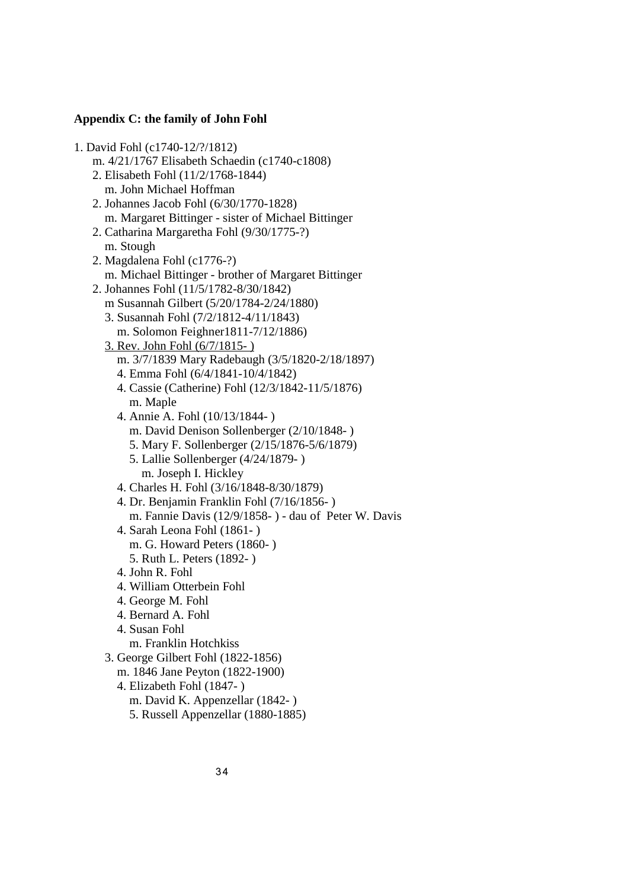**Appendix C: the family of John Fohl**

1. David Fohl (c1740-12/?/1812)
    m. 4/21/1767 Elisabeth Schaedin (c1740-c1808)
    2. Elisabeth Fohl (11/2/1768-1844)
        m. John Michael Hoffman
    2. Johannes Jacob Fohl (6/30/1770-1828)
        m. Margaret Bittinger - sister of Michael Bittinger
    2. Catharina Margaretha Fohl (9/30/1775-?)
        m. Stough
    2. Magdalena Fohl (c1776-?)
        m. Michael Bittinger - brother of Margaret Bittinger
    2. Johannes Fohl (11/5/1782-8/30/1842)
        m Susannah Gilbert (5/20/1784-2/24/1880)
        3. Susannah Fohl (7/2/1812-4/11/1843)
            m. Solomon Feighner1811-7/12/1886)
        <u>3. Rev. John Fohl (6/7/1815- )</u>
            m. 3/7/1839 Mary Radebaugh (3/5/1820-2/18/1897)
            4. Emma Fohl (6/4/1841-10/4/1842)
            4. Cassie (Catherine) Fohl (12/3/1842-11/5/1876)
                m. Maple
            4. Annie A. Fohl (10/13/1844- )
                m. David Denison Sollenberger (2/10/1848- )
                5. Mary F. Sollenberger (2/15/1876-5/6/1879)
                5. Lallie Sollenberger (4/24/1879- )
                    m. Joseph I. Hickley
            4. Charles H. Fohl (3/16/1848-8/30/1879)
            4. Dr. Benjamin Franklin Fohl (7/16/1856- )
                m. Fannie Davis (12/9/1858- ) - dau of Peter W. Davis
            4. Sarah Leona Fohl (1861- )
                m. G. Howard Peters (1860- )
                5. Ruth L. Peters (1892- )
            4. John R. Fohl
            4. William Otterbein Fohl
            4. George M. Fohl
            4. Bernard A. Fohl
            4. Susan Fohl
                m. Franklin Hotchkiss
        3. George Gilbert Fohl (1822-1856)
            m. 1846 Jane Peyton (1822-1900)
            4. Elizabeth Fohl (1847- )
                m. David K. Appenzellar (1842- )
                5. Russell Appenzellar (1880-1885)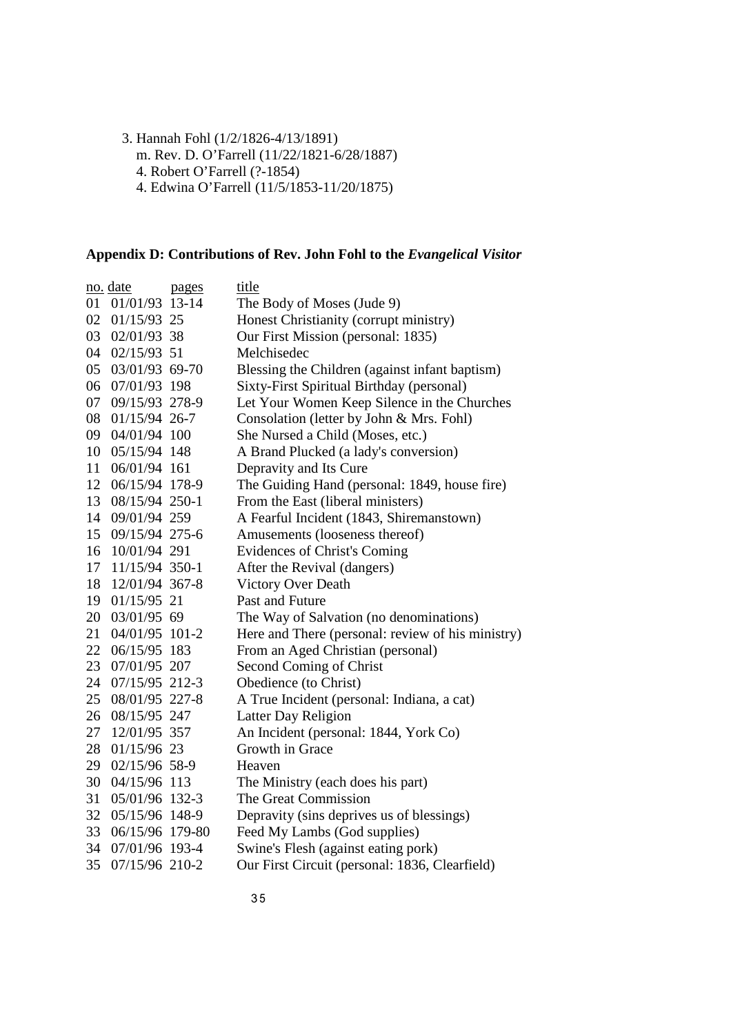3. Hannah Fohl (1/2/1826-4/13/1891)
   m. Rev. D. O'Farrell (11/22/1821-6/28/1887)
    4. Robert O'Farrell (?-1854)
    4. Edwina O'Farrell (11/5/1853-11/20/1875)

## Appendix D: Contributions of Rev. John Fohl to the *Evangelical Visitor*

| no. | date | pages | title |
|---|---|---|---|
| 01 | 01/01/93 | 13-14 | The Body of Moses (Jude 9) |
| 02 | 01/15/93 | 25 | Honest Christianity (corrupt ministry) |
| 03 | 02/01/93 | 38 | Our First Mission (personal: 1835) |
| 04 | 02/15/93 | 51 | Melchisedec |
| 05 | 03/01/93 | 69-70 | Blessing the Children (against infant baptism) |
| 06 | 07/01/93 | 198 | Sixty-First Spiritual Birthday (personal) |
| 07 | 09/15/93 | 278-9 | Let Your Women Keep Silence in the Churches |
| 08 | 01/15/94 | 26-7 | Consolation (letter by John & Mrs. Fohl) |
| 09 | 04/01/94 | 100 | She Nursed a Child (Moses, etc.) |
| 10 | 05/15/94 | 148 | A Brand Plucked (a lady's conversion) |
| 11 | 06/01/94 | 161 | Depravity and Its Cure |
| 12 | 06/15/94 | 178-9 | The Guiding Hand (personal: 1849, house fire) |
| 13 | 08/15/94 | 250-1 | From the East (liberal ministers) |
| 14 | 09/01/94 | 259 | A Fearful Incident (1843, Shiremanstown) |
| 15 | 09/15/94 | 275-6 | Amusements (looseness thereof) |
| 16 | 10/01/94 | 291 | Evidences of Christ's Coming |
| 17 | 11/15/94 | 350-1 | After the Revival (dangers) |
| 18 | 12/01/94 | 367-8 | Victory Over Death |
| 19 | 01/15/95 | 21 | Past and Future |
| 20 | 03/01/95 | 69 | The Way of Salvation (no denominations) |
| 21 | 04/01/95 | 101-2 | Here and There (personal: review of his ministry) |
| 22 | 06/15/95 | 183 | From an Aged Christian (personal) |
| 23 | 07/01/95 | 207 | Second Coming of Christ |
| 24 | 07/15/95 | 212-3 | Obedience (to Christ) |
| 25 | 08/01/95 | 227-8 | A True Incident (personal: Indiana, a cat) |
| 26 | 08/15/95 | 247 | Latter Day Religion |
| 27 | 12/01/95 | 357 | An Incident (personal: 1844, York Co) |
| 28 | 01/15/96 | 23 | Growth in Grace |
| 29 | 02/15/96 | 58-9 | Heaven |
| 30 | 04/15/96 | 113 | The Ministry (each does his part) |
| 31 | 05/01/96 | 132-3 | The Great Commission |
| 32 | 05/15/96 | 148-9 | Depravity (sins deprives us of blessings) |
| 33 | 06/15/96 | 179-80 | Feed My Lambs (God supplies) |
| 34 | 07/01/96 | 193-4 | Swine's Flesh (against eating pork) |
| 35 | 07/15/96 | 210-2 | Our First Circuit (personal: 1836, Clearfield) |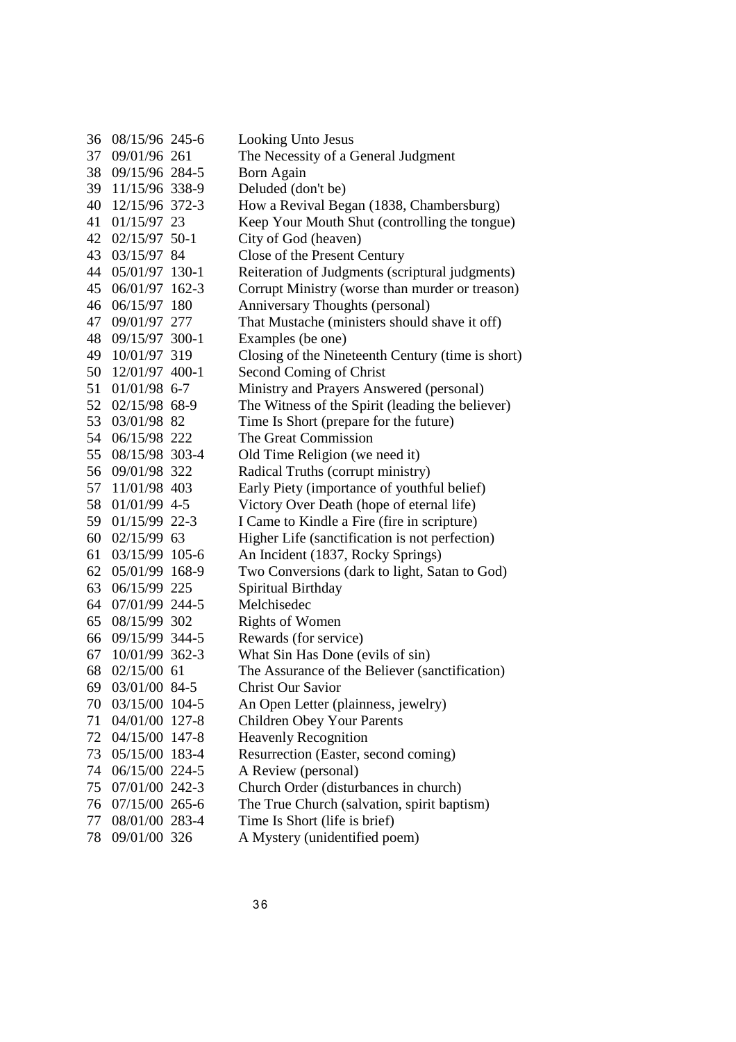| | | | |
|---|---|---|---|
| 36 | 08/15/96 | 245-6 | Looking Unto Jesus |
| 37 | 09/01/96 | 261 | The Necessity of a General Judgment |
| 38 | 09/15/96 | 284-5 | Born Again |
| 39 | 11/15/96 | 338-9 | Deluded (don't be) |
| 40 | 12/15/96 | 372-3 | How a Revival Began (1838, Chambersburg) |
| 41 | 01/15/97 | 23 | Keep Your Mouth Shut (controlling the tongue) |
| 42 | 02/15/97 | 50-1 | City of God (heaven) |
| 43 | 03/15/97 | 84 | Close of the Present Century |
| 44 | 05/01/97 | 130-1 | Reiteration of Judgments (scriptural judgments) |
| 45 | 06/01/97 | 162-3 | Corrupt Ministry (worse than murder or treason) |
| 46 | 06/15/97 | 180 | Anniversary Thoughts (personal) |
| 47 | 09/01/97 | 277 | That Mustache (ministers should shave it off) |
| 48 | 09/15/97 | 300-1 | Examples (be one) |
| 49 | 10/01/97 | 319 | Closing of the Nineteenth Century (time is short) |
| 50 | 12/01/97 | 400-1 | Second Coming of Christ |
| 51 | 01/01/98 | 6-7 | Ministry and Prayers Answered (personal) |
| 52 | 02/15/98 | 68-9 | The Witness of the Spirit (leading the believer) |
| 53 | 03/01/98 | 82 | Time Is Short (prepare for the future) |
| 54 | 06/15/98 | 222 | The Great Commission |
| 55 | 08/15/98 | 303-4 | Old Time Religion (we need it) |
| 56 | 09/01/98 | 322 | Radical Truths (corrupt ministry) |
| 57 | 11/01/98 | 403 | Early Piety (importance of youthful belief) |
| 58 | 01/01/99 | 4-5 | Victory Over Death (hope of eternal life) |
| 59 | 01/15/99 | 22-3 | I Came to Kindle a Fire (fire in scripture) |
| 60 | 02/15/99 | 63 | Higher Life (sanctification is not perfection) |
| 61 | 03/15/99 | 105-6 | An Incident (1837, Rocky Springs) |
| 62 | 05/01/99 | 168-9 | Two Conversions (dark to light, Satan to God) |
| 63 | 06/15/99 | 225 | Spiritual Birthday |
| 64 | 07/01/99 | 244-5 | Melchisedec |
| 65 | 08/15/99 | 302 | Rights of Women |
| 66 | 09/15/99 | 344-5 | Rewards (for service) |
| 67 | 10/01/99 | 362-3 | What Sin Has Done (evils of sin) |
| 68 | 02/15/00 | 61 | The Assurance of the Believer (sanctification) |
| 69 | 03/01/00 | 84-5 | Christ Our Savior |
| 70 | 03/15/00 | 104-5 | An Open Letter (plainness, jewelry) |
| 71 | 04/01/00 | 127-8 | Children Obey Your Parents |
| 72 | 04/15/00 | 147-8 | Heavenly Recognition |
| 73 | 05/15/00 | 183-4 | Resurrection (Easter, second coming) |
| 74 | 06/15/00 | 224-5 | A Review (personal) |
| 75 | 07/01/00 | 242-3 | Church Order (disturbances in church) |
| 76 | 07/15/00 | 265-6 | The True Church (salvation, spirit baptism) |
| 77 | 08/01/00 | 283-4 | Time Is Short (life is brief) |
| 78 | 09/01/00 | 326 | A Mystery (unidentified poem) |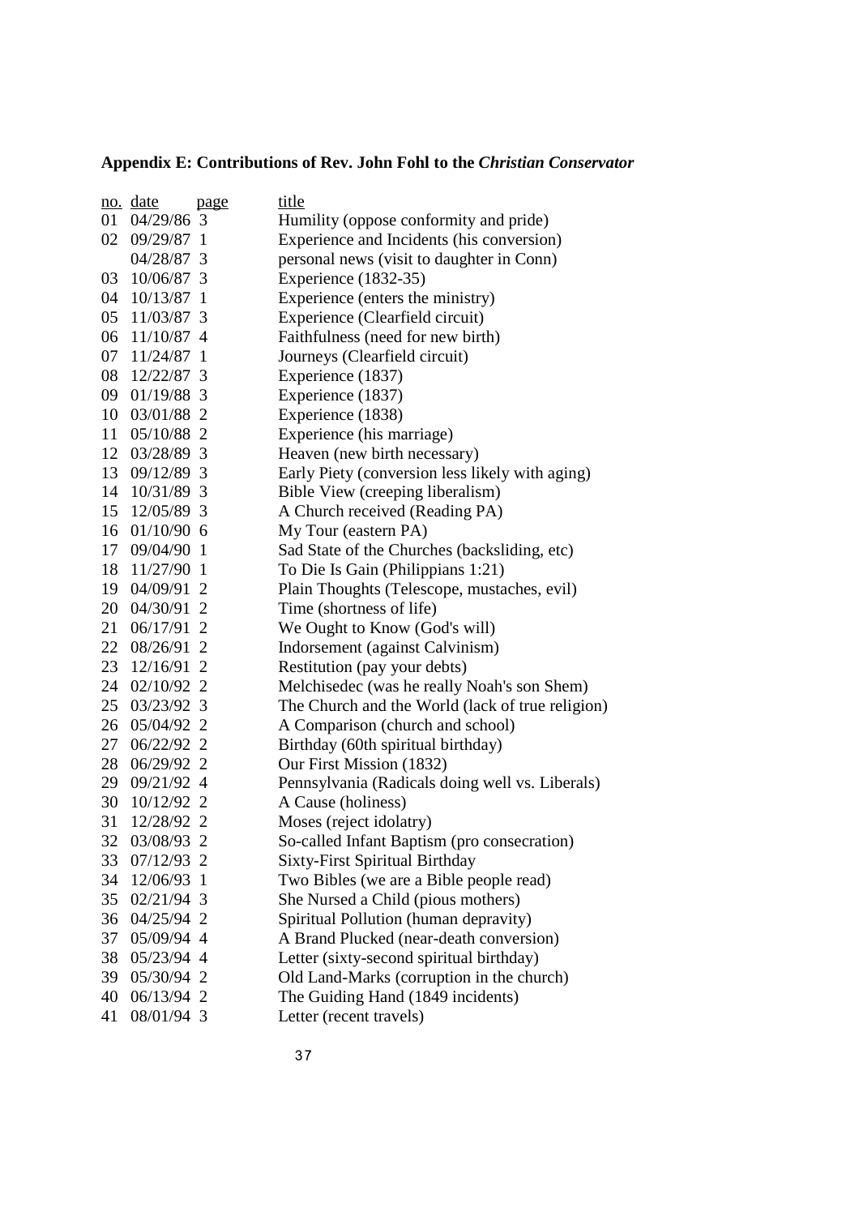## Appendix E: Contributions of Rev. John Fohl to the *Christian Conservator*

| no. | date | page | title |
|---|---|---|---|
| 01 | 04/29/86 | 3 | Humility (oppose conformity and pride) |
| 02 | 09/29/87 | 1 | Experience and Incidents (his conversion) |
| | 04/28/87 | 3 | personal news (visit to daughter in Conn) |
| 03 | 10/06/87 | 3 | Experience (1832-35) |
| 04 | 10/13/87 | 1 | Experience (enters the ministry) |
| 05 | 11/03/87 | 3 | Experience (Clearfield circuit) |
| 06 | 11/10/87 | 4 | Faithfulness (need for new birth) |
| 07 | 11/24/87 | 1 | Journeys (Clearfield circuit) |
| 08 | 12/22/87 | 3 | Experience (1837) |
| 09 | 01/19/88 | 3 | Experience (1837) |
| 10 | 03/01/88 | 2 | Experience (1838) |
| 11 | 05/10/88 | 2 | Experience (his marriage) |
| 12 | 03/28/89 | 3 | Heaven (new birth necessary) |
| 13 | 09/12/89 | 3 | Early Piety (conversion less likely with aging) |
| 14 | 10/31/89 | 3 | Bible View (creeping liberalism) |
| 15 | 12/05/89 | 3 | A Church received (Reading PA) |
| 16 | 01/10/90 | 6 | My Tour (eastern PA) |
| 17 | 09/04/90 | 1 | Sad State of the Churches (backsliding, etc) |
| 18 | 11/27/90 | 1 | To Die Is Gain (Philippians 1:21) |
| 19 | 04/09/91 | 2 | Plain Thoughts (Telescope, mustaches, evil) |
| 20 | 04/30/91 | 2 | Time (shortness of life) |
| 21 | 06/17/91 | 2 | We Ought to Know (God's will) |
| 22 | 08/26/91 | 2 | Indorsement (against Calvinism) |
| 23 | 12/16/91 | 2 | Restitution (pay your debts) |
| 24 | 02/10/92 | 2 | Melchisedec (was he really Noah's son Shem) |
| 25 | 03/23/92 | 3 | The Church and the World (lack of true religion) |
| 26 | 05/04/92 | 2 | A Comparison (church and school) |
| 27 | 06/22/92 | 2 | Birthday (60th spiritual birthday) |
| 28 | 06/29/92 | 2 | Our First Mission (1832) |
| 29 | 09/21/92 | 4 | Pennsylvania (Radicals doing well vs. Liberals) |
| 30 | 10/12/92 | 2 | A Cause (holiness) |
| 31 | 12/28/92 | 2 | Moses (reject idolatry) |
| 32 | 03/08/93 | 2 | So-called Infant Baptism (pro consecration) |
| 33 | 07/12/93 | 2 | Sixty-First Spiritual Birthday |
| 34 | 12/06/93 | 1 | Two Bibles (we are a Bible people read) |
| 35 | 02/21/94 | 3 | She Nursed a Child (pious mothers) |
| 36 | 04/25/94 | 2 | Spiritual Pollution (human depravity) |
| 37 | 05/09/94 | 4 | A Brand Plucked (near-death conversion) |
| 38 | 05/23/94 | 4 | Letter (sixty-second spiritual birthday) |
| 39 | 05/30/94 | 2 | Old Land-Marks (corruption in the church) |
| 40 | 06/13/94 | 2 | The Guiding Hand (1849 incidents) |
| 41 | 08/01/94 | 3 | Letter (recent travels) |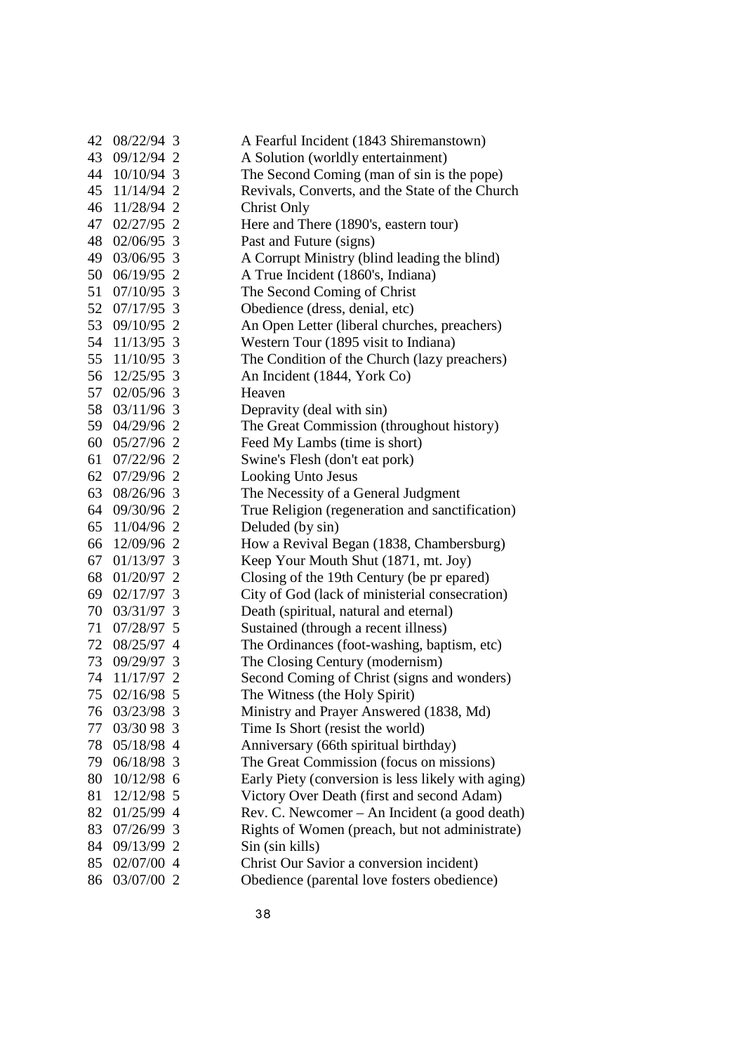| | | | |
|---|---|---|---|
| 42 | 08/22/94 | 3 | A Fearful Incident (1843 Shiremanstown) |
| 43 | 09/12/94 | 2 | A Solution (worldly entertainment) |
| 44 | 10/10/94 | 3 | The Second Coming (man of sin is the pope) |
| 45 | 11/14/94 | 2 | Revivals, Converts, and the State of the Church |
| 46 | 11/28/94 | 2 | Christ Only |
| 47 | 02/27/95 | 2 | Here and There (1890's, eastern tour) |
| 48 | 02/06/95 | 3 | Past and Future (signs) |
| 49 | 03/06/95 | 3 | A Corrupt Ministry (blind leading the blind) |
| 50 | 06/19/95 | 2 | A True Incident (1860's, Indiana) |
| 51 | 07/10/95 | 3 | The Second Coming of Christ |
| 52 | 07/17/95 | 3 | Obedience (dress, denial, etc) |
| 53 | 09/10/95 | 2 | An Open Letter (liberal churches, preachers) |
| 54 | 11/13/95 | 3 | Western Tour (1895 visit to Indiana) |
| 55 | 11/10/95 | 3 | The Condition of the Church (lazy preachers) |
| 56 | 12/25/95 | 3 | An Incident (1844, York Co) |
| 57 | 02/05/96 | 3 | Heaven |
| 58 | 03/11/96 | 3 | Depravity (deal with sin) |
| 59 | 04/29/96 | 2 | The Great Commission (throughout history) |
| 60 | 05/27/96 | 2 | Feed My Lambs (time is short) |
| 61 | 07/22/96 | 2 | Swine's Flesh (don't eat pork) |
| 62 | 07/29/96 | 2 | Looking Unto Jesus |
| 63 | 08/26/96 | 3 | The Necessity of a General Judgment |
| 64 | 09/30/96 | 2 | True Religion (regeneration and sanctification) |
| 65 | 11/04/96 | 2 | Deluded (by sin) |
| 66 | 12/09/96 | 2 | How a Revival Began (1838, Chambersburg) |
| 67 | 01/13/97 | 3 | Keep Your Mouth Shut (1871, mt. Joy) |
| 68 | 01/20/97 | 2 | Closing of the 19th Century (be pr epared) |
| 69 | 02/17/97 | 3 | City of God (lack of ministerial consecration) |
| 70 | 03/31/97 | 3 | Death (spiritual, natural and eternal) |
| 71 | 07/28/97 | 5 | Sustained (through a recent illness) |
| 72 | 08/25/97 | 4 | The Ordinances (foot-washing, baptism, etc) |
| 73 | 09/29/97 | 3 | The Closing Century (modernism) |
| 74 | 11/17/97 | 2 | Second Coming of Christ (signs and wonders) |
| 75 | 02/16/98 | 5 | The Witness (the Holy Spirit) |
| 76 | 03/23/98 | 3 | Ministry and Prayer Answered (1838, Md) |
| 77 | 03/30 98 | 3 | Time Is Short (resist the world) |
| 78 | 05/18/98 | 4 | Anniversary (66th spiritual birthday) |
| 79 | 06/18/98 | 3 | The Great Commission (focus on missions) |
| 80 | 10/12/98 | 6 | Early Piety (conversion is less likely with aging) |
| 81 | 12/12/98 | 5 | Victory Over Death (first and second Adam) |
| 82 | 01/25/99 | 4 | Rev. C. Newcomer – An Incident (a good death) |
| 83 | 07/26/99 | 3 | Rights of Women (preach, but not administrate) |
| 84 | 09/13/99 | 2 | Sin (sin kills) |
| 85 | 02/07/00 | 4 | Christ Our Savior a conversion incident) |
| 86 | 03/07/00 | 2 | Obedience (parental love fosters obedience) |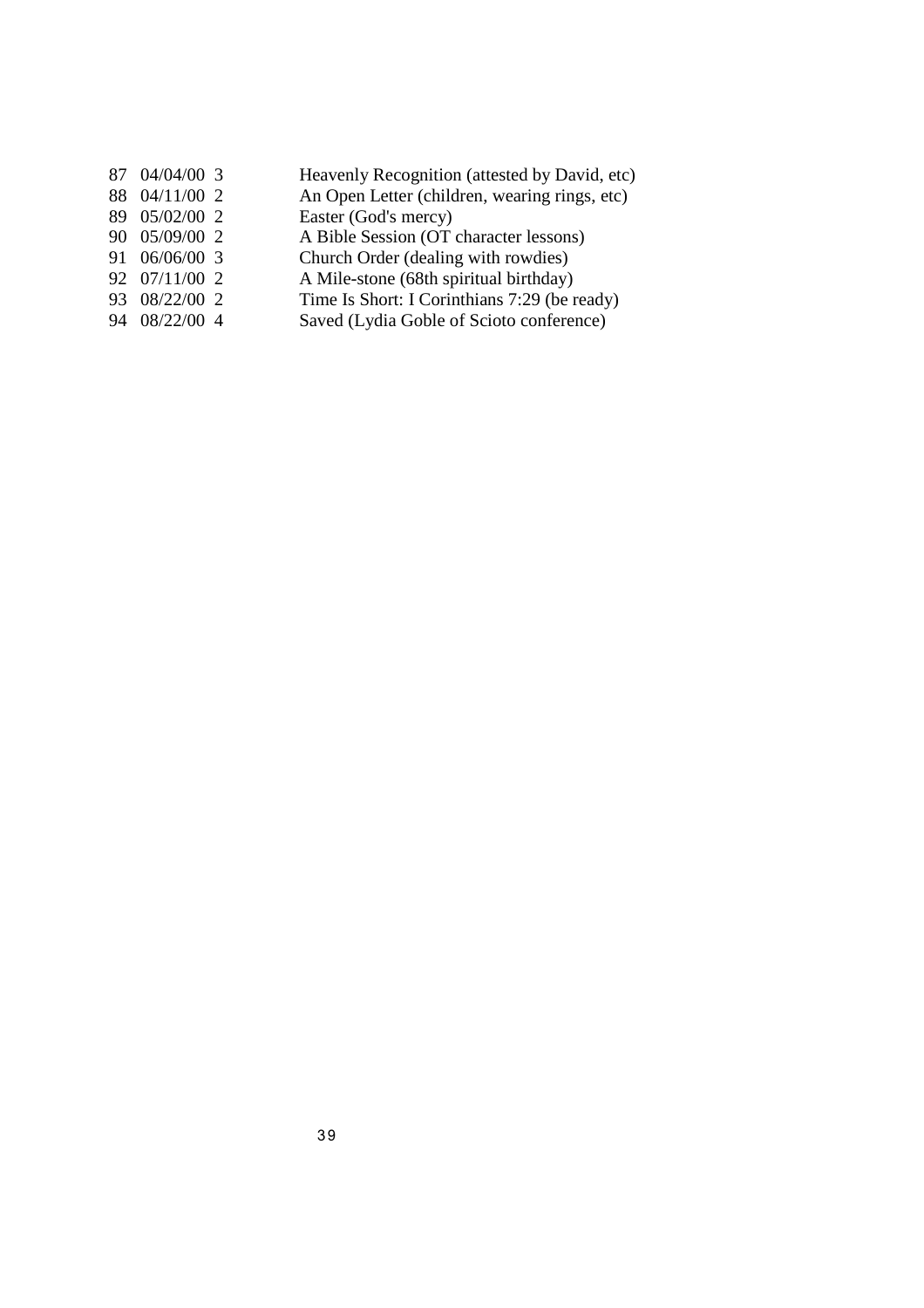| | | | |
|---|---|---|---|
| 87 | 04/04/00 | 3 | Heavenly Recognition (attested by David, etc) |
| 88 | 04/11/00 | 2 | An Open Letter (children, wearing rings, etc) |
| 89 | 05/02/00 | 2 | Easter (God's mercy) |
| 90 | 05/09/00 | 2 | A Bible Session (OT character lessons) |
| 91 | 06/06/00 | 3 | Church Order (dealing with rowdies) |
| 92 | 07/11/00 | 2 | A Mile-stone (68th spiritual birthday) |
| 93 | 08/22/00 | 2 | Time Is Short: I Corinthians 7:29 (be ready) |
| 94 | 08/22/00 | 4 | Saved (Lydia Goble of Scioto conference) |